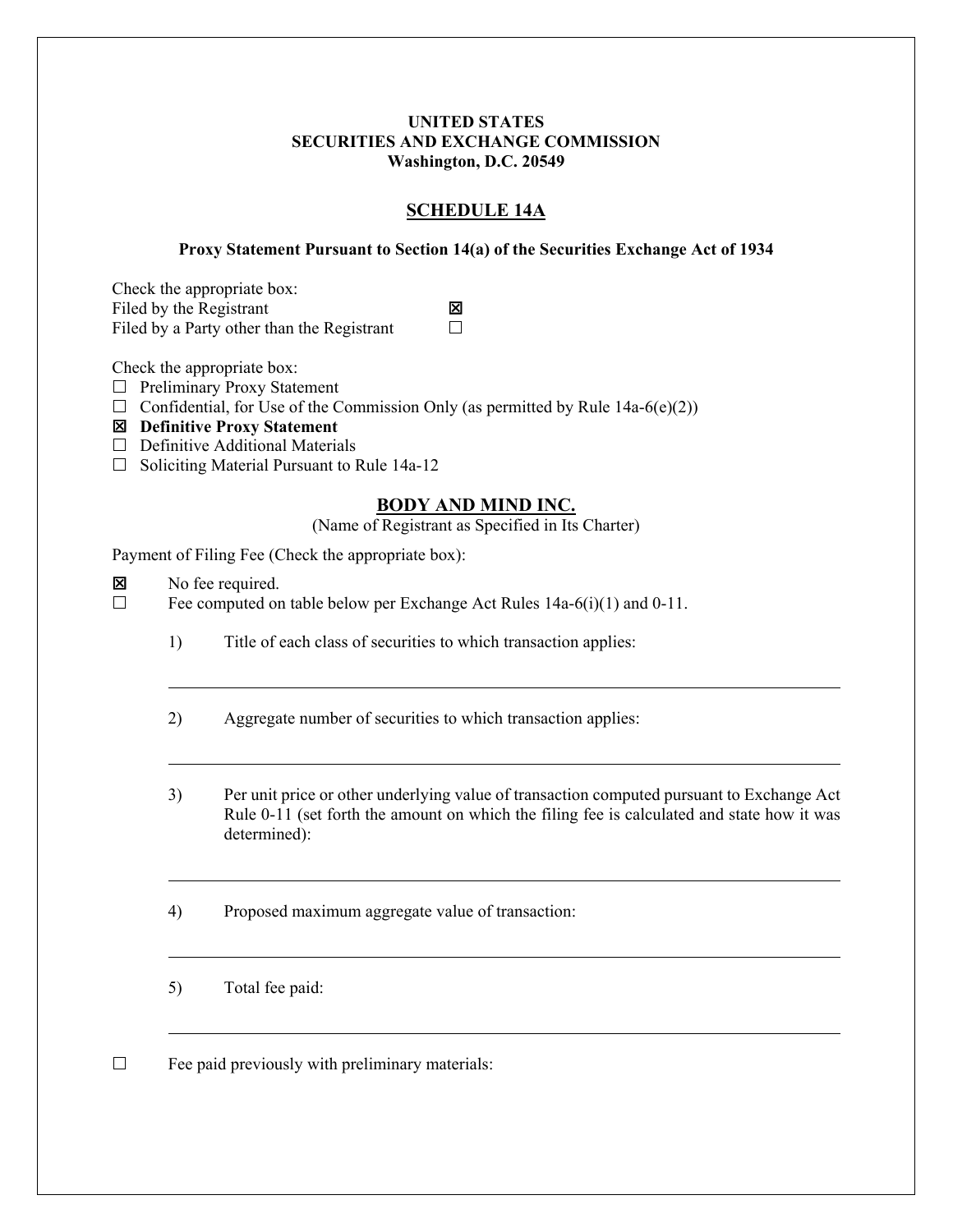**UNITED STATES**
**SECURITIES AND EXCHANGE COMMISSION**
**Washington, D.C. 20549**

## SCHEDULE 14A

**Proxy Statement Pursuant to Section 14(a) of the Securities Exchange Act of 1934**

Check the appropriate box:
Filed by the Registrant ☒
Filed by a Party other than the Registrant ☐

Check the appropriate box:
☐ Preliminary Proxy Statement
☐ Confidential, for Use of the Commission Only (as permitted by Rule 14a-6(e)(2))
☒ **Definitive Proxy Statement**
☐ Definitive Additional Materials
☐ Soliciting Material Pursuant to Rule 14a-12

## BODY AND MIND INC.

(Name of Registrant as Specified in Its Charter)

Payment of Filing Fee (Check the appropriate box):

☒ No fee required.
☐ Fee computed on table below per Exchange Act Rules 14a-6(i)(1) and 0-11.

1) Title of each class of securities to which transaction applies:

---

2) Aggregate number of securities to which transaction applies:

---

3) Per unit price or other underlying value of transaction computed pursuant to Exchange Act Rule 0-11 (set forth the amount on which the filing fee is calculated and state how it was determined):

---

4) Proposed maximum aggregate value of transaction:

---

5) Total fee paid:

---

☐ Fee paid previously with preliminary materials: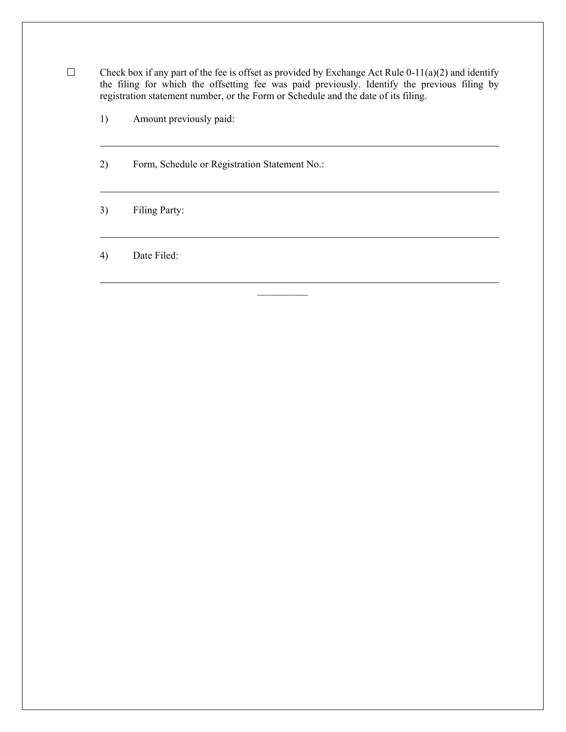☐ Check box if any part of the fee is offset as provided by Exchange Act Rule 0-11(a)(2) and identify the filing for which the offsetting fee was paid previously. Identify the previous filing by registration statement number, or the Form or Schedule and the date of its filing.

1) Amount previously paid:

---

2) Form, Schedule or Registration Statement No.:

---

3) Filing Party:

---

4) Date Filed:

---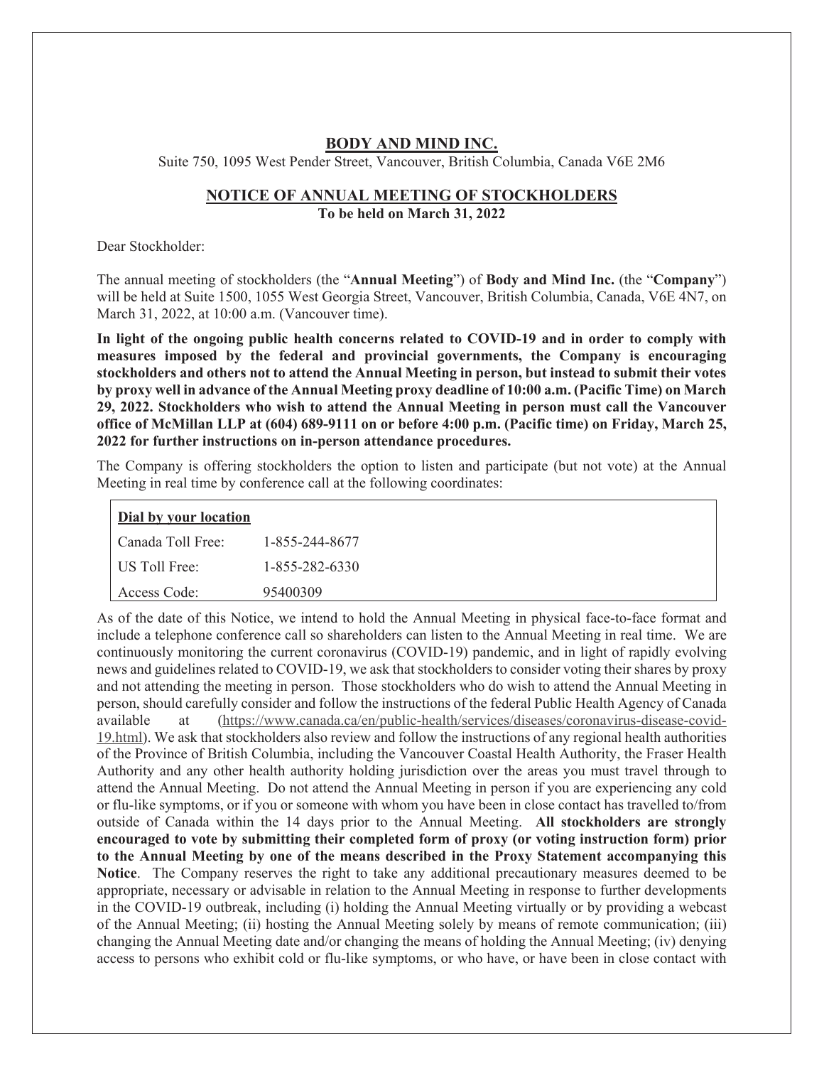**BODY AND MIND INC.**

Suite 750, 1095 West Pender Street, Vancouver, British Columbia, Canada V6E 2M6

**NOTICE OF ANNUAL MEETING OF STOCKHOLDERS**

**To be held on March 31, 2022**

Dear Stockholder:

The annual meeting of stockholders (the "**Annual Meeting**") of **Body and Mind Inc.** (the "**Company**") will be held at Suite 1500, 1055 West Georgia Street, Vancouver, British Columbia, Canada, V6E 4N7, on March 31, 2022, at 10:00 a.m. (Vancouver time).

**In light of the ongoing public health concerns related to COVID-19 and in order to comply with measures imposed by the federal and provincial governments, the Company is encouraging stockholders and others not to attend the Annual Meeting in person, but instead to submit their votes by proxy well in advance of the Annual Meeting proxy deadline of 10:00 a.m. (Pacific Time) on March 29, 2022. Stockholders who wish to attend the Annual Meeting in person must call the Vancouver office of McMillan LLP at (604) 689-9111 on or before 4:00 p.m. (Pacific time) on Friday, March 25, 2022 for further instructions on in-person attendance procedures.**

The Company is offering stockholders the option to listen and participate (but not vote) at the Annual Meeting in real time by conference call at the following coordinates:

| **Dial by your location** | |
|---|---|
| Canada Toll Free: | 1-855-244-8677 |
| US Toll Free: | 1-855-282-6330 |
| Access Code: | 95400309 |

As of the date of this Notice, we intend to hold the Annual Meeting in physical face-to-face format and include a telephone conference call so shareholders can listen to the Annual Meeting in real time. We are continuously monitoring the current coronavirus (COVID-19) pandemic, and in light of rapidly evolving news and guidelines related to COVID-19, we ask that stockholders to consider voting their shares by proxy and not attending the meeting in person. Those stockholders who do wish to attend the Annual Meeting in person, should carefully consider and follow the instructions of the federal Public Health Agency of Canada available at (https://www.canada.ca/en/public-health/services/diseases/coronavirus-disease-covid-19.html). We ask that stockholders also review and follow the instructions of any regional health authorities of the Province of British Columbia, including the Vancouver Coastal Health Authority, the Fraser Health Authority and any other health authority holding jurisdiction over the areas you must travel through to attend the Annual Meeting. Do not attend the Annual Meeting in person if you are experiencing any cold or flu-like symptoms, or if you or someone with whom you have been in close contact has travelled to/from outside of Canada within the 14 days prior to the Annual Meeting. **All stockholders are strongly encouraged to vote by submitting their completed form of proxy (or voting instruction form) prior to the Annual Meeting by one of the means described in the Proxy Statement accompanying this Notice**. The Company reserves the right to take any additional precautionary measures deemed to be appropriate, necessary or advisable in relation to the Annual Meeting in response to further developments in the COVID-19 outbreak, including (i) holding the Annual Meeting virtually or by providing a webcast of the Annual Meeting; (ii) hosting the Annual Meeting solely by means of remote communication; (iii) changing the Annual Meeting date and/or changing the means of holding the Annual Meeting; (iv) denying access to persons who exhibit cold or flu-like symptoms, or who have, or have been in close contact with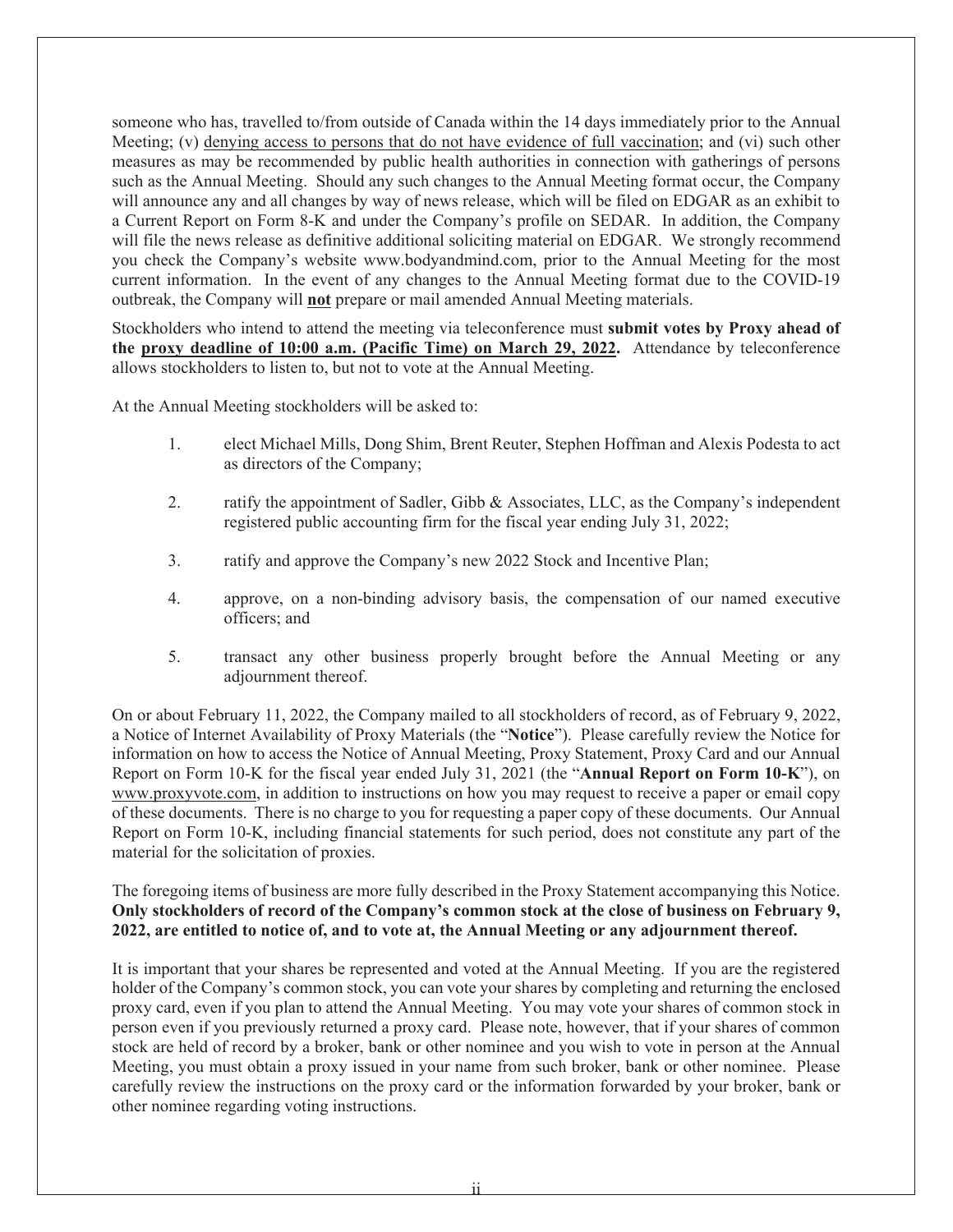someone who has, travelled to/from outside of Canada within the 14 days immediately prior to the Annual Meeting; (v) denying access to persons that do not have evidence of full vaccination; and (vi) such other measures as may be recommended by public health authorities in connection with gatherings of persons such as the Annual Meeting. Should any such changes to the Annual Meeting format occur, the Company will announce any and all changes by way of news release, which will be filed on EDGAR as an exhibit to a Current Report on Form 8-K and under the Company's profile on SEDAR. In addition, the Company will file the news release as definitive additional soliciting material on EDGAR. We strongly recommend you check the Company's website www.bodyandmind.com, prior to the Annual Meeting for the most current information. In the event of any changes to the Annual Meeting format due to the COVID-19 outbreak, the Company will **not** prepare or mail amended Annual Meeting materials.

Stockholders who intend to attend the meeting via teleconference must **submit votes by Proxy ahead of the proxy deadline of 10:00 a.m. (Pacific Time) on March 29, 2022.** Attendance by teleconference allows stockholders to listen to, but not to vote at the Annual Meeting.

At the Annual Meeting stockholders will be asked to:

1. elect Michael Mills, Dong Shim, Brent Reuter, Stephen Hoffman and Alexis Podesta to act as directors of the Company;

2. ratify the appointment of Sadler, Gibb & Associates, LLC, as the Company's independent registered public accounting firm for the fiscal year ending July 31, 2022;

3. ratify and approve the Company's new 2022 Stock and Incentive Plan;

4. approve, on a non-binding advisory basis, the compensation of our named executive officers; and

5. transact any other business properly brought before the Annual Meeting or any adjournment thereof.

On or about February 11, 2022, the Company mailed to all stockholders of record, as of February 9, 2022, a Notice of Internet Availability of Proxy Materials (the "**Notice**"). Please carefully review the Notice for information on how to access the Notice of Annual Meeting, Proxy Statement, Proxy Card and our Annual Report on Form 10-K for the fiscal year ended July 31, 2021 (the "**Annual Report on Form 10-K**"), on www.proxyvote.com, in addition to instructions on how you may request to receive a paper or email copy of these documents. There is no charge to you for requesting a paper copy of these documents. Our Annual Report on Form 10-K, including financial statements for such period, does not constitute any part of the material for the solicitation of proxies.

The foregoing items of business are more fully described in the Proxy Statement accompanying this Notice. **Only stockholders of record of the Company's common stock at the close of business on February 9, 2022, are entitled to notice of, and to vote at, the Annual Meeting or any adjournment thereof.**

It is important that your shares be represented and voted at the Annual Meeting. If you are the registered holder of the Company's common stock, you can vote your shares by completing and returning the enclosed proxy card, even if you plan to attend the Annual Meeting. You may vote your shares of common stock in person even if you previously returned a proxy card. Please note, however, that if your shares of common stock are held of record by a broker, bank or other nominee and you wish to vote in person at the Annual Meeting, you must obtain a proxy issued in your name from such broker, bank or other nominee. Please carefully review the instructions on the proxy card or the information forwarded by your broker, bank or other nominee regarding voting instructions.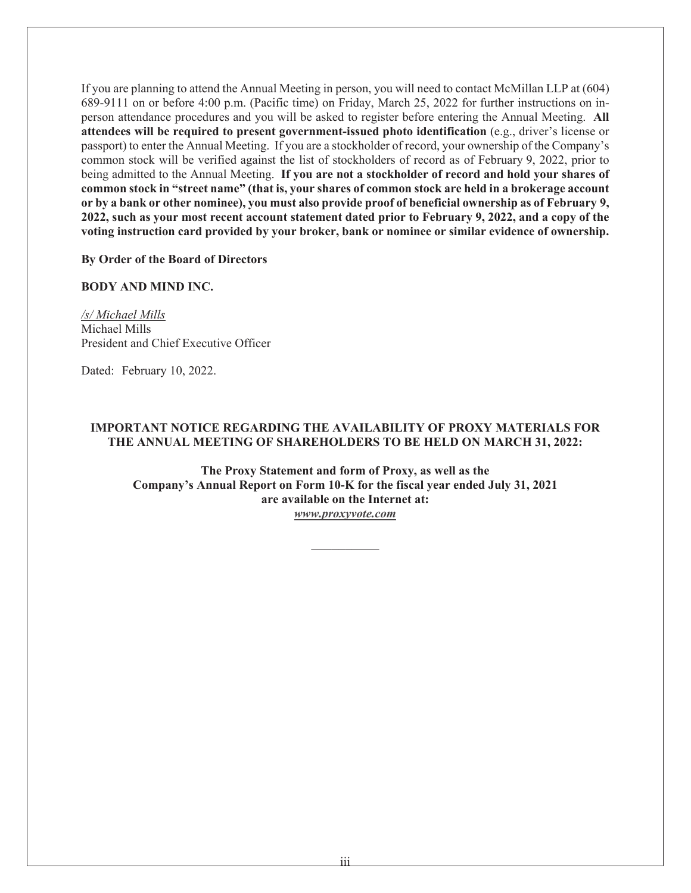If you are planning to attend the Annual Meeting in person, you will need to contact McMillan LLP at (604) 689-9111 on or before 4:00 p.m. (Pacific time) on Friday, March 25, 2022 for further instructions on in-person attendance procedures and you will be asked to register before entering the Annual Meeting. **All attendees will be required to present government-issued photo identification** (e.g., driver's license or passport) to enter the Annual Meeting. If you are a stockholder of record, your ownership of the Company's common stock will be verified against the list of stockholders of record as of February 9, 2022, prior to being admitted to the Annual Meeting. **If you are not a stockholder of record and hold your shares of common stock in "street name" (that is, your shares of common stock are held in a brokerage account or by a bank or other nominee), you must also provide proof of beneficial ownership as of February 9, 2022, such as your most recent account statement dated prior to February 9, 2022, and a copy of the voting instruction card provided by your broker, bank or nominee or similar evidence of ownership.**

**By Order of the Board of Directors**

**BODY AND MIND INC.**

*/s/ Michael Mills*
Michael Mills
President and Chief Executive Officer

Dated: February 10, 2022.

**IMPORTANT NOTICE REGARDING THE AVAILABILITY OF PROXY MATERIALS FOR THE ANNUAL MEETING OF SHAREHOLDERS TO BE HELD ON MARCH 31, 2022:**

**The Proxy Statement and form of Proxy, as well as the Company's Annual Report on Form 10-K for the fiscal year ended July 31, 2021 are available on the Internet at:**
***www.proxyvote.com***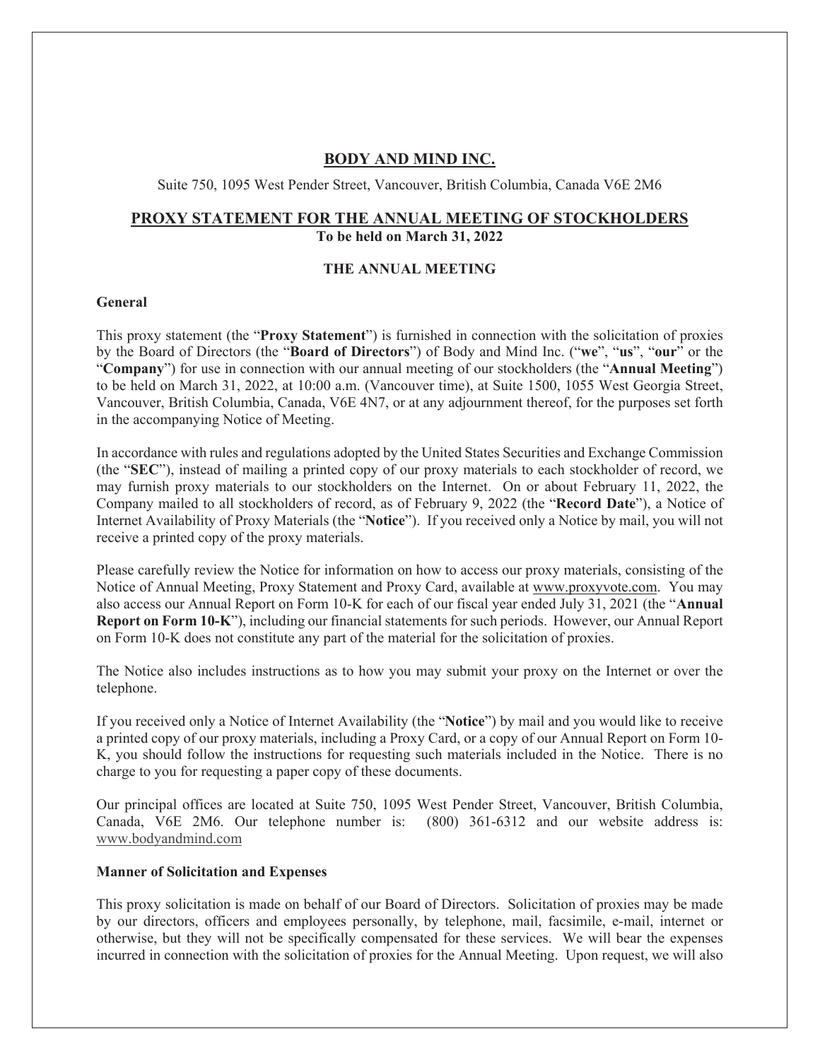# BODY AND MIND INC.

Suite 750, 1095 West Pender Street, Vancouver, British Columbia, Canada V6E 2M6

## PROXY STATEMENT FOR THE ANNUAL MEETING OF STOCKHOLDERS

**To be held on March 31, 2022**

### THE ANNUAL MEETING

**General**

This proxy statement (the "**Proxy Statement**") is furnished in connection with the solicitation of proxies by the Board of Directors (the "**Board of Directors**") of Body and Mind Inc. ("**we**", "**us**", "**our**" or the "**Company**") for use in connection with our annual meeting of our stockholders (the "**Annual Meeting**") to be held on March 31, 2022, at 10:00 a.m. (Vancouver time), at Suite 1500, 1055 West Georgia Street, Vancouver, British Columbia, Canada, V6E 4N7, or at any adjournment thereof, for the purposes set forth in the accompanying Notice of Meeting.

In accordance with rules and regulations adopted by the United States Securities and Exchange Commission (the "**SEC**"), instead of mailing a printed copy of our proxy materials to each stockholder of record, we may furnish proxy materials to our stockholders on the Internet. On or about February 11, 2022, the Company mailed to all stockholders of record, as of February 9, 2022 (the "**Record Date**"), a Notice of Internet Availability of Proxy Materials (the "**Notice**"). If you received only a Notice by mail, you will not receive a printed copy of the proxy materials.

Please carefully review the Notice for information on how to access our proxy materials, consisting of the Notice of Annual Meeting, Proxy Statement and Proxy Card, available at www.proxyvote.com. You may also access our Annual Report on Form 10-K for each of our fiscal year ended July 31, 2021 (the "**Annual Report on Form 10-K**"), including our financial statements for such periods. However, our Annual Report on Form 10-K does not constitute any part of the material for the solicitation of proxies.

The Notice also includes instructions as to how you may submit your proxy on the Internet or over the telephone.

If you received only a Notice of Internet Availability (the "**Notice**") by mail and you would like to receive a printed copy of our proxy materials, including a Proxy Card, or a copy of our Annual Report on Form 10-K, you should follow the instructions for requesting such materials included in the Notice. There is no charge to you for requesting a paper copy of these documents.

Our principal offices are located at Suite 750, 1095 West Pender Street, Vancouver, British Columbia, Canada, V6E 2M6. Our telephone number is: (800) 361-6312 and our website address is: www.bodyandmind.com

**Manner of Solicitation and Expenses**

This proxy solicitation is made on behalf of our Board of Directors. Solicitation of proxies may be made by our directors, officers and employees personally, by telephone, mail, facsimile, e-mail, internet or otherwise, but they will not be specifically compensated for these services. We will bear the expenses incurred in connection with the solicitation of proxies for the Annual Meeting. Upon request, we will also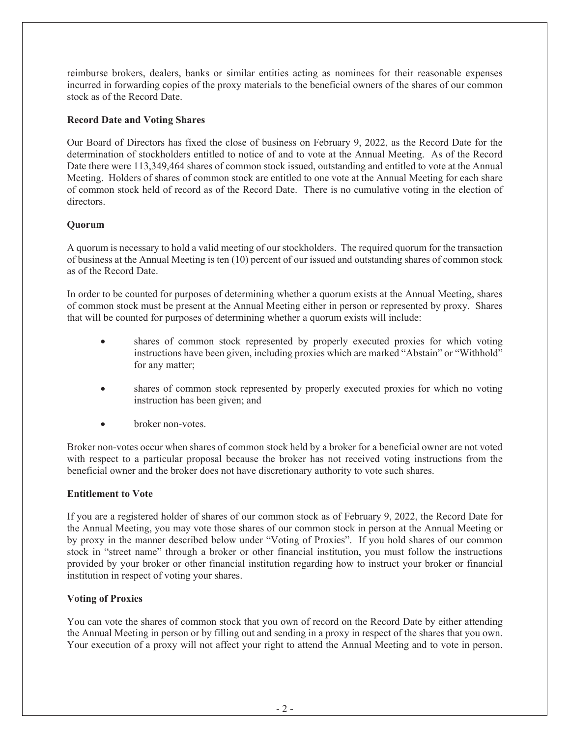reimburse brokers, dealers, banks or similar entities acting as nominees for their reasonable expenses incurred in forwarding copies of the proxy materials to the beneficial owners of the shares of our common stock as of the Record Date.

**Record Date and Voting Shares**

Our Board of Directors has fixed the close of business on February 9, 2022, as the Record Date for the determination of stockholders entitled to notice of and to vote at the Annual Meeting. As of the Record Date there were 113,349,464 shares of common stock issued, outstanding and entitled to vote at the Annual Meeting. Holders of shares of common stock are entitled to one vote at the Annual Meeting for each share of common stock held of record as of the Record Date. There is no cumulative voting in the election of directors.

**Quorum**

A quorum is necessary to hold a valid meeting of our stockholders. The required quorum for the transaction of business at the Annual Meeting is ten (10) percent of our issued and outstanding shares of common stock as of the Record Date.

In order to be counted for purposes of determining whether a quorum exists at the Annual Meeting, shares of common stock must be present at the Annual Meeting either in person or represented by proxy. Shares that will be counted for purposes of determining whether a quorum exists will include:

- shares of common stock represented by properly executed proxies for which voting instructions have been given, including proxies which are marked "Abstain" or "Withhold" for any matter;
- shares of common stock represented by properly executed proxies for which no voting instruction has been given; and
- broker non-votes.

Broker non-votes occur when shares of common stock held by a broker for a beneficial owner are not voted with respect to a particular proposal because the broker has not received voting instructions from the beneficial owner and the broker does not have discretionary authority to vote such shares.

**Entitlement to Vote**

If you are a registered holder of shares of our common stock as of February 9, 2022, the Record Date for the Annual Meeting, you may vote those shares of our common stock in person at the Annual Meeting or by proxy in the manner described below under "Voting of Proxies". If you hold shares of our common stock in "street name" through a broker or other financial institution, you must follow the instructions provided by your broker or other financial institution regarding how to instruct your broker or financial institution in respect of voting your shares.

**Voting of Proxies**

You can vote the shares of common stock that you own of record on the Record Date by either attending the Annual Meeting in person or by filling out and sending in a proxy in respect of the shares that you own. Your execution of a proxy will not affect your right to attend the Annual Meeting and to vote in person.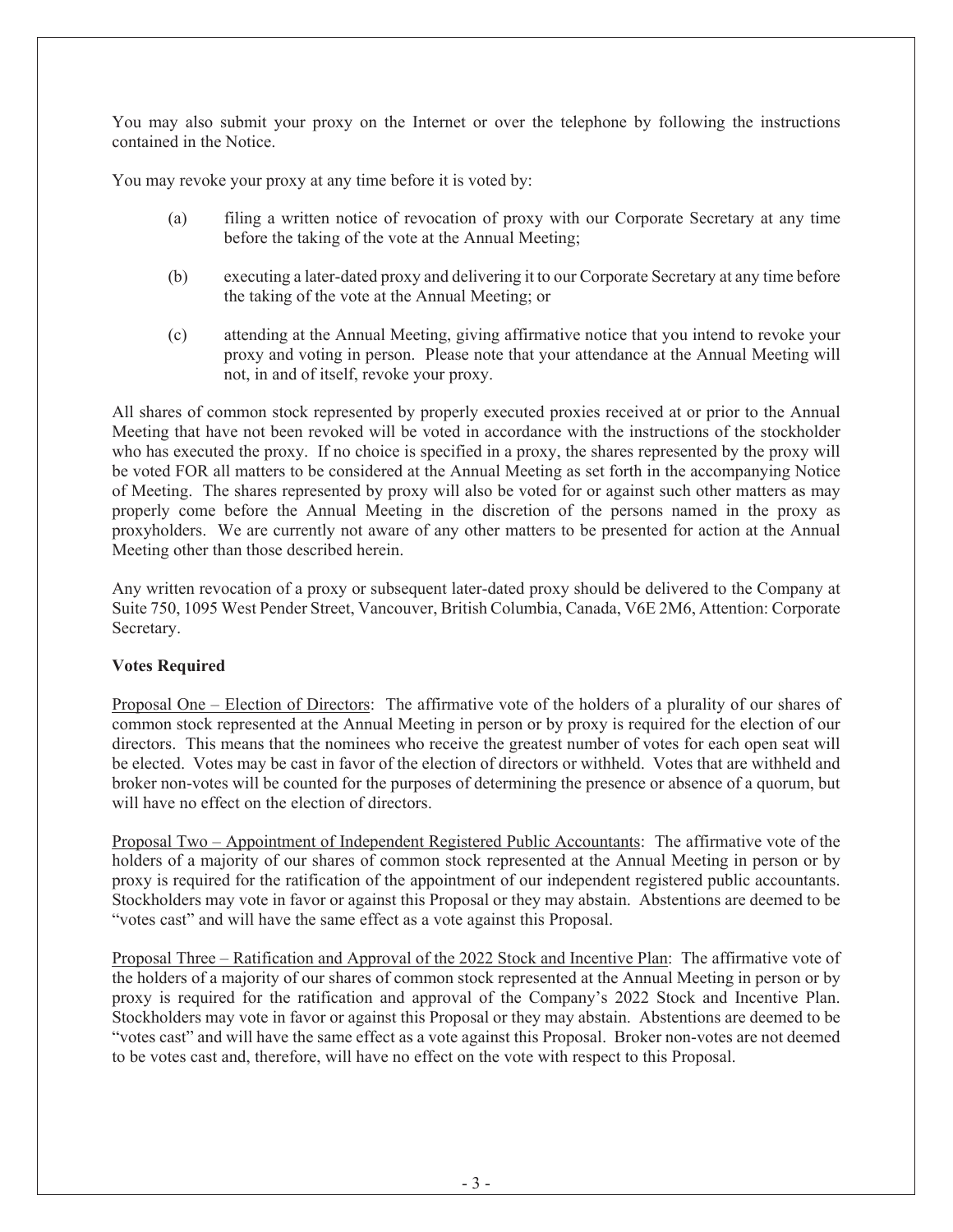You may also submit your proxy on the Internet or over the telephone by following the instructions contained in the Notice.

You may revoke your proxy at any time before it is voted by:

(a) filing a written notice of revocation of proxy with our Corporate Secretary at any time before the taking of the vote at the Annual Meeting;

(b) executing a later-dated proxy and delivering it to our Corporate Secretary at any time before the taking of the vote at the Annual Meeting; or

(c) attending at the Annual Meeting, giving affirmative notice that you intend to revoke your proxy and voting in person. Please note that your attendance at the Annual Meeting will not, in and of itself, revoke your proxy.

All shares of common stock represented by properly executed proxies received at or prior to the Annual Meeting that have not been revoked will be voted in accordance with the instructions of the stockholder who has executed the proxy. If no choice is specified in a proxy, the shares represented by the proxy will be voted FOR all matters to be considered at the Annual Meeting as set forth in the accompanying Notice of Meeting. The shares represented by proxy will also be voted for or against such other matters as may properly come before the Annual Meeting in the discretion of the persons named in the proxy as proxyholders. We are currently not aware of any other matters to be presented for action at the Annual Meeting other than those described herein.

Any written revocation of a proxy or subsequent later-dated proxy should be delivered to the Company at Suite 750, 1095 West Pender Street, Vancouver, British Columbia, Canada, V6E 2M6, Attention: Corporate Secretary.

**Votes Required**

Proposal One – Election of Directors: The affirmative vote of the holders of a plurality of our shares of common stock represented at the Annual Meeting in person or by proxy is required for the election of our directors. This means that the nominees who receive the greatest number of votes for each open seat will be elected. Votes may be cast in favor of the election of directors or withheld. Votes that are withheld and broker non-votes will be counted for the purposes of determining the presence or absence of a quorum, but will have no effect on the election of directors.

Proposal Two – Appointment of Independent Registered Public Accountants: The affirmative vote of the holders of a majority of our shares of common stock represented at the Annual Meeting in person or by proxy is required for the ratification of the appointment of our independent registered public accountants. Stockholders may vote in favor or against this Proposal or they may abstain. Abstentions are deemed to be "votes cast" and will have the same effect as a vote against this Proposal.

Proposal Three – Ratification and Approval of the 2022 Stock and Incentive Plan: The affirmative vote of the holders of a majority of our shares of common stock represented at the Annual Meeting in person or by proxy is required for the ratification and approval of the Company's 2022 Stock and Incentive Plan. Stockholders may vote in favor or against this Proposal or they may abstain. Abstentions are deemed to be "votes cast" and will have the same effect as a vote against this Proposal. Broker non-votes are not deemed to be votes cast and, therefore, will have no effect on the vote with respect to this Proposal.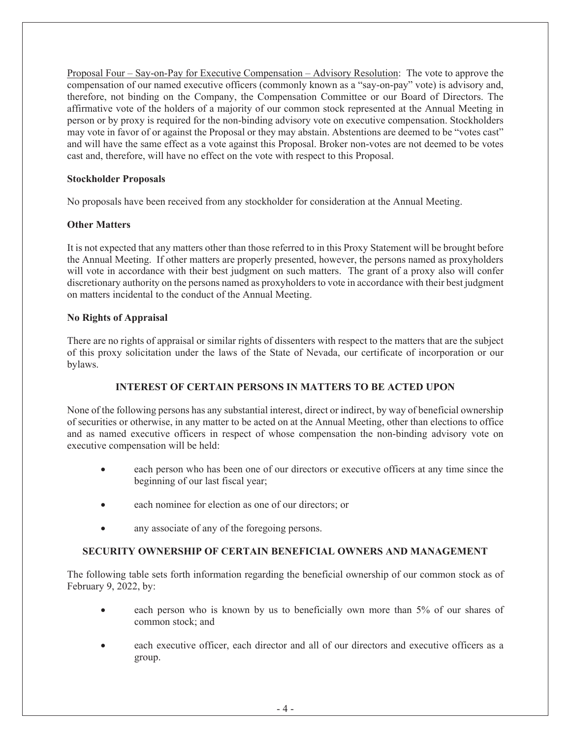Proposal Four – Say-on-Pay for Executive Compensation – Advisory Resolution: The vote to approve the compensation of our named executive officers (commonly known as a "say-on-pay" vote) is advisory and, therefore, not binding on the Company, the Compensation Committee or our Board of Directors. The affirmative vote of the holders of a majority of our common stock represented at the Annual Meeting in person or by proxy is required for the non-binding advisory vote on executive compensation. Stockholders may vote in favor of or against the Proposal or they may abstain. Abstentions are deemed to be "votes cast" and will have the same effect as a vote against this Proposal. Broker non-votes are not deemed to be votes cast and, therefore, will have no effect on the vote with respect to this Proposal.

**Stockholder Proposals**

No proposals have been received from any stockholder for consideration at the Annual Meeting.

**Other Matters**

It is not expected that any matters other than those referred to in this Proxy Statement will be brought before the Annual Meeting. If other matters are properly presented, however, the persons named as proxyholders will vote in accordance with their best judgment on such matters. The grant of a proxy also will confer discretionary authority on the persons named as proxyholders to vote in accordance with their best judgment on matters incidental to the conduct of the Annual Meeting.

**No Rights of Appraisal**

There are no rights of appraisal or similar rights of dissenters with respect to the matters that are the subject of this proxy solicitation under the laws of the State of Nevada, our certificate of incorporation or our bylaws.

## INTEREST OF CERTAIN PERSONS IN MATTERS TO BE ACTED UPON

None of the following persons has any substantial interest, direct or indirect, by way of beneficial ownership of securities or otherwise, in any matter to be acted on at the Annual Meeting, other than elections to office and as named executive officers in respect of whose compensation the non-binding advisory vote on executive compensation will be held:

- each person who has been one of our directors or executive officers at any time since the beginning of our last fiscal year;
- each nominee for election as one of our directors; or
- any associate of any of the foregoing persons.

## SECURITY OWNERSHIP OF CERTAIN BENEFICIAL OWNERS AND MANAGEMENT

The following table sets forth information regarding the beneficial ownership of our common stock as of February 9, 2022, by:

- each person who is known by us to beneficially own more than 5% of our shares of common stock; and
- each executive officer, each director and all of our directors and executive officers as a group.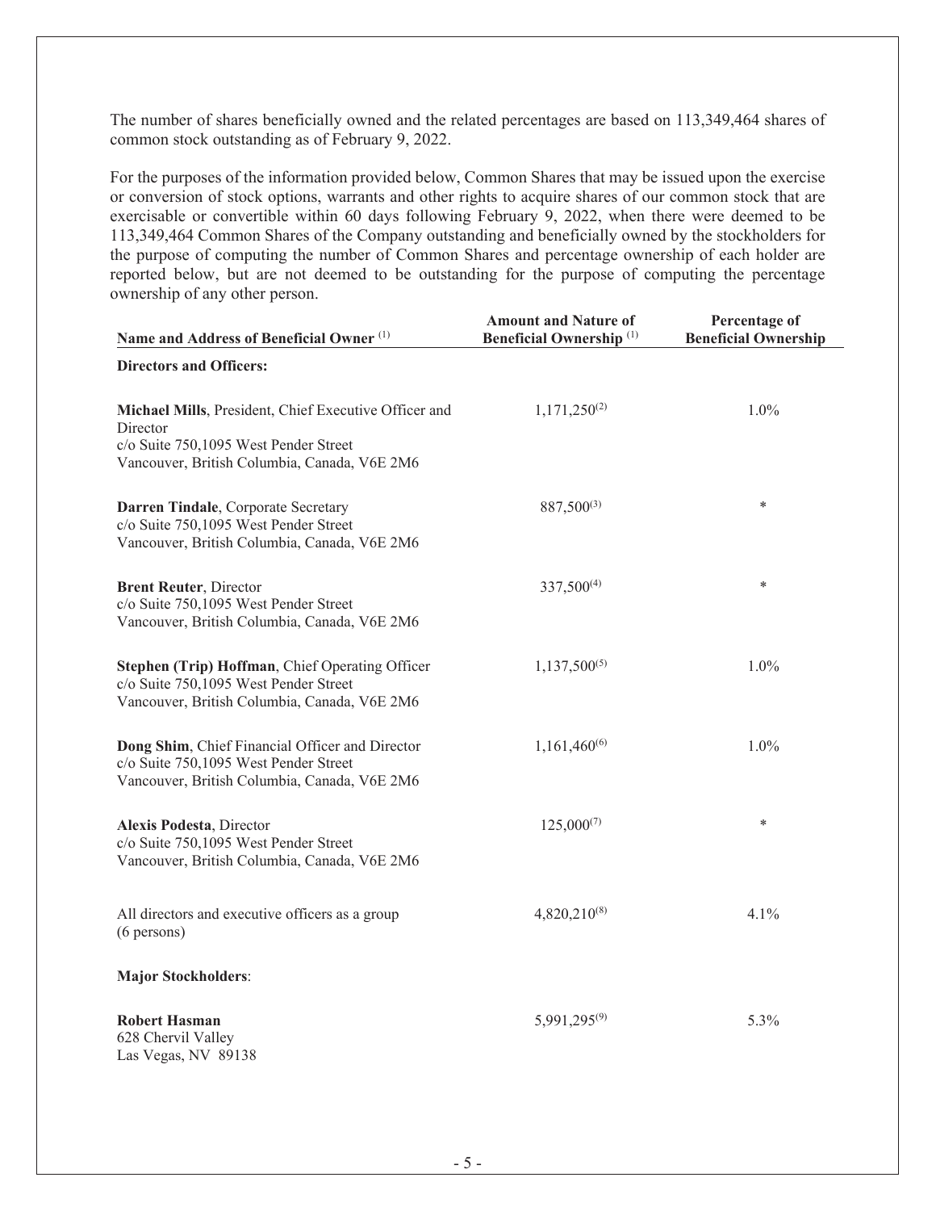The number of shares beneficially owned and the related percentages are based on 113,349,464 shares of common stock outstanding as of February 9, 2022.

For the purposes of the information provided below, Common Shares that may be issued upon the exercise or conversion of stock options, warrants and other rights to acquire shares of our common stock that are exercisable or convertible within 60 days following February 9, 2022, when there were deemed to be 113,349,464 Common Shares of the Company outstanding and beneficially owned by the stockholders for the purpose of computing the number of Common Shares and percentage ownership of each holder are reported below, but are not deemed to be outstanding for the purpose of computing the percentage ownership of any other person.

| Name and Address of Beneficial Owner [(1)] | Amount and Nature of Beneficial Ownership [(1)] | Percentage of Beneficial Ownership |
|---|---|---|
| **Directors and Officers:** | | |
| **Michael Mills**, President, Chief Executive Officer and Director<br>c/o Suite 750,1095 West Pender Street<br>Vancouver, British Columbia, Canada, V6E 2M6 | 1,171,250[(2)] | 1.0% |
| **Darren Tindale**, Corporate Secretary<br>c/o Suite 750,1095 West Pender Street<br>Vancouver, British Columbia, Canada, V6E 2M6 | 887,500[(3)] | * |
| **Brent Reuter**, Director<br>c/o Suite 750,1095 West Pender Street<br>Vancouver, British Columbia, Canada, V6E 2M6 | 337,500[(4)] | * |
| **Stephen (Trip) Hoffman**, Chief Operating Officer<br>c/o Suite 750,1095 West Pender Street<br>Vancouver, British Columbia, Canada, V6E 2M6 | 1,137,500[(5)] | 1.0% |
| **Dong Shim**, Chief Financial Officer and Director<br>c/o Suite 750,1095 West Pender Street<br>Vancouver, British Columbia, Canada, V6E 2M6 | 1,161,460[(6)] | 1.0% |
| **Alexis Podesta**, Director<br>c/o Suite 750,1095 West Pender Street<br>Vancouver, British Columbia, Canada, V6E 2M6 | 125,000[(7)] | * |
| All directors and executive officers as a group (6 persons) | 4,820,210[(8)] | 4.1% |
| **Major Stockholders**: | | |
| **Robert Hasman**<br>628 Chervil Valley<br>Las Vegas, NV 89138 | 5,991,295[(9)] | 5.3% |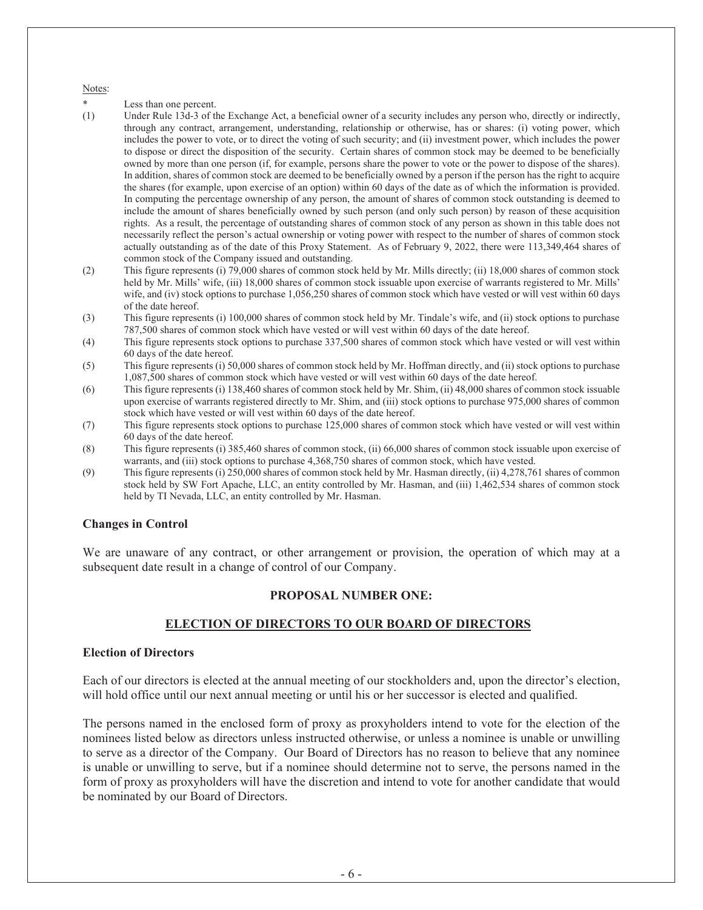Notes:

* Less than one percent.

(1) Under Rule 13d-3 of the Exchange Act, a beneficial owner of a security includes any person who, directly or indirectly, through any contract, arrangement, understanding, relationship or otherwise, has or shares: (i) voting power, which includes the power to vote, or to direct the voting of such security; and (ii) investment power, which includes the power to dispose or direct the disposition of the security. Certain shares of common stock may be deemed to be beneficially owned by more than one person (if, for example, persons share the power to vote or the power to dispose of the shares). In addition, shares of common stock are deemed to be beneficially owned by a person if the person has the right to acquire the shares (for example, upon exercise of an option) within 60 days of the date as of which the information is provided. In computing the percentage ownership of any person, the amount of shares of common stock outstanding is deemed to include the amount of shares beneficially owned by such person (and only such person) by reason of these acquisition rights. As a result, the percentage of outstanding shares of common stock of any person as shown in this table does not necessarily reflect the person's actual ownership or voting power with respect to the number of shares of common stock actually outstanding as of the date of this Proxy Statement. As of February 9, 2022, there were 113,349,464 shares of common stock of the Company issued and outstanding.

(2) This figure represents (i) 79,000 shares of common stock held by Mr. Mills directly; (ii) 18,000 shares of common stock held by Mr. Mills' wife, (iii) 18,000 shares of common stock issuable upon exercise of warrants registered to Mr. Mills' wife, and (iv) stock options to purchase 1,056,250 shares of common stock which have vested or will vest within 60 days of the date hereof.

(3) This figure represents (i) 100,000 shares of common stock held by Mr. Tindale's wife, and (ii) stock options to purchase 787,500 shares of common stock which have vested or will vest within 60 days of the date hereof.

(4) This figure represents stock options to purchase 337,500 shares of common stock which have vested or will vest within 60 days of the date hereof.

(5) This figure represents (i) 50,000 shares of common stock held by Mr. Hoffman directly, and (ii) stock options to purchase 1,087,500 shares of common stock which have vested or will vest within 60 days of the date hereof.

(6) This figure represents (i) 138,460 shares of common stock held by Mr. Shim, (ii) 48,000 shares of common stock issuable upon exercise of warrants registered directly to Mr. Shim, and (iii) stock options to purchase 975,000 shares of common stock which have vested or will vest within 60 days of the date hereof.

(7) This figure represents stock options to purchase 125,000 shares of common stock which have vested or will vest within 60 days of the date hereof.

(8) This figure represents (i) 385,460 shares of common stock, (ii) 66,000 shares of common stock issuable upon exercise of warrants, and (iii) stock options to purchase 4,368,750 shares of common stock, which have vested.

(9) This figure represents (i) 250,000 shares of common stock held by Mr. Hasman directly, (ii) 4,278,761 shares of common stock held by SW Fort Apache, LLC, an entity controlled by Mr. Hasman, and (iii) 1,462,534 shares of common stock held by TI Nevada, LLC, an entity controlled by Mr. Hasman.

### Changes in Control

We are unaware of any contract, or other arrangement or provision, the operation of which may at a subsequent date result in a change of control of our Company.

## PROPOSAL NUMBER ONE:

## ELECTION OF DIRECTORS TO OUR BOARD OF DIRECTORS

### Election of Directors

Each of our directors is elected at the annual meeting of our stockholders and, upon the director's election, will hold office until our next annual meeting or until his or her successor is elected and qualified.

The persons named in the enclosed form of proxy as proxyholders intend to vote for the election of the nominees listed below as directors unless instructed otherwise, or unless a nominee is unable or unwilling to serve as a director of the Company. Our Board of Directors has no reason to believe that any nominee is unable or unwilling to serve, but if a nominee should determine not to serve, the persons named in the form of proxy as proxyholders will have the discretion and intend to vote for another candidate that would be nominated by our Board of Directors.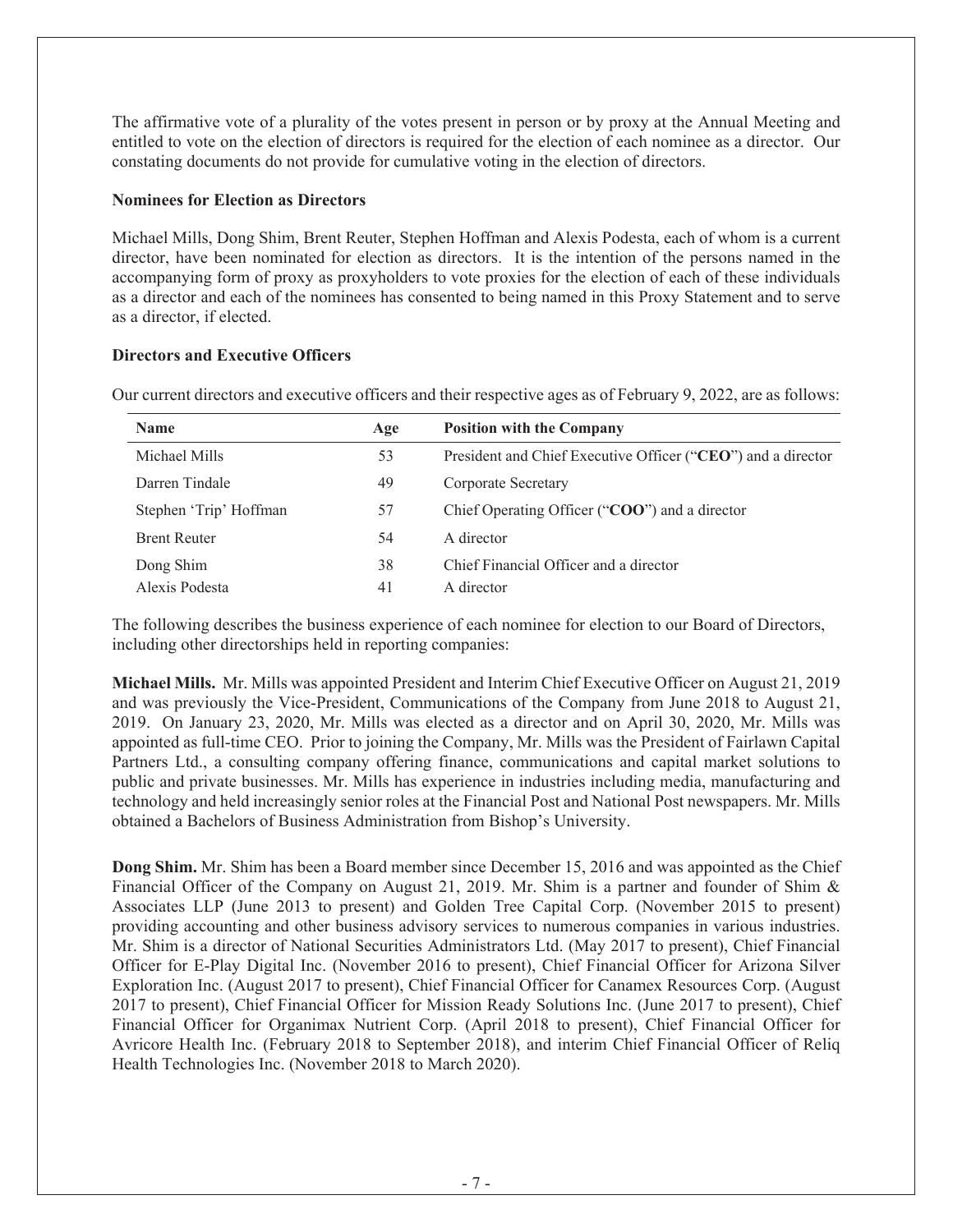The affirmative vote of a plurality of the votes present in person or by proxy at the Annual Meeting and entitled to vote on the election of directors is required for the election of each nominee as a director. Our constating documents do not provide for cumulative voting in the election of directors.

**Nominees for Election as Directors**

Michael Mills, Dong Shim, Brent Reuter, Stephen Hoffman and Alexis Podesta, each of whom is a current director, have been nominated for election as directors. It is the intention of the persons named in the accompanying form of proxy as proxyholders to vote proxies for the election of each of these individuals as a director and each of the nominees has consented to being named in this Proxy Statement and to serve as a director, if elected.

**Directors and Executive Officers**

Our current directors and executive officers and their respective ages as of February 9, 2022, are as follows:

| Name | Age | Position with the Company |
|---|---|---|
| Michael Mills | 53 | President and Chief Executive Officer ("**CEO**") and a director |
| Darren Tindale | 49 | Corporate Secretary |
| Stephen 'Trip' Hoffman | 57 | Chief Operating Officer ("**COO**") and a director |
| Brent Reuter | 54 | A director |
| Dong Shim | 38 | Chief Financial Officer and a director |
| Alexis Podesta | 41 | A director |

The following describes the business experience of each nominee for election to our Board of Directors, including other directorships held in reporting companies:

**Michael Mills.** Mr. Mills was appointed President and Interim Chief Executive Officer on August 21, 2019 and was previously the Vice-President, Communications of the Company from June 2018 to August 21, 2019. On January 23, 2020, Mr. Mills was elected as a director and on April 30, 2020, Mr. Mills was appointed as full-time CEO. Prior to joining the Company, Mr. Mills was the President of Fairlawn Capital Partners Ltd., a consulting company offering finance, communications and capital market solutions to public and private businesses. Mr. Mills has experience in industries including media, manufacturing and technology and held increasingly senior roles at the Financial Post and National Post newspapers. Mr. Mills obtained a Bachelors of Business Administration from Bishop's University.

**Dong Shim.** Mr. Shim has been a Board member since December 15, 2016 and was appointed as the Chief Financial Officer of the Company on August 21, 2019. Mr. Shim is a partner and founder of Shim & Associates LLP (June 2013 to present) and Golden Tree Capital Corp. (November 2015 to present) providing accounting and other business advisory services to numerous companies in various industries. Mr. Shim is a director of National Securities Administrators Ltd. (May 2017 to present), Chief Financial Officer for E-Play Digital Inc. (November 2016 to present), Chief Financial Officer for Arizona Silver Exploration Inc. (August 2017 to present), Chief Financial Officer for Canamex Resources Corp. (August 2017 to present), Chief Financial Officer for Mission Ready Solutions Inc. (June 2017 to present), Chief Financial Officer for Organimax Nutrient Corp. (April 2018 to present), Chief Financial Officer for Avricore Health Inc. (February 2018 to September 2018), and interim Chief Financial Officer of Reliq Health Technologies Inc. (November 2018 to March 2020).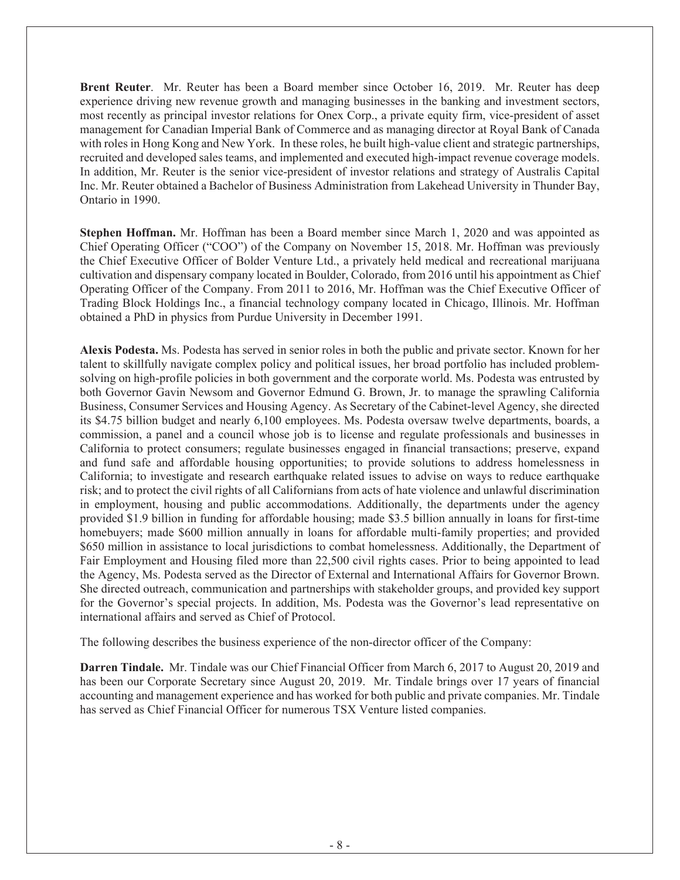**Brent Reuter**. Mr. Reuter has been a Board member since October 16, 2019. Mr. Reuter has deep experience driving new revenue growth and managing businesses in the banking and investment sectors, most recently as principal investor relations for Onex Corp., a private equity firm, vice-president of asset management for Canadian Imperial Bank of Commerce and as managing director at Royal Bank of Canada with roles in Hong Kong and New York. In these roles, he built high-value client and strategic partnerships, recruited and developed sales teams, and implemented and executed high-impact revenue coverage models. In addition, Mr. Reuter is the senior vice-president of investor relations and strategy of Australis Capital Inc. Mr. Reuter obtained a Bachelor of Business Administration from Lakehead University in Thunder Bay, Ontario in 1990.

**Stephen Hoffman.** Mr. Hoffman has been a Board member since March 1, 2020 and was appointed as Chief Operating Officer ("COO") of the Company on November 15, 2018. Mr. Hoffman was previously the Chief Executive Officer of Bolder Venture Ltd., a privately held medical and recreational marijuana cultivation and dispensary company located in Boulder, Colorado, from 2016 until his appointment as Chief Operating Officer of the Company. From 2011 to 2016, Mr. Hoffman was the Chief Executive Officer of Trading Block Holdings Inc., a financial technology company located in Chicago, Illinois. Mr. Hoffman obtained a PhD in physics from Purdue University in December 1991.

**Alexis Podesta.** Ms. Podesta has served in senior roles in both the public and private sector. Known for her talent to skillfully navigate complex policy and political issues, her broad portfolio has included problem-solving on high-profile policies in both government and the corporate world. Ms. Podesta was entrusted by both Governor Gavin Newsom and Governor Edmund G. Brown, Jr. to manage the sprawling California Business, Consumer Services and Housing Agency. As Secretary of the Cabinet-level Agency, she directed its $4.75 billion budget and nearly 6,100 employees. Ms. Podesta oversaw twelve departments, boards, a commission, a panel and a council whose job is to license and regulate professionals and businesses in California to protect consumers; regulate businesses engaged in financial transactions; preserve, expand and fund safe and affordable housing opportunities; to provide solutions to address homelessness in California; to investigate and research earthquake related issues to advise on ways to reduce earthquake risk; and to protect the civil rights of all Californians from acts of hate violence and unlawful discrimination in employment, housing and public accommodations. Additionally, the departments under the agency provided $1.9 billion in funding for affordable housing; made $3.5 billion annually in loans for first-time homebuyers; made $600 million annually in loans for affordable multi-family properties; and provided $650 million in assistance to local jurisdictions to combat homelessness. Additionally, the Department of Fair Employment and Housing filed more than 22,500 civil rights cases. Prior to being appointed to lead the Agency, Ms. Podesta served as the Director of External and International Affairs for Governor Brown. She directed outreach, communication and partnerships with stakeholder groups, and provided key support for the Governor's special projects. In addition, Ms. Podesta was the Governor's lead representative on international affairs and served as Chief of Protocol.

The following describes the business experience of the non-director officer of the Company:

**Darren Tindale.** Mr. Tindale was our Chief Financial Officer from March 6, 2017 to August 20, 2019 and has been our Corporate Secretary since August 20, 2019. Mr. Tindale brings over 17 years of financial accounting and management experience and has worked for both public and private companies. Mr. Tindale has served as Chief Financial Officer for numerous TSX Venture listed companies.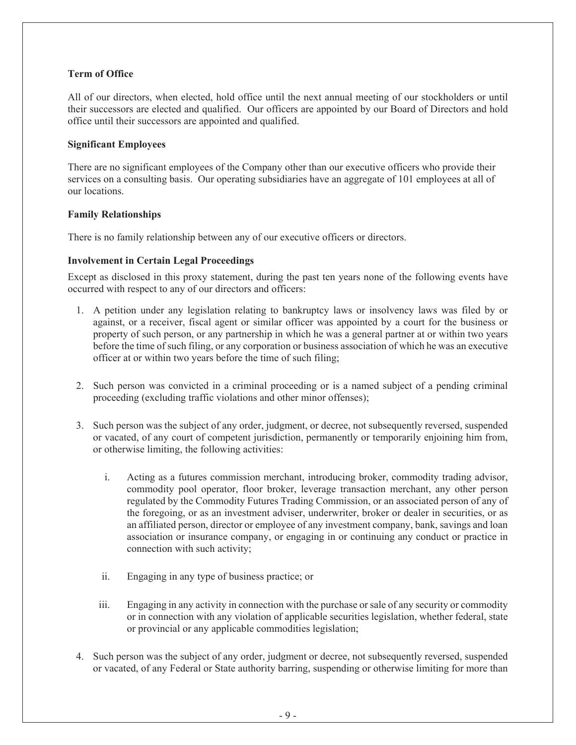**Term of Office**

All of our directors, when elected, hold office until the next annual meeting of our stockholders or until their successors are elected and qualified. Our officers are appointed by our Board of Directors and hold office until their successors are appointed and qualified.

**Significant Employees**

There are no significant employees of the Company other than our executive officers who provide their services on a consulting basis. Our operating subsidiaries have an aggregate of 101 employees at all of our locations.

**Family Relationships**

There is no family relationship between any of our executive officers or directors.

**Involvement in Certain Legal Proceedings**

Except as disclosed in this proxy statement, during the past ten years none of the following events have occurred with respect to any of our directors and officers:

1. A petition under any legislation relating to bankruptcy laws or insolvency laws was filed by or against, or a receiver, fiscal agent or similar officer was appointed by a court for the business or property of such person, or any partnership in which he was a general partner at or within two years before the time of such filing, or any corporation or business association of which he was an executive officer at or within two years before the time of such filing;

2. Such person was convicted in a criminal proceeding or is a named subject of a pending criminal proceeding (excluding traffic violations and other minor offenses);

3. Such person was the subject of any order, judgment, or decree, not subsequently reversed, suspended or vacated, of any court of competent jurisdiction, permanently or temporarily enjoining him from, or otherwise limiting, the following activities:

    i. Acting as a futures commission merchant, introducing broker, commodity trading advisor, commodity pool operator, floor broker, leverage transaction merchant, any other person regulated by the Commodity Futures Trading Commission, or an associated person of any of the foregoing, or as an investment adviser, underwriter, broker or dealer in securities, or as an affiliated person, director or employee of any investment company, bank, savings and loan association or insurance company, or engaging in or continuing any conduct or practice in connection with such activity;

    ii. Engaging in any type of business practice; or

    iii. Engaging in any activity in connection with the purchase or sale of any security or commodity or in connection with any violation of applicable securities legislation, whether federal, state or provincial or any applicable commodities legislation;

4. Such person was the subject of any order, judgment or decree, not subsequently reversed, suspended or vacated, of any Federal or State authority barring, suspending or otherwise limiting for more than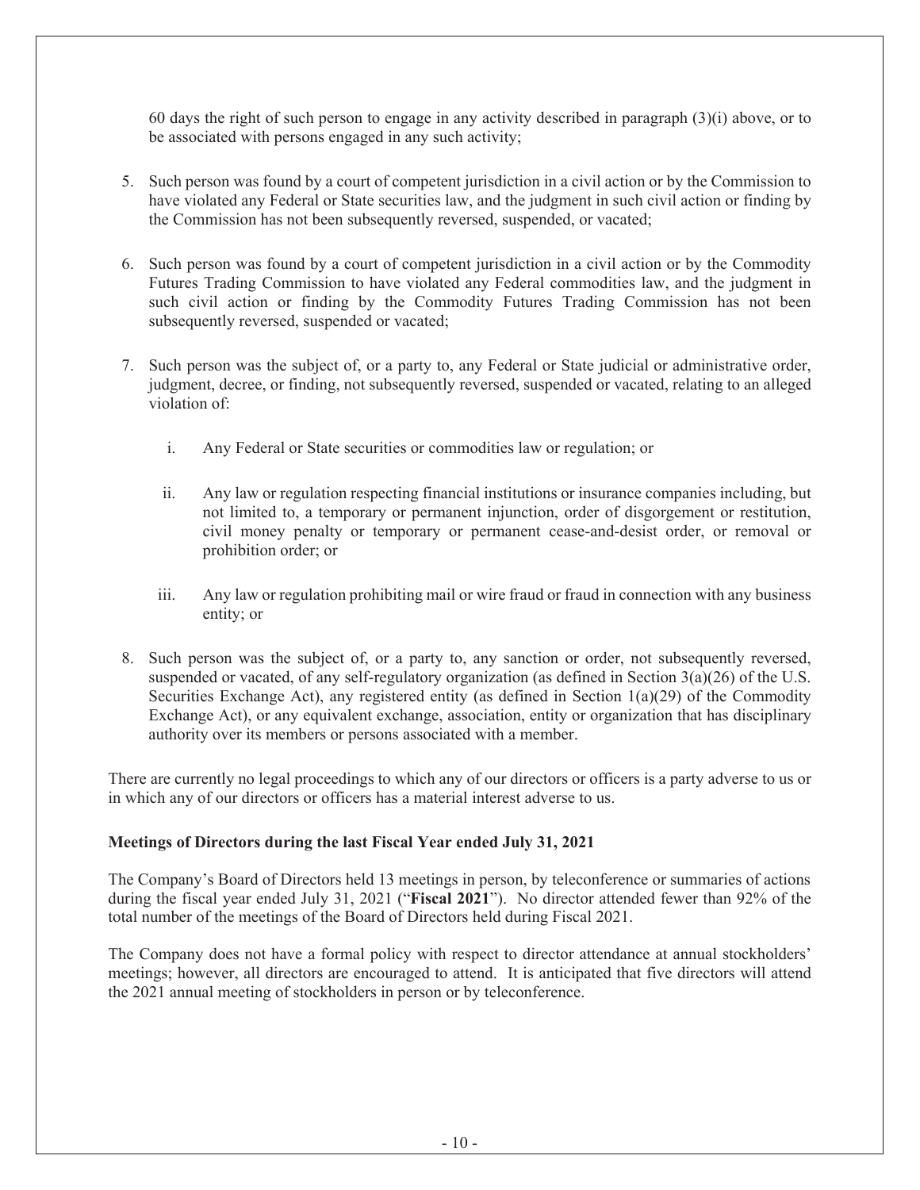60 days the right of such person to engage in any activity described in paragraph (3)(i) above, or to be associated with persons engaged in any such activity;

5. Such person was found by a court of competent jurisdiction in a civil action or by the Commission to have violated any Federal or State securities law, and the judgment in such civil action or finding by the Commission has not been subsequently reversed, suspended, or vacated;

6. Such person was found by a court of competent jurisdiction in a civil action or by the Commodity Futures Trading Commission to have violated any Federal commodities law, and the judgment in such civil action or finding by the Commodity Futures Trading Commission has not been subsequently reversed, suspended or vacated;

7. Such person was the subject of, or a party to, any Federal or State judicial or administrative order, judgment, decree, or finding, not subsequently reversed, suspended or vacated, relating to an alleged violation of:

   i. Any Federal or State securities or commodities law or regulation; or

   ii. Any law or regulation respecting financial institutions or insurance companies including, but not limited to, a temporary or permanent injunction, order of disgorgement or restitution, civil money penalty or temporary or permanent cease-and-desist order, or removal or prohibition order; or

   iii. Any law or regulation prohibiting mail or wire fraud or fraud in connection with any business entity; or

8. Such person was the subject of, or a party to, any sanction or order, not subsequently reversed, suspended or vacated, of any self-regulatory organization (as defined in Section 3(a)(26) of the U.S. Securities Exchange Act), any registered entity (as defined in Section 1(a)(29) of the Commodity Exchange Act), or any equivalent exchange, association, entity or organization that has disciplinary authority over its members or persons associated with a member.

There are currently no legal proceedings to which any of our directors or officers is a party adverse to us or in which any of our directors or officers has a material interest adverse to us.

**Meetings of Directors during the last Fiscal Year ended July 31, 2021**

The Company's Board of Directors held 13 meetings in person, by teleconference or summaries of actions during the fiscal year ended July 31, 2021 ("**Fiscal 2021**"). No director attended fewer than 92% of the total number of the meetings of the Board of Directors held during Fiscal 2021.

The Company does not have a formal policy with respect to director attendance at annual stockholders' meetings; however, all directors are encouraged to attend. It is anticipated that five directors will attend the 2021 annual meeting of stockholders in person or by teleconference.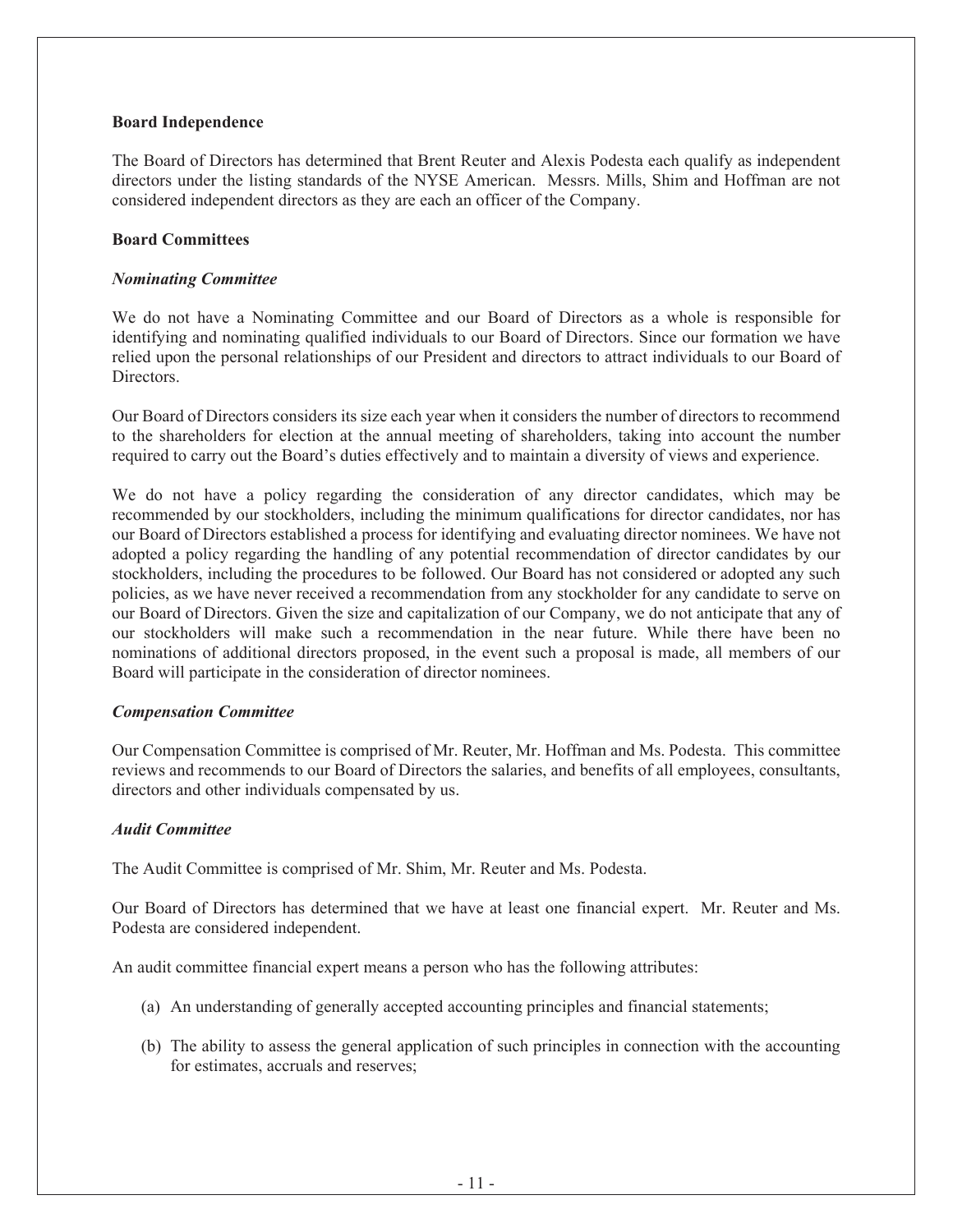**Board Independence**

The Board of Directors has determined that Brent Reuter and Alexis Podesta each qualify as independent directors under the listing standards of the NYSE American. Messrs. Mills, Shim and Hoffman are not considered independent directors as they are each an officer of the Company.

**Board Committees**

***Nominating Committee***

We do not have a Nominating Committee and our Board of Directors as a whole is responsible for identifying and nominating qualified individuals to our Board of Directors. Since our formation we have relied upon the personal relationships of our President and directors to attract individuals to our Board of Directors.

Our Board of Directors considers its size each year when it considers the number of directors to recommend to the shareholders for election at the annual meeting of shareholders, taking into account the number required to carry out the Board's duties effectively and to maintain a diversity of views and experience.

We do not have a policy regarding the consideration of any director candidates, which may be recommended by our stockholders, including the minimum qualifications for director candidates, nor has our Board of Directors established a process for identifying and evaluating director nominees. We have not adopted a policy regarding the handling of any potential recommendation of director candidates by our stockholders, including the procedures to be followed. Our Board has not considered or adopted any such policies, as we have never received a recommendation from any stockholder for any candidate to serve on our Board of Directors. Given the size and capitalization of our Company, we do not anticipate that any of our stockholders will make such a recommendation in the near future. While there have been no nominations of additional directors proposed, in the event such a proposal is made, all members of our Board will participate in the consideration of director nominees.

***Compensation Committee***

Our Compensation Committee is comprised of Mr. Reuter, Mr. Hoffman and Ms. Podesta. This committee reviews and recommends to our Board of Directors the salaries, and benefits of all employees, consultants, directors and other individuals compensated by us.

***Audit Committee***

The Audit Committee is comprised of Mr. Shim, Mr. Reuter and Ms. Podesta.

Our Board of Directors has determined that we have at least one financial expert. Mr. Reuter and Ms. Podesta are considered independent.

An audit committee financial expert means a person who has the following attributes:

(a) An understanding of generally accepted accounting principles and financial statements;

(b) The ability to assess the general application of such principles in connection with the accounting for estimates, accruals and reserves;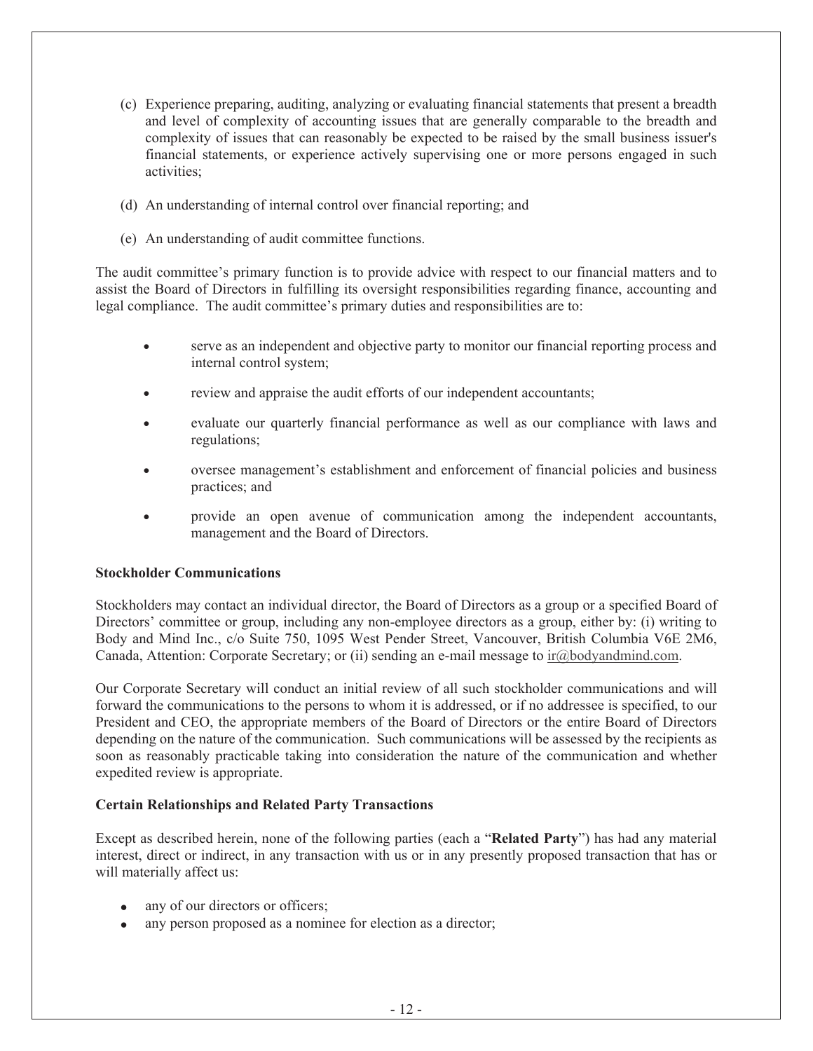(c) Experience preparing, auditing, analyzing or evaluating financial statements that present a breadth and level of complexity of accounting issues that are generally comparable to the breadth and complexity of issues that can reasonably be expected to be raised by the small business issuer's financial statements, or experience actively supervising one or more persons engaged in such activities;

(d) An understanding of internal control over financial reporting; and

(e) An understanding of audit committee functions.

The audit committee's primary function is to provide advice with respect to our financial matters and to assist the Board of Directors in fulfilling its oversight responsibilities regarding finance, accounting and legal compliance. The audit committee's primary duties and responsibilities are to:

- serve as an independent and objective party to monitor our financial reporting process and internal control system;
- review and appraise the audit efforts of our independent accountants;
- evaluate our quarterly financial performance as well as our compliance with laws and regulations;
- oversee management's establishment and enforcement of financial policies and business practices; and
- provide an open avenue of communication among the independent accountants, management and the Board of Directors.

**Stockholder Communications**

Stockholders may contact an individual director, the Board of Directors as a group or a specified Board of Directors' committee or group, including any non-employee directors as a group, either by: (i) writing to Body and Mind Inc., c/o Suite 750, 1095 West Pender Street, Vancouver, British Columbia V6E 2M6, Canada, Attention: Corporate Secretary; or (ii) sending an e-mail message to ir@bodyandmind.com.

Our Corporate Secretary will conduct an initial review of all such stockholder communications and will forward the communications to the persons to whom it is addressed, or if no addressee is specified, to our President and CEO, the appropriate members of the Board of Directors or the entire Board of Directors depending on the nature of the communication. Such communications will be assessed by the recipients as soon as reasonably practicable taking into consideration the nature of the communication and whether expedited review is appropriate.

**Certain Relationships and Related Party Transactions**

Except as described herein, none of the following parties (each a "**Related Party**") has had any material interest, direct or indirect, in any transaction with us or in any presently proposed transaction that has or will materially affect us:

- any of our directors or officers;
- any person proposed as a nominee for election as a director;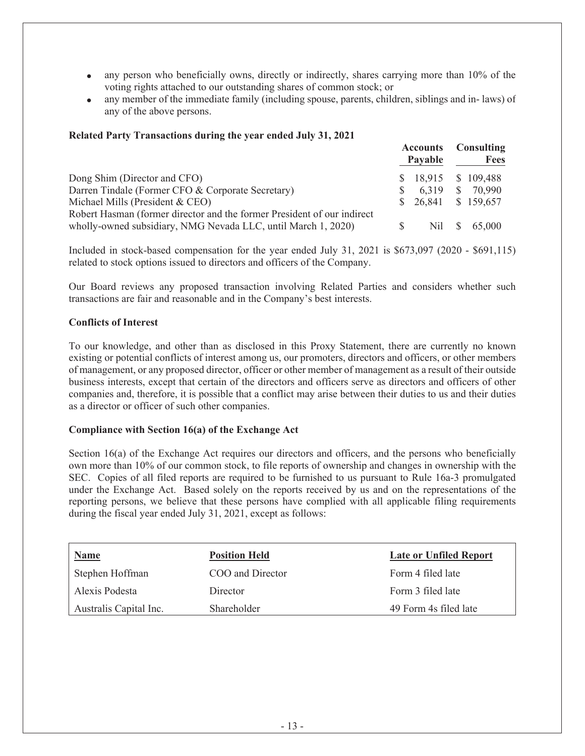- any person who beneficially owns, directly or indirectly, shares carrying more than 10% of the voting rights attached to our outstanding shares of common stock; or
- any member of the immediate family (including spouse, parents, children, siblings and in- laws) of any of the above persons.

**Related Party Transactions during the year ended July 31, 2021**

| | Accounts Payable | Consulting Fees |
|---|---|---|
| Dong Shim (Director and CFO) | $ 18,915 | $ 109,488 |
| Darren Tindale (Former CFO & Corporate Secretary) | $ 6,319 | $ 70,990 |
| Michael Mills (President & CEO) | $ 26,841 | $ 159,657 |
| Robert Hasman (former director and the former President of our indirect wholly-owned subsidiary, NMG Nevada LLC, until March 1, 2020) | $ Nil | $ 65,000 |

Included in stock-based compensation for the year ended July 31, 2021 is $673,097 (2020 - $691,115) related to stock options issued to directors and officers of the Company.

Our Board reviews any proposed transaction involving Related Parties and considers whether such transactions are fair and reasonable and in the Company's best interests.

**Conflicts of Interest**

To our knowledge, and other than as disclosed in this Proxy Statement, there are currently no known existing or potential conflicts of interest among us, our promoters, directors and officers, or other members of management, or any proposed director, officer or other member of management as a result of their outside business interests, except that certain of the directors and officers serve as directors and officers of other companies and, therefore, it is possible that a conflict may arise between their duties to us and their duties as a director or officer of such other companies.

**Compliance with Section 16(a) of the Exchange Act**

Section 16(a) of the Exchange Act requires our directors and officers, and the persons who beneficially own more than 10% of our common stock, to file reports of ownership and changes in ownership with the SEC. Copies of all filed reports are required to be furnished to us pursuant to Rule 16a-3 promulgated under the Exchange Act. Based solely on the reports received by us and on the representations of the reporting persons, we believe that these persons have complied with all applicable filing requirements during the fiscal year ended July 31, 2021, except as follows:

| Name | Position Held | Late or Unfiled Report |
|---|---|---|
| Stephen Hoffman | COO and Director | Form 4 filed late |
| Alexis Podesta | Director | Form 3 filed late |
| Australis Capital Inc. | Shareholder | 49 Form 4s filed late |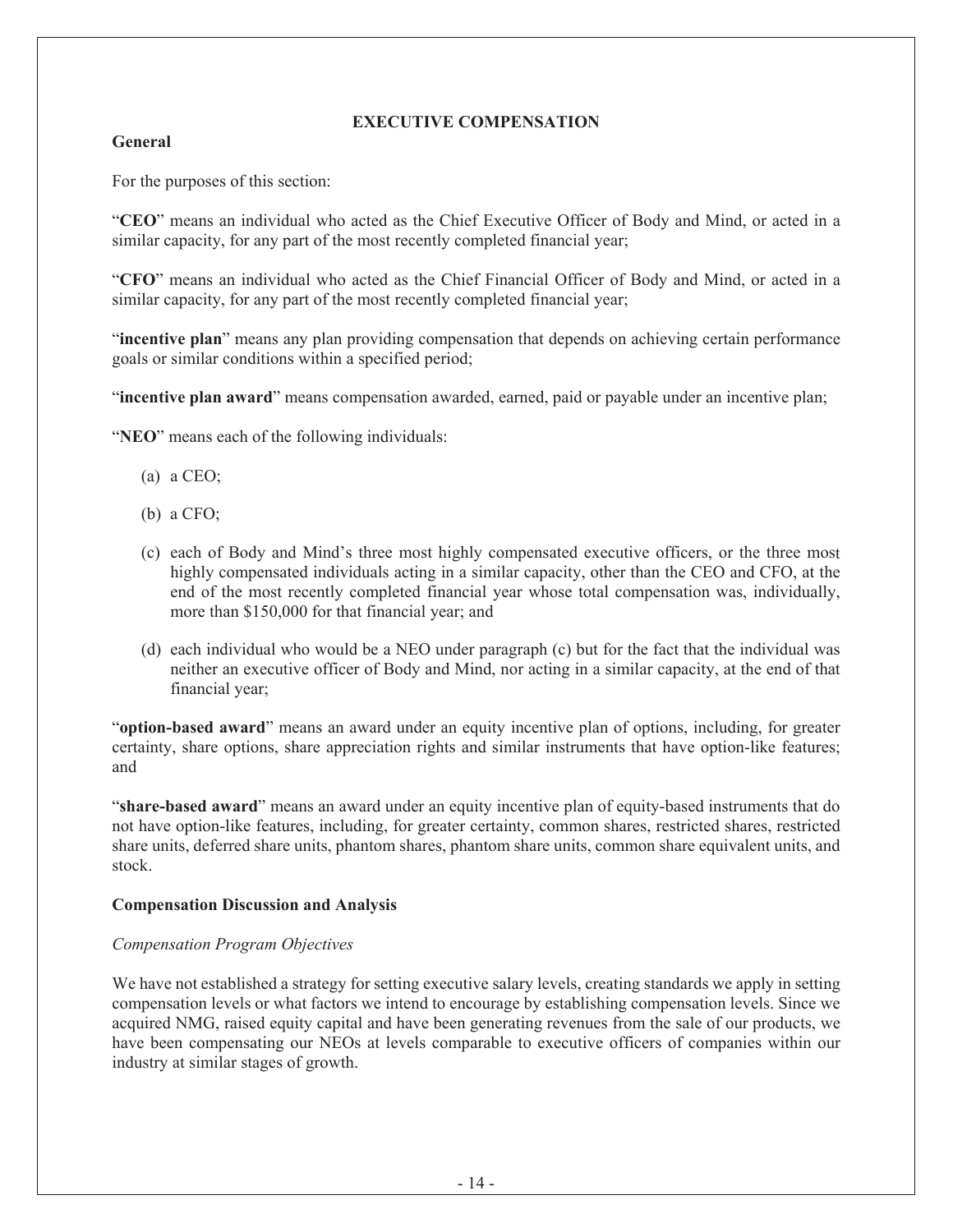## EXECUTIVE COMPENSATION

**General**

For the purposes of this section:

"**CEO**" means an individual who acted as the Chief Executive Officer of Body and Mind, or acted in a similar capacity, for any part of the most recently completed financial year;

"**CFO**" means an individual who acted as the Chief Financial Officer of Body and Mind, or acted in a similar capacity, for any part of the most recently completed financial year;

"**incentive plan**" means any plan providing compensation that depends on achieving certain performance goals or similar conditions within a specified period;

"**incentive plan award**" means compensation awarded, earned, paid or payable under an incentive plan;

"**NEO**" means each of the following individuals:

(a) a CEO;

(b) a CFO;

(c) each of Body and Mind's three most highly compensated executive officers, or the three most highly compensated individuals acting in a similar capacity, other than the CEO and CFO, at the end of the most recently completed financial year whose total compensation was, individually, more than $150,000 for that financial year; and

(d) each individual who would be a NEO under paragraph (c) but for the fact that the individual was neither an executive officer of Body and Mind, nor acting in a similar capacity, at the end of that financial year;

"**option-based award**" means an award under an equity incentive plan of options, including, for greater certainty, share options, share appreciation rights and similar instruments that have option-like features; and

"**share-based award**" means an award under an equity incentive plan of equity-based instruments that do not have option-like features, including, for greater certainty, common shares, restricted shares, restricted share units, deferred share units, phantom shares, phantom share units, common share equivalent units, and stock.

**Compensation Discussion and Analysis**

*Compensation Program Objectives*

We have not established a strategy for setting executive salary levels, creating standards we apply in setting compensation levels or what factors we intend to encourage by establishing compensation levels. Since we acquired NMG, raised equity capital and have been generating revenues from the sale of our products, we have been compensating our NEOs at levels comparable to executive officers of companies within our industry at similar stages of growth.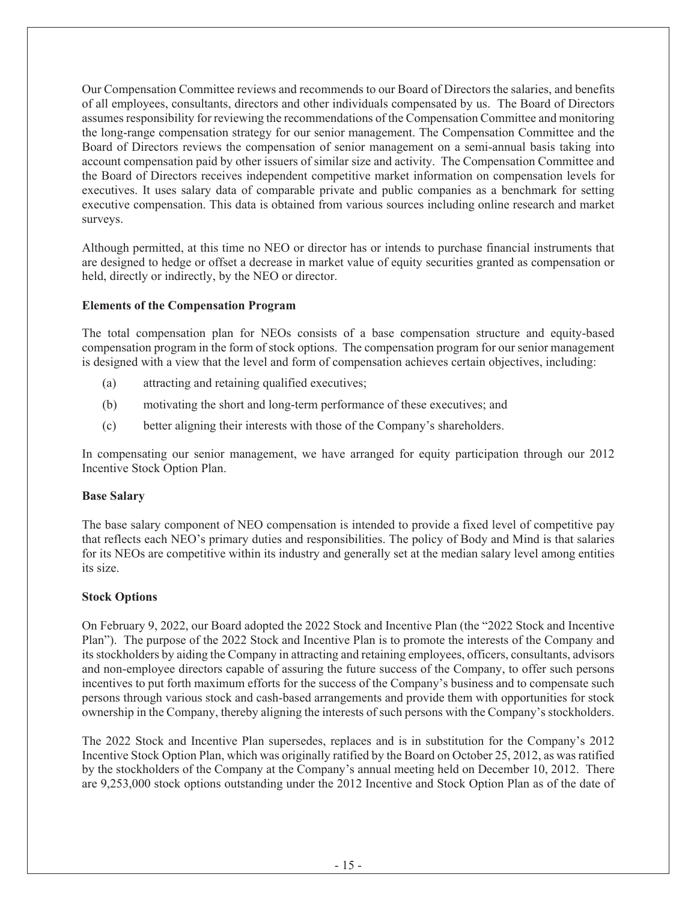Our Compensation Committee reviews and recommends to our Board of Directors the salaries, and benefits of all employees, consultants, directors and other individuals compensated by us. The Board of Directors assumes responsibility for reviewing the recommendations of the Compensation Committee and monitoring the long-range compensation strategy for our senior management. The Compensation Committee and the Board of Directors reviews the compensation of senior management on a semi-annual basis taking into account compensation paid by other issuers of similar size and activity. The Compensation Committee and the Board of Directors receives independent competitive market information on compensation levels for executives. It uses salary data of comparable private and public companies as a benchmark for setting executive compensation. This data is obtained from various sources including online research and market surveys.

Although permitted, at this time no NEO or director has or intends to purchase financial instruments that are designed to hedge or offset a decrease in market value of equity securities granted as compensation or held, directly or indirectly, by the NEO or director.

**Elements of the Compensation Program**

The total compensation plan for NEOs consists of a base compensation structure and equity-based compensation program in the form of stock options. The compensation program for our senior management is designed with a view that the level and form of compensation achieves certain objectives, including:

(a) attracting and retaining qualified executives;

(b) motivating the short and long-term performance of these executives; and

(c) better aligning their interests with those of the Company's shareholders.

In compensating our senior management, we have arranged for equity participation through our 2012 Incentive Stock Option Plan.

**Base Salary**

The base salary component of NEO compensation is intended to provide a fixed level of competitive pay that reflects each NEO's primary duties and responsibilities. The policy of Body and Mind is that salaries for its NEOs are competitive within its industry and generally set at the median salary level among entities its size.

**Stock Options**

On February 9, 2022, our Board adopted the 2022 Stock and Incentive Plan (the "2022 Stock and Incentive Plan"). The purpose of the 2022 Stock and Incentive Plan is to promote the interests of the Company and its stockholders by aiding the Company in attracting and retaining employees, officers, consultants, advisors and non-employee directors capable of assuring the future success of the Company, to offer such persons incentives to put forth maximum efforts for the success of the Company's business and to compensate such persons through various stock and cash-based arrangements and provide them with opportunities for stock ownership in the Company, thereby aligning the interests of such persons with the Company's stockholders.

The 2022 Stock and Incentive Plan supersedes, replaces and is in substitution for the Company's 2012 Incentive Stock Option Plan, which was originally ratified by the Board on October 25, 2012, as was ratified by the stockholders of the Company at the Company's annual meeting held on December 10, 2012. There are 9,253,000 stock options outstanding under the 2012 Incentive and Stock Option Plan as of the date of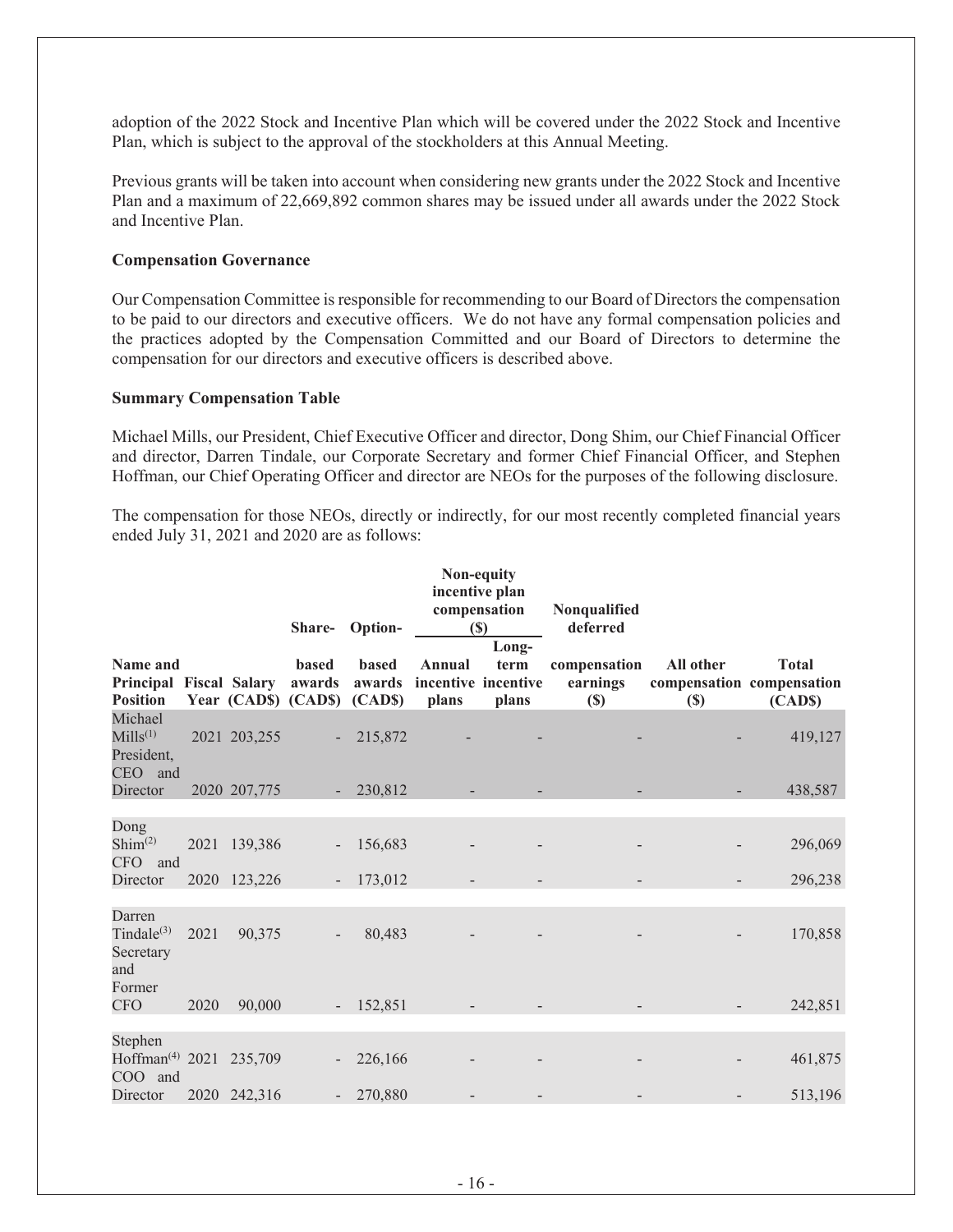adoption of the 2022 Stock and Incentive Plan which will be covered under the 2022 Stock and Incentive Plan, which is subject to the approval of the stockholders at this Annual Meeting.

Previous grants will be taken into account when considering new grants under the 2022 Stock and Incentive Plan and a maximum of 22,669,892 common shares may be issued under all awards under the 2022 Stock and Incentive Plan.

**Compensation Governance**

Our Compensation Committee is responsible for recommending to our Board of Directors the compensation to be paid to our directors and executive officers. We do not have any formal compensation policies and the practices adopted by the Compensation Committed and our Board of Directors to determine the compensation for our directors and executive officers is described above.

**Summary Compensation Table**

Michael Mills, our President, Chief Executive Officer and director, Dong Shim, our Chief Financial Officer and director, Darren Tindale, our Corporate Secretary and former Chief Financial Officer, and Stephen Hoffman, our Chief Operating Officer and director are NEOs for the purposes of the following disclosure.

The compensation for those NEOs, directly or indirectly, for our most recently completed financial years ended July 31, 2021 and 2020 are as follows:

| Name and Principal Position | Fiscal Year | Salary (CAD$) | Share-based awards (CAD$) | Option-based awards (CAD$) | Non-equity incentive plan compensation ($) | | Nonqualified deferred compensation earnings ($) | All other compensation ($) | Total compensation (CAD$) |
|---|---|---|---|---|---|---|---|---|---|
| | | | | | Annual incentive plans | Long-term incentive plans | | | |
| Michael Mills[(1)] President, CEO and Director | 2021 | 203,255 | - | 215,872 | - | - | - | - | 419,127 |
| | 2020 | 207,775 | - | 230,812 | - | - | - | - | 438,587 |
| Dong Shim[(2)] CFO and Director | 2021 | 139,386 | - | 156,683 | - | - | - | - | 296,069 |
| | 2020 | 123,226 | - | 173,012 | - | - | - | - | 296,238 |
| Darren Tindale[(3)] Secretary and Former CFO | 2021 | 90,375 | - | 80,483 | - | - | - | - | 170,858 |
| | 2020 | 90,000 | - | 152,851 | - | - | - | - | 242,851 |
| Stephen Hoffman[(4)] COO and Director | 2021 | 235,709 | - | 226,166 | - | - | - | - | 461,875 |
| | 2020 | 242,316 | - | 270,880 | - | - | - | - | 513,196 |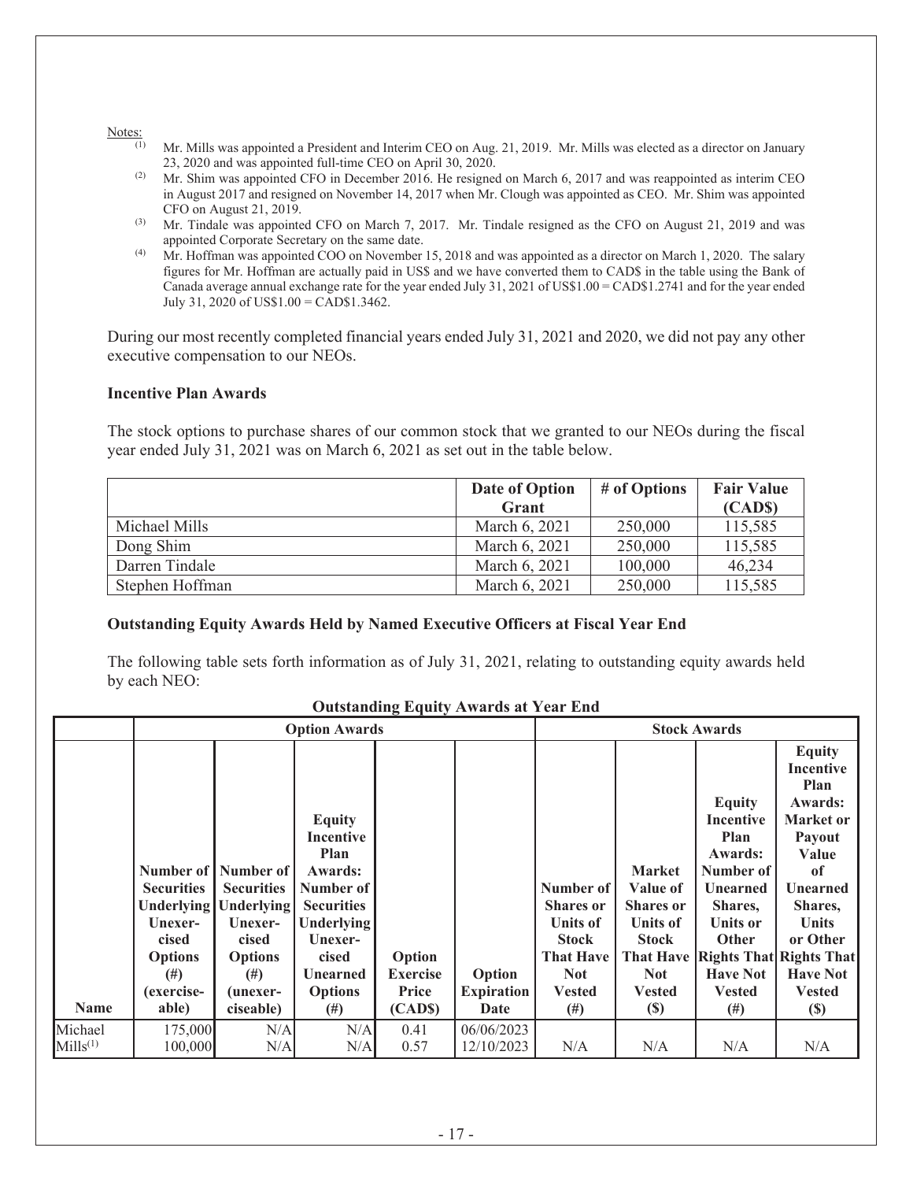Notes:

(1) Mr. Mills was appointed a President and Interim CEO on Aug. 21, 2019. Mr. Mills was elected as a director on January 23, 2020 and was appointed full-time CEO on April 30, 2020.

(2) Mr. Shim was appointed CFO in December 2016. He resigned on March 6, 2017 and was reappointed as interim CEO in August 2017 and resigned on November 14, 2017 when Mr. Clough was appointed as CEO. Mr. Shim was appointed CFO on August 21, 2019.

(3) Mr. Tindale was appointed CFO on March 7, 2017. Mr. Tindale resigned as the CFO on August 21, 2019 and was appointed Corporate Secretary on the same date.

(4) Mr. Hoffman was appointed COO on November 15, 2018 and was appointed as a director on March 1, 2020. The salary figures for Mr. Hoffman are actually paid in US$ and we have converted them to CAD$ in the table using the Bank of Canada average annual exchange rate for the year ended July 31, 2021 of US$1.00 = CAD$1.2741 and for the year ended July 31, 2020 of US$1.00 = CAD$1.3462.

During our most recently completed financial years ended July 31, 2021 and 2020, we did not pay any other executive compensation to our NEOs.

### Incentive Plan Awards

The stock options to purchase shares of our common stock that we granted to our NEOs during the fiscal year ended July 31, 2021 was on March 6, 2021 as set out in the table below.

| | Date of Option Grant | # of Options | Fair Value (CAD$) |
|---|---|---|---|
| Michael Mills | March 6, 2021 | 250,000 | 115,585 |
| Dong Shim | March 6, 2021 | 250,000 | 115,585 |
| Darren Tindale | March 6, 2021 | 100,000 | 46,234 |
| Stephen Hoffman | March 6, 2021 | 250,000 | 115,585 |

### Outstanding Equity Awards Held by Named Executive Officers at Fiscal Year End

The following table sets forth information as of July 31, 2021, relating to outstanding equity awards held by each NEO:

**Outstanding Equity Awards at Year End**

| | Option Awards | | | | | Stock Awards | | | |
|---|---|---|---|---|---|---|---|---|---|
| Name | Number of Securities Underlying Unexercised Options (#) (exercisable) | Number of Securities Underlying Unexercised Options (#) (unexerciseable) | Equity Incentive Plan Awards: Number of Securities Underlying Unexercised Unearned Options (#) | Option Exercise Price (CAD$) | Option Expiration Date | Number of Shares or Units of Stock That Have Not Vested (#) | Market Value of Shares or Units of Stock That Have Not Vested ($) | Equity Incentive Plan Awards: Number of Unearned Shares, Units or Other Rights That Have Not Vested (#) | Equity Incentive Plan Awards: Market or Payout Value of Unearned Shares, Units or Other Rights That Have Not Vested ($) |
| Michael Mills(1) | 175,000<br>100,000 | N/A<br>N/A | N/A<br>N/A | 0.41<br>0.57 | 06/06/2023<br>12/10/2023 | N/A | N/A | N/A | N/A |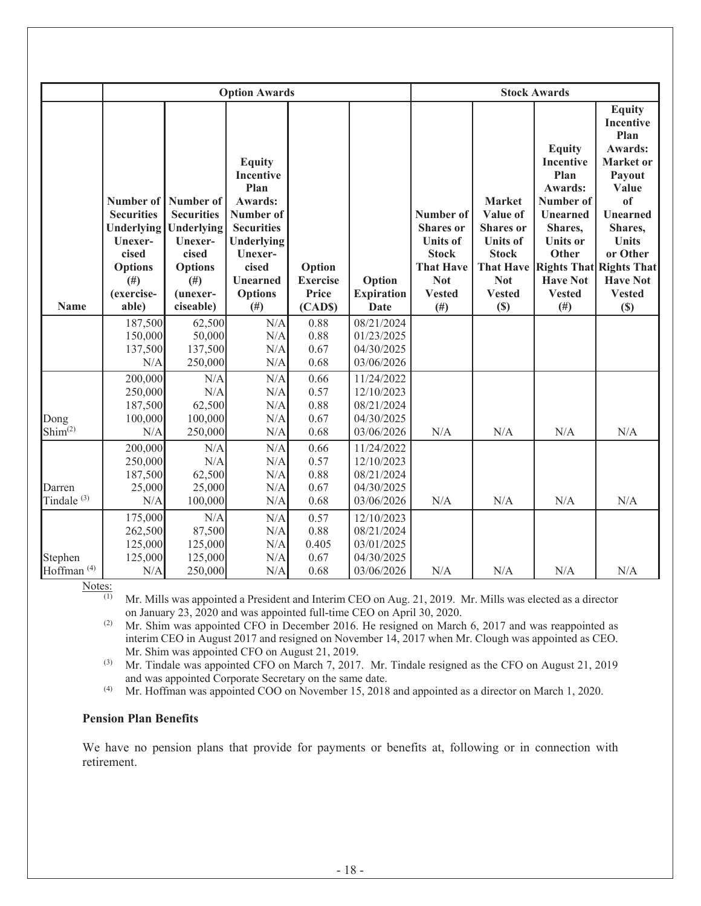| | Option Awards | | | | | Stock Awards | | | |
|---|---|---|---|---|---|---|---|---|---|
| Name | Number of Securities Underlying Unexer-cised Options (#) (exercise-able) | Number of Securities Underlying Unexer-cised Options (#) (unexer-ciseable) | Equity Incentive Plan Awards: Number of Securities Underlying Unexer-cised Unearned Options (#) | Option Exercise Price (CAD$) | Option Expiration Date | Number of Shares or Units of Stock That Have Not Vested (#) | Market Value of Shares or Units of Stock That Have Not Vested ($) | Equity Incentive Plan Awards: Number of Unearned Shares, Units or Other Rights That Have Not Vested (#) | Equity Incentive Plan Awards: Market or Payout Value of Unearned Shares, Units or Other Rights That Have Not Vested ($) |
| | 187,500<br>150,000<br>137,500<br>N/A | 62,500<br>50,000<br>137,500<br>250,000 | N/A<br>N/A<br>N/A<br>N/A | 0.88<br>0.88<br>0.67<br>0.68 | 08/21/2024<br>01/23/2025<br>04/30/2025<br>03/06/2026 | | | | |
| Dong Shim[(2)] | 200,000<br>250,000<br>187,500<br>100,000<br>N/A | N/A<br>N/A<br>62,500<br>100,000<br>250,000 | N/A<br>N/A<br>N/A<br>N/A<br>N/A | 0.66<br>0.57<br>0.88<br>0.67<br>0.68 | 11/24/2022<br>12/10/2023<br>08/21/2024<br>04/30/2025<br>03/06/2026 | N/A | N/A | N/A | N/A |
| Darren Tindale [(3)] | 200,000<br>250,000<br>187,500<br>25,000<br>N/A | N/A<br>N/A<br>62,500<br>25,000<br>100,000 | N/A<br>N/A<br>N/A<br>N/A<br>N/A | 0.66<br>0.57<br>0.88<br>0.67<br>0.68 | 11/24/2022<br>12/10/2023<br>08/21/2024<br>04/30/2025<br>03/06/2026 | N/A | N/A | N/A | N/A |
| Stephen Hoffman [(4)] | 175,000<br>262,500<br>125,000<br>125,000<br>N/A | N/A<br>87,500<br>125,000<br>125,000<br>250,000 | N/A<br>N/A<br>N/A<br>N/A<br>N/A | 0.57<br>0.88<br>0.405<br>0.67<br>0.68 | 12/10/2023<br>08/21/2024<br>03/01/2025<br>04/30/2025<br>03/06/2026 | N/A | N/A | N/A | N/A |

Notes:

(1) Mr. Mills was appointed a President and Interim CEO on Aug. 21, 2019. Mr. Mills was elected as a director on January 23, 2020 and was appointed full-time CEO on April 30, 2020.

(2) Mr. Shim was appointed CFO in December 2016. He resigned on March 6, 2017 and was reappointed as interim CEO in August 2017 and resigned on November 14, 2017 when Mr. Clough was appointed as CEO. Mr. Shim was appointed CFO on August 21, 2019.

(3) Mr. Tindale was appointed CFO on March 7, 2017. Mr. Tindale resigned as the CFO on August 21, 2019 and was appointed Corporate Secretary on the same date.

(4) Mr. Hoffman was appointed COO on November 15, 2018 and appointed as a director on March 1, 2020.

### Pension Plan Benefits

We have no pension plans that provide for payments or benefits at, following or in connection with retirement.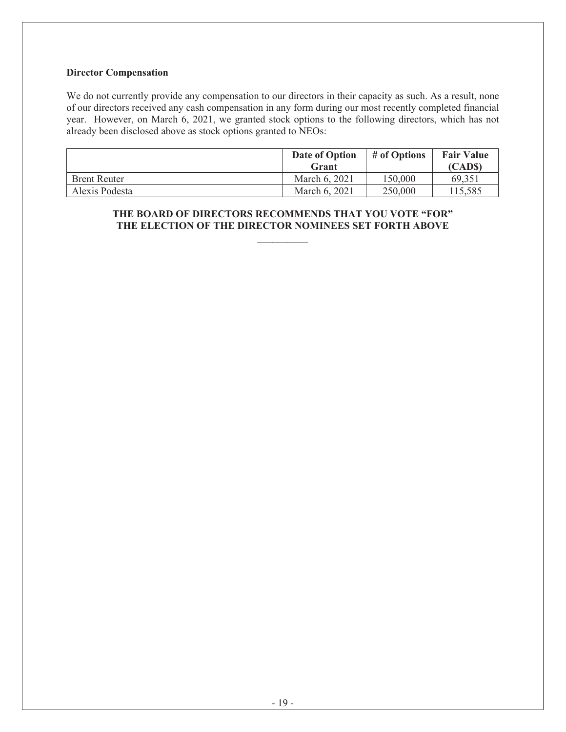### Director Compensation

We do not currently provide any compensation to our directors in their capacity as such. As a result, none of our directors received any cash compensation in any form during our most recently completed financial year. However, on March 6, 2021, we granted stock options to the following directors, which has not already been disclosed above as stock options granted to NEOs:

| | Date of Option Grant | # of Options | Fair Value (CAD$) |
|---|---|---|---|
| Brent Reuter | March 6, 2021 | 150,000 | 69,351 |
| Alexis Podesta | March 6, 2021 | 250,000 | 115,585 |

**THE BOARD OF DIRECTORS RECOMMENDS THAT YOU VOTE "FOR" THE ELECTION OF THE DIRECTOR NOMINEES SET FORTH ABOVE**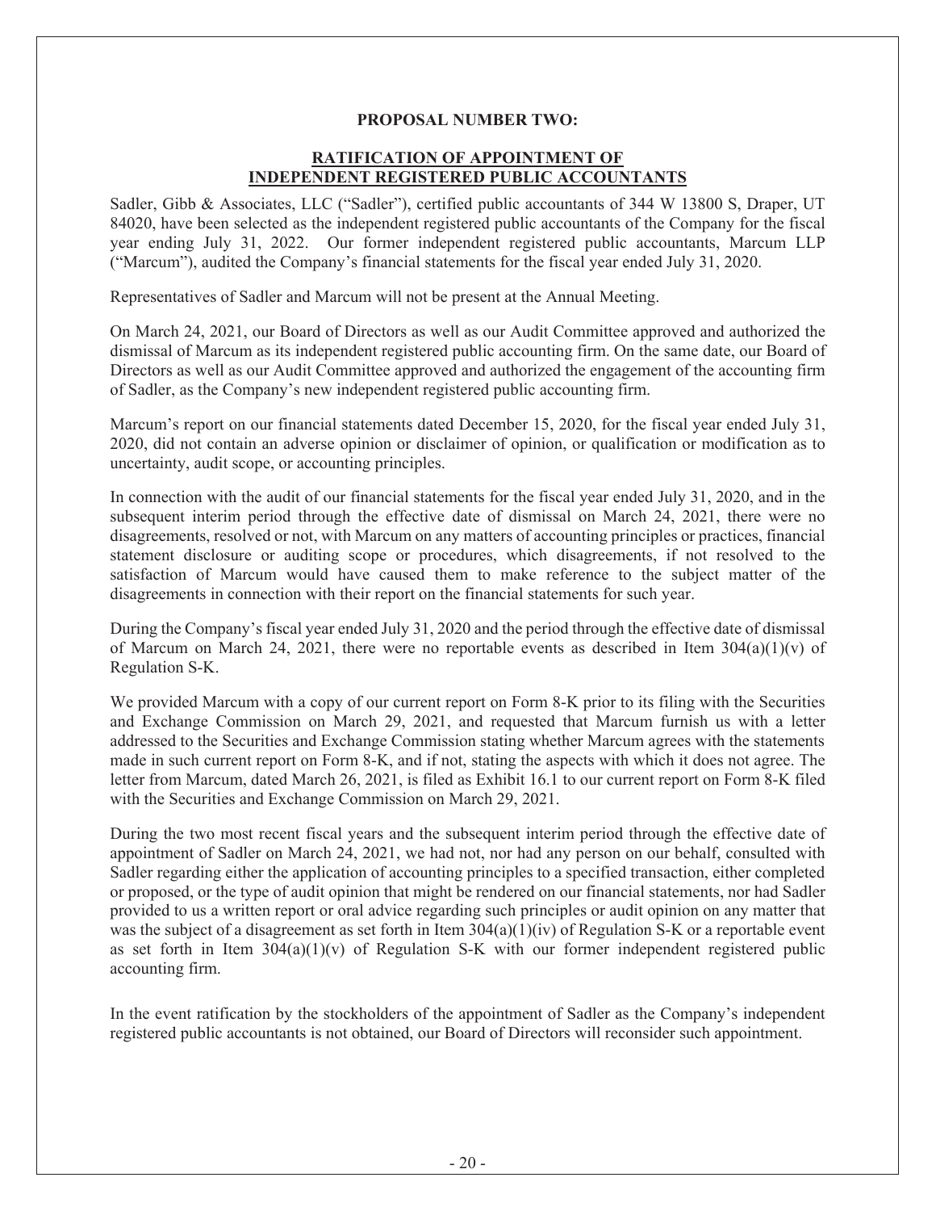**PROPOSAL NUMBER TWO:**

**RATIFICATION OF APPOINTMENT OF INDEPENDENT REGISTERED PUBLIC ACCOUNTANTS**

Sadler, Gibb & Associates, LLC ("Sadler"), certified public accountants of 344 W 13800 S, Draper, UT 84020, have been selected as the independent registered public accountants of the Company for the fiscal year ending July 31, 2022. Our former independent registered public accountants, Marcum LLP ("Marcum"), audited the Company's financial statements for the fiscal year ended July 31, 2020.

Representatives of Sadler and Marcum will not be present at the Annual Meeting.

On March 24, 2021, our Board of Directors as well as our Audit Committee approved and authorized the dismissal of Marcum as its independent registered public accounting firm. On the same date, our Board of Directors as well as our Audit Committee approved and authorized the engagement of the accounting firm of Sadler, as the Company's new independent registered public accounting firm.

Marcum's report on our financial statements dated December 15, 2020, for the fiscal year ended July 31, 2020, did not contain an adverse opinion or disclaimer of opinion, or qualification or modification as to uncertainty, audit scope, or accounting principles.

In connection with the audit of our financial statements for the fiscal year ended July 31, 2020, and in the subsequent interim period through the effective date of dismissal on March 24, 2021, there were no disagreements, resolved or not, with Marcum on any matters of accounting principles or practices, financial statement disclosure or auditing scope or procedures, which disagreements, if not resolved to the satisfaction of Marcum would have caused them to make reference to the subject matter of the disagreements in connection with their report on the financial statements for such year.

During the Company's fiscal year ended July 31, 2020 and the period through the effective date of dismissal of Marcum on March 24, 2021, there were no reportable events as described in Item 304(a)(1)(v) of Regulation S-K.

We provided Marcum with a copy of our current report on Form 8-K prior to its filing with the Securities and Exchange Commission on March 29, 2021, and requested that Marcum furnish us with a letter addressed to the Securities and Exchange Commission stating whether Marcum agrees with the statements made in such current report on Form 8-K, and if not, stating the aspects with which it does not agree. The letter from Marcum, dated March 26, 2021, is filed as Exhibit 16.1 to our current report on Form 8-K filed with the Securities and Exchange Commission on March 29, 2021.

During the two most recent fiscal years and the subsequent interim period through the effective date of appointment of Sadler on March 24, 2021, we had not, nor had any person on our behalf, consulted with Sadler regarding either the application of accounting principles to a specified transaction, either completed or proposed, or the type of audit opinion that might be rendered on our financial statements, nor had Sadler provided to us a written report or oral advice regarding such principles or audit opinion on any matter that was the subject of a disagreement as set forth in Item 304(a)(1)(iv) of Regulation S-K or a reportable event as set forth in Item 304(a)(1)(v) of Regulation S-K with our former independent registered public accounting firm.

In the event ratification by the stockholders of the appointment of Sadler as the Company's independent registered public accountants is not obtained, our Board of Directors will reconsider such appointment.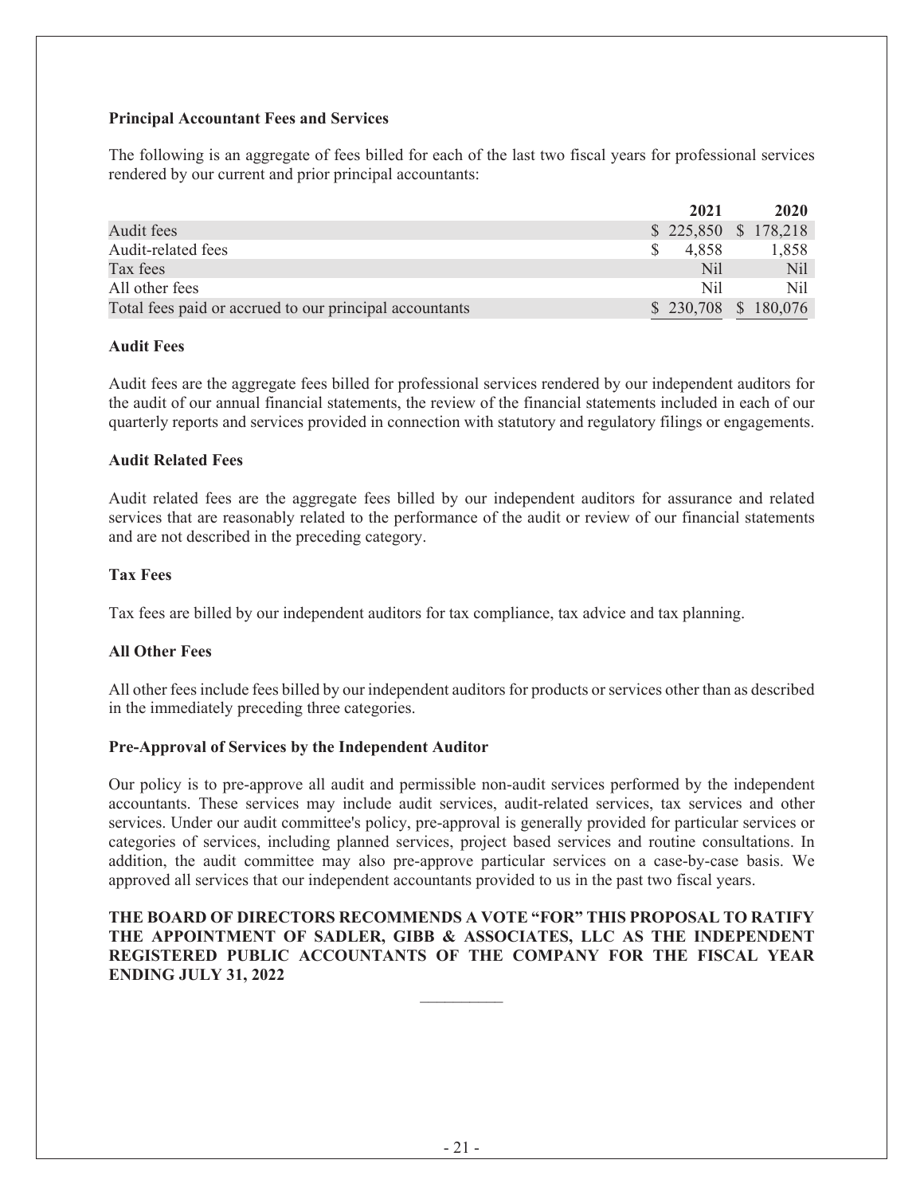**Principal Accountant Fees and Services**

The following is an aggregate of fees billed for each of the last two fiscal years for professional services rendered by our current and prior principal accountants:

| | 2021 | 2020 |
|---|---|---|
| Audit fees | $ 225,850 | $ 178,218 |
| Audit-related fees | $ 4,858 | 1,858 |
| Tax fees | Nil | Nil |
| All other fees | Nil | Nil |
| Total fees paid or accrued to our principal accountants | $ 230,708 | $ 180,076 |

**Audit Fees**

Audit fees are the aggregate fees billed for professional services rendered by our independent auditors for the audit of our annual financial statements, the review of the financial statements included in each of our quarterly reports and services provided in connection with statutory and regulatory filings or engagements.

**Audit Related Fees**

Audit related fees are the aggregate fees billed by our independent auditors for assurance and related services that are reasonably related to the performance of the audit or review of our financial statements and are not described in the preceding category.

**Tax Fees**

Tax fees are billed by our independent auditors for tax compliance, tax advice and tax planning.

**All Other Fees**

All other fees include fees billed by our independent auditors for products or services other than as described in the immediately preceding three categories.

**Pre-Approval of Services by the Independent Auditor**

Our policy is to pre-approve all audit and permissible non-audit services performed by the independent accountants. These services may include audit services, audit-related services, tax services and other services. Under our audit committee's policy, pre-approval is generally provided for particular services or categories of services, including planned services, project based services and routine consultations. In addition, the audit committee may also pre-approve particular services on a case-by-case basis. We approved all services that our independent accountants provided to us in the past two fiscal years.

**THE BOARD OF DIRECTORS RECOMMENDS A VOTE "FOR" THIS PROPOSAL TO RATIFY THE APPOINTMENT OF SADLER, GIBB & ASSOCIATES, LLC AS THE INDEPENDENT REGISTERED PUBLIC ACCOUNTANTS OF THE COMPANY FOR THE FISCAL YEAR ENDING JULY 31, 2022**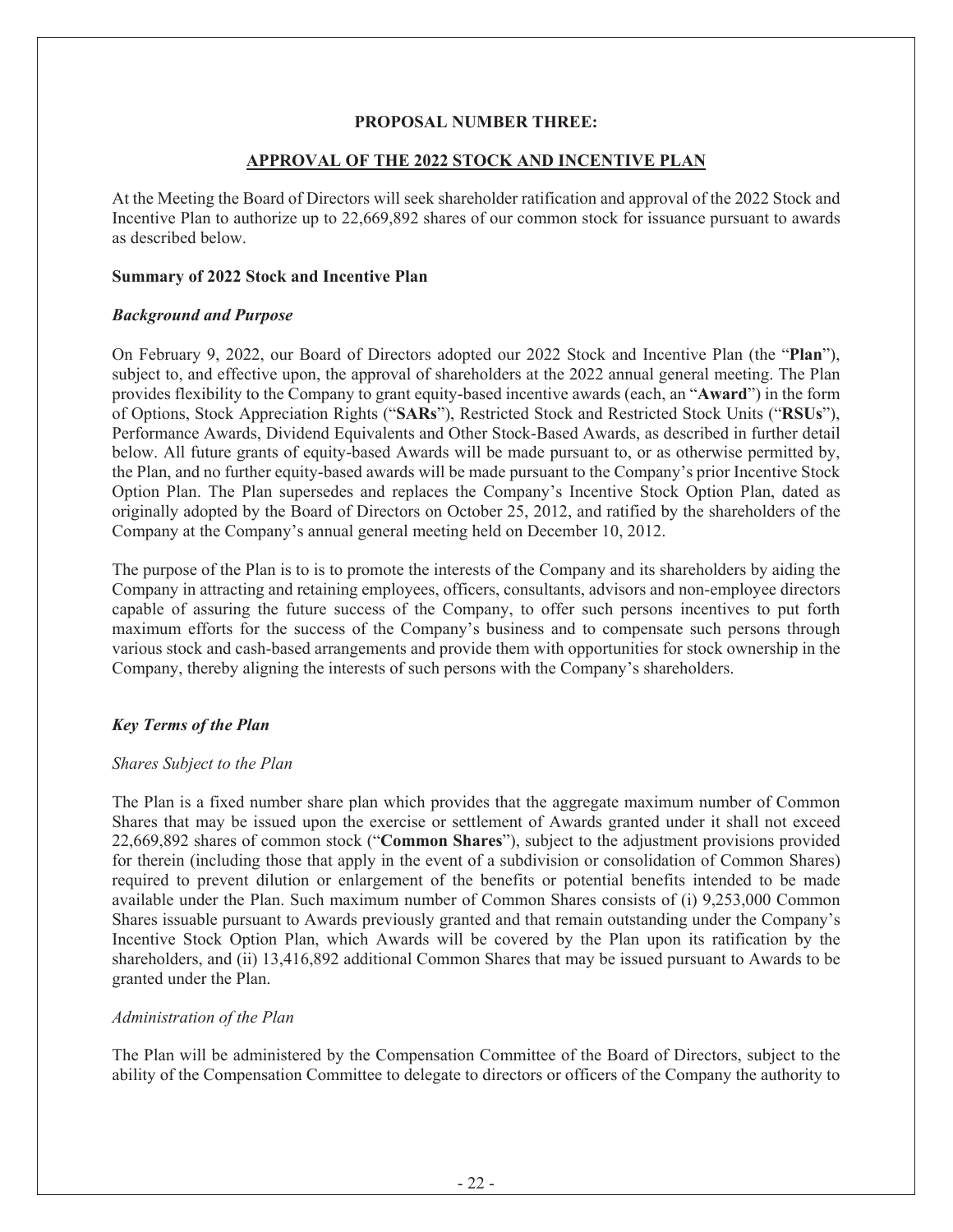**PROPOSAL NUMBER THREE:**

**APPROVAL OF THE 2022 STOCK AND INCENTIVE PLAN**

At the Meeting the Board of Directors will seek shareholder ratification and approval of the 2022 Stock and Incentive Plan to authorize up to 22,669,892 shares of our common stock for issuance pursuant to awards as described below.

**Summary of 2022 Stock and Incentive Plan**

***Background and Purpose***

On February 9, 2022, our Board of Directors adopted our 2022 Stock and Incentive Plan (the "**Plan**"), subject to, and effective upon, the approval of shareholders at the 2022 annual general meeting. The Plan provides flexibility to the Company to grant equity-based incentive awards (each, an "**Award**") in the form of Options, Stock Appreciation Rights ("**SARs**"), Restricted Stock and Restricted Stock Units ("**RSUs**"), Performance Awards, Dividend Equivalents and Other Stock-Based Awards, as described in further detail below. All future grants of equity-based Awards will be made pursuant to, or as otherwise permitted by, the Plan, and no further equity-based awards will be made pursuant to the Company's prior Incentive Stock Option Plan. The Plan supersedes and replaces the Company's Incentive Stock Option Plan, dated as originally adopted by the Board of Directors on October 25, 2012, and ratified by the shareholders of the Company at the Company's annual general meeting held on December 10, 2012.

The purpose of the Plan is to is to promote the interests of the Company and its shareholders by aiding the Company in attracting and retaining employees, officers, consultants, advisors and non-employee directors capable of assuring the future success of the Company, to offer such persons incentives to put forth maximum efforts for the success of the Company's business and to compensate such persons through various stock and cash-based arrangements and provide them with opportunities for stock ownership in the Company, thereby aligning the interests of such persons with the Company's shareholders.

***Key Terms of the Plan***

*Shares Subject to the Plan*

The Plan is a fixed number share plan which provides that the aggregate maximum number of Common Shares that may be issued upon the exercise or settlement of Awards granted under it shall not exceed 22,669,892 shares of common stock ("**Common Shares**"), subject to the adjustment provisions provided for therein (including those that apply in the event of a subdivision or consolidation of Common Shares) required to prevent dilution or enlargement of the benefits or potential benefits intended to be made available under the Plan. Such maximum number of Common Shares consists of (i) 9,253,000 Common Shares issuable pursuant to Awards previously granted and that remain outstanding under the Company's Incentive Stock Option Plan, which Awards will be covered by the Plan upon its ratification by the shareholders, and (ii) 13,416,892 additional Common Shares that may be issued pursuant to Awards to be granted under the Plan.

*Administration of the Plan*

The Plan will be administered by the Compensation Committee of the Board of Directors, subject to the ability of the Compensation Committee to delegate to directors or officers of the Company the authority to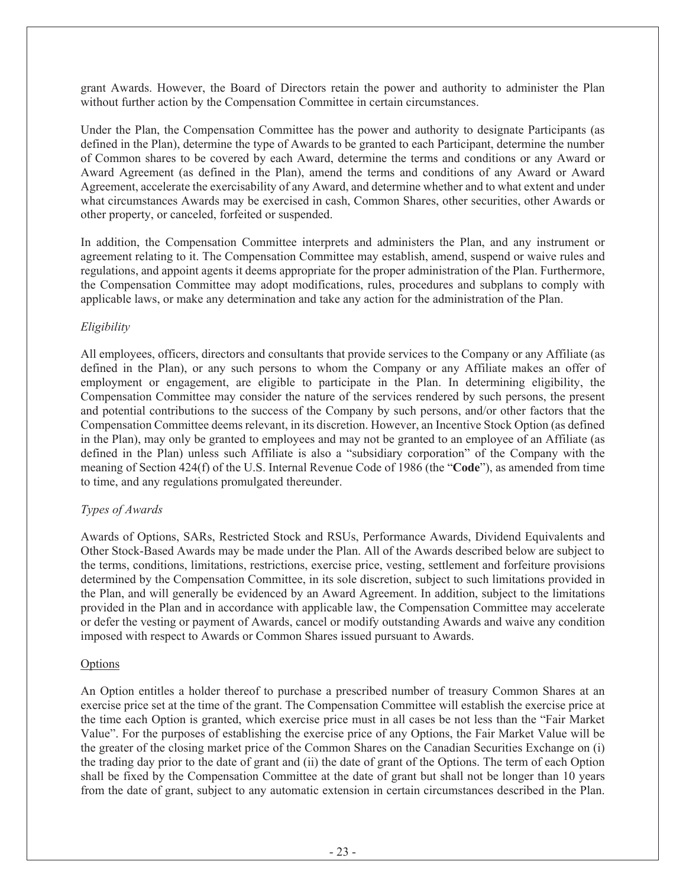grant Awards. However, the Board of Directors retain the power and authority to administer the Plan without further action by the Compensation Committee in certain circumstances.

Under the Plan, the Compensation Committee has the power and authority to designate Participants (as defined in the Plan), determine the type of Awards to be granted to each Participant, determine the number of Common shares to be covered by each Award, determine the terms and conditions or any Award or Award Agreement (as defined in the Plan), amend the terms and conditions of any Award or Award Agreement, accelerate the exercisability of any Award, and determine whether and to what extent and under what circumstances Awards may be exercised in cash, Common Shares, other securities, other Awards or other property, or canceled, forfeited or suspended.

In addition, the Compensation Committee interprets and administers the Plan, and any instrument or agreement relating to it. The Compensation Committee may establish, amend, suspend or waive rules and regulations, and appoint agents it deems appropriate for the proper administration of the Plan. Furthermore, the Compensation Committee may adopt modifications, rules, procedures and subplans to comply with applicable laws, or make any determination and take any action for the administration of the Plan.

*Eligibility*

All employees, officers, directors and consultants that provide services to the Company or any Affiliate (as defined in the Plan), or any such persons to whom the Company or any Affiliate makes an offer of employment or engagement, are eligible to participate in the Plan. In determining eligibility, the Compensation Committee may consider the nature of the services rendered by such persons, the present and potential contributions to the success of the Company by such persons, and/or other factors that the Compensation Committee deems relevant, in its discretion. However, an Incentive Stock Option (as defined in the Plan), may only be granted to employees and may not be granted to an employee of an Affiliate (as defined in the Plan) unless such Affiliate is also a "subsidiary corporation" of the Company with the meaning of Section 424(f) of the U.S. Internal Revenue Code of 1986 (the "**Code**"), as amended from time to time, and any regulations promulgated thereunder.

*Types of Awards*

Awards of Options, SARs, Restricted Stock and RSUs, Performance Awards, Dividend Equivalents and Other Stock-Based Awards may be made under the Plan. All of the Awards described below are subject to the terms, conditions, limitations, restrictions, exercise price, vesting, settlement and forfeiture provisions determined by the Compensation Committee, in its sole discretion, subject to such limitations provided in the Plan, and will generally be evidenced by an Award Agreement. In addition, subject to the limitations provided in the Plan and in accordance with applicable law, the Compensation Committee may accelerate or defer the vesting or payment of Awards, cancel or modify outstanding Awards and waive any condition imposed with respect to Awards or Common Shares issued pursuant to Awards.

Options

An Option entitles a holder thereof to purchase a prescribed number of treasury Common Shares at an exercise price set at the time of the grant. The Compensation Committee will establish the exercise price at the time each Option is granted, which exercise price must in all cases be not less than the "Fair Market Value". For the purposes of establishing the exercise price of any Options, the Fair Market Value will be the greater of the closing market price of the Common Shares on the Canadian Securities Exchange on (i) the trading day prior to the date of grant and (ii) the date of grant of the Options. The term of each Option shall be fixed by the Compensation Committee at the date of grant but shall not be longer than 10 years from the date of grant, subject to any automatic extension in certain circumstances described in the Plan.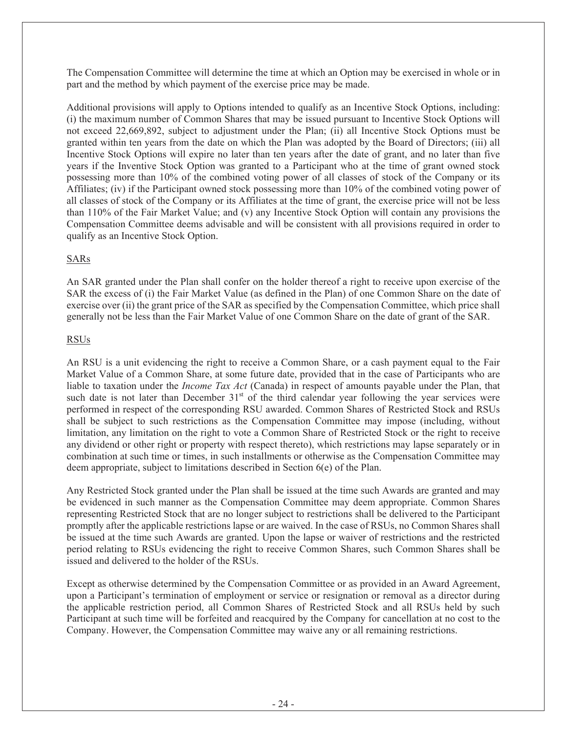The Compensation Committee will determine the time at which an Option may be exercised in whole or in part and the method by which payment of the exercise price may be made.

Additional provisions will apply to Options intended to qualify as an Incentive Stock Options, including: (i) the maximum number of Common Shares that may be issued pursuant to Incentive Stock Options will not exceed 22,669,892, subject to adjustment under the Plan; (ii) all Incentive Stock Options must be granted within ten years from the date on which the Plan was adopted by the Board of Directors; (iii) all Incentive Stock Options will expire no later than ten years after the date of grant, and no later than five years if the Inventive Stock Option was granted to a Participant who at the time of grant owned stock possessing more than 10% of the combined voting power of all classes of stock of the Company or its Affiliates; (iv) if the Participant owned stock possessing more than 10% of the combined voting power of all classes of stock of the Company or its Affiliates at the time of grant, the exercise price will not be less than 110% of the Fair Market Value; and (v) any Incentive Stock Option will contain any provisions the Compensation Committee deems advisable and will be consistent with all provisions required in order to qualify as an Incentive Stock Option.

SARs

An SAR granted under the Plan shall confer on the holder thereof a right to receive upon exercise of the SAR the excess of (i) the Fair Market Value (as defined in the Plan) of one Common Share on the date of exercise over (ii) the grant price of the SAR as specified by the Compensation Committee, which price shall generally not be less than the Fair Market Value of one Common Share on the date of grant of the SAR.

RSUs

An RSU is a unit evidencing the right to receive a Common Share, or a cash payment equal to the Fair Market Value of a Common Share, at some future date, provided that in the case of Participants who are liable to taxation under the *Income Tax Act* (Canada) in respect of amounts payable under the Plan, that such date is not later than December 31st of the third calendar year following the year services were performed in respect of the corresponding RSU awarded. Common Shares of Restricted Stock and RSUs shall be subject to such restrictions as the Compensation Committee may impose (including, without limitation, any limitation on the right to vote a Common Share of Restricted Stock or the right to receive any dividend or other right or property with respect thereto), which restrictions may lapse separately or in combination at such time or times, in such installments or otherwise as the Compensation Committee may deem appropriate, subject to limitations described in Section 6(e) of the Plan.

Any Restricted Stock granted under the Plan shall be issued at the time such Awards are granted and may be evidenced in such manner as the Compensation Committee may deem appropriate. Common Shares representing Restricted Stock that are no longer subject to restrictions shall be delivered to the Participant promptly after the applicable restrictions lapse or are waived. In the case of RSUs, no Common Shares shall be issued at the time such Awards are granted. Upon the lapse or waiver of restrictions and the restricted period relating to RSUs evidencing the right to receive Common Shares, such Common Shares shall be issued and delivered to the holder of the RSUs.

Except as otherwise determined by the Compensation Committee or as provided in an Award Agreement, upon a Participant's termination of employment or service or resignation or removal as a director during the applicable restriction period, all Common Shares of Restricted Stock and all RSUs held by such Participant at such time will be forfeited and reacquired by the Company for cancellation at no cost to the Company. However, the Compensation Committee may waive any or all remaining restrictions.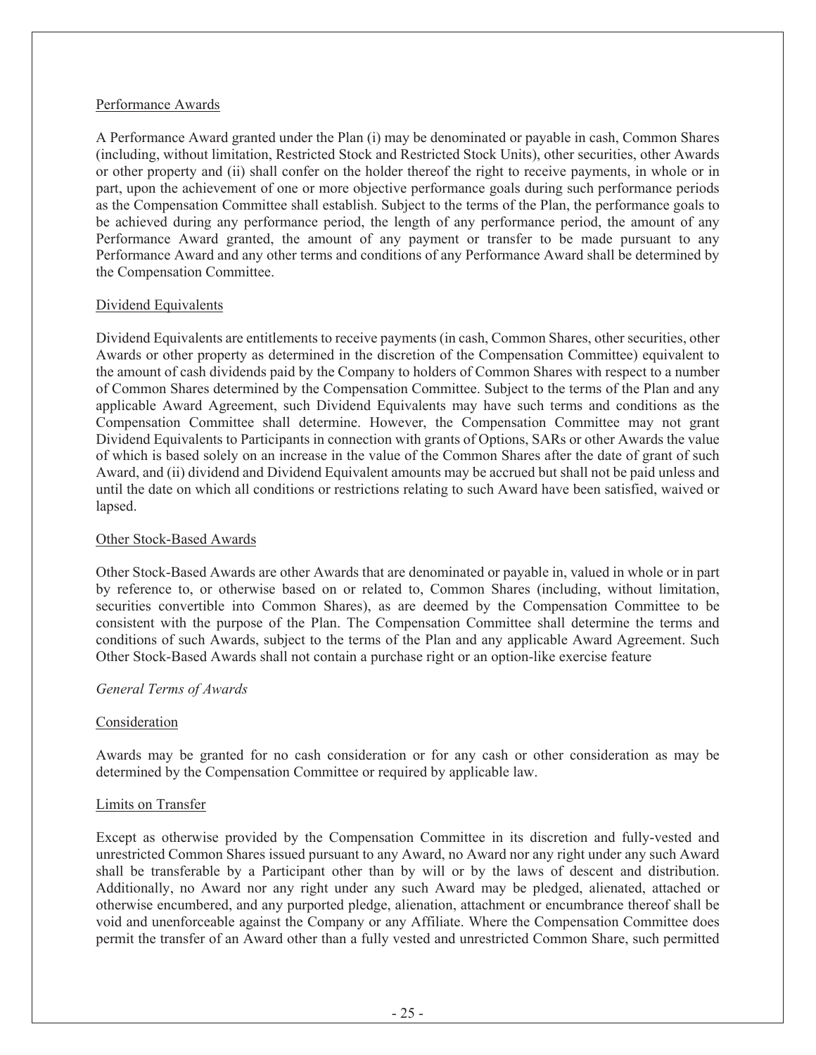Performance Awards

A Performance Award granted under the Plan (i) may be denominated or payable in cash, Common Shares (including, without limitation, Restricted Stock and Restricted Stock Units), other securities, other Awards or other property and (ii) shall confer on the holder thereof the right to receive payments, in whole or in part, upon the achievement of one or more objective performance goals during such performance periods as the Compensation Committee shall establish. Subject to the terms of the Plan, the performance goals to be achieved during any performance period, the length of any performance period, the amount of any Performance Award granted, the amount of any payment or transfer to be made pursuant to any Performance Award and any other terms and conditions of any Performance Award shall be determined by the Compensation Committee.

Dividend Equivalents

Dividend Equivalents are entitlements to receive payments (in cash, Common Shares, other securities, other Awards or other property as determined in the discretion of the Compensation Committee) equivalent to the amount of cash dividends paid by the Company to holders of Common Shares with respect to a number of Common Shares determined by the Compensation Committee. Subject to the terms of the Plan and any applicable Award Agreement, such Dividend Equivalents may have such terms and conditions as the Compensation Committee shall determine. However, the Compensation Committee may not grant Dividend Equivalents to Participants in connection with grants of Options, SARs or other Awards the value of which is based solely on an increase in the value of the Common Shares after the date of grant of such Award, and (ii) dividend and Dividend Equivalent amounts may be accrued but shall not be paid unless and until the date on which all conditions or restrictions relating to such Award have been satisfied, waived or lapsed.

Other Stock-Based Awards

Other Stock-Based Awards are other Awards that are denominated or payable in, valued in whole or in part by reference to, or otherwise based on or related to, Common Shares (including, without limitation, securities convertible into Common Shares), as are deemed by the Compensation Committee to be consistent with the purpose of the Plan. The Compensation Committee shall determine the terms and conditions of such Awards, subject to the terms of the Plan and any applicable Award Agreement. Such Other Stock-Based Awards shall not contain a purchase right or an option-like exercise feature

*General Terms of Awards*

Consideration

Awards may be granted for no cash consideration or for any cash or other consideration as may be determined by the Compensation Committee or required by applicable law.

Limits on Transfer

Except as otherwise provided by the Compensation Committee in its discretion and fully-vested and unrestricted Common Shares issued pursuant to any Award, no Award nor any right under any such Award shall be transferable by a Participant other than by will or by the laws of descent and distribution. Additionally, no Award nor any right under any such Award may be pledged, alienated, attached or otherwise encumbered, and any purported pledge, alienation, attachment or encumbrance thereof shall be void and unenforceable against the Company or any Affiliate. Where the Compensation Committee does permit the transfer of an Award other than a fully vested and unrestricted Common Share, such permitted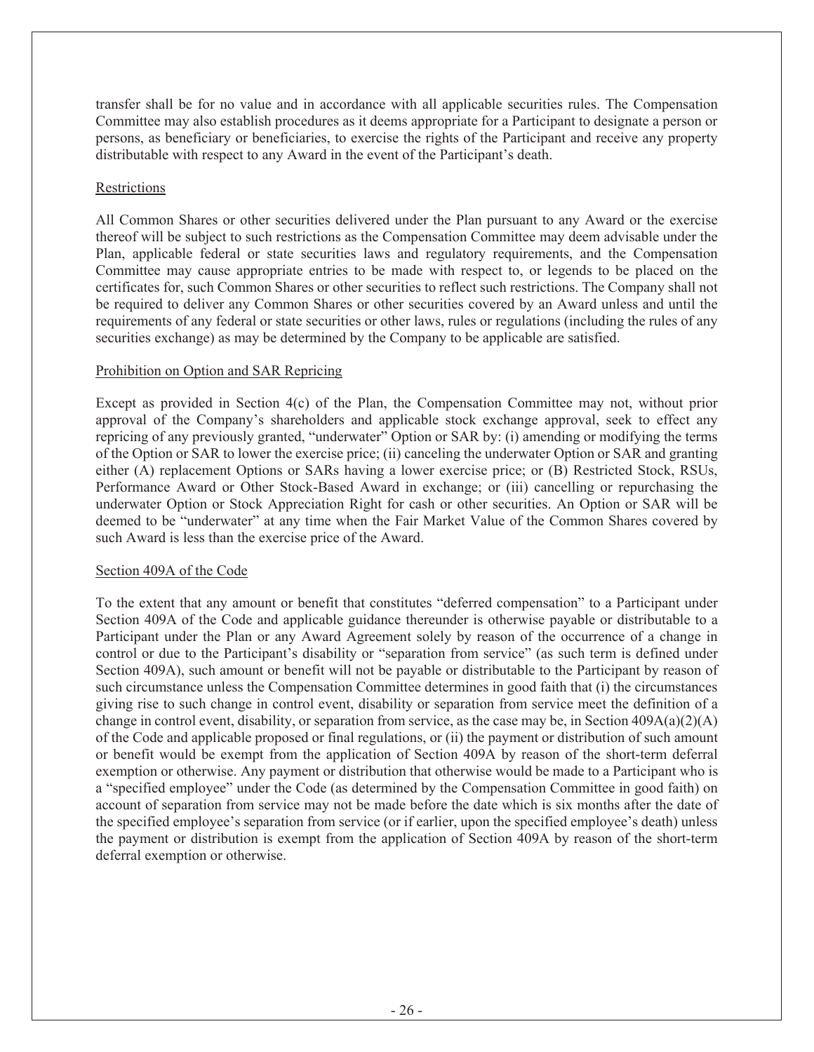transfer shall be for no value and in accordance with all applicable securities rules. The Compensation Committee may also establish procedures as it deems appropriate for a Participant to designate a person or persons, as beneficiary or beneficiaries, to exercise the rights of the Participant and receive any property distributable with respect to any Award in the event of the Participant's death.

## Restrictions

All Common Shares or other securities delivered under the Plan pursuant to any Award or the exercise thereof will be subject to such restrictions as the Compensation Committee may deem advisable under the Plan, applicable federal or state securities laws and regulatory requirements, and the Compensation Committee may cause appropriate entries to be made with respect to, or legends to be placed on the certificates for, such Common Shares or other securities to reflect such restrictions. The Company shall not be required to deliver any Common Shares or other securities covered by an Award unless and until the requirements of any federal or state securities or other laws, rules or regulations (including the rules of any securities exchange) as may be determined by the Company to be applicable are satisfied.

## Prohibition on Option and SAR Repricing

Except as provided in Section 4(c) of the Plan, the Compensation Committee may not, without prior approval of the Company's shareholders and applicable stock exchange approval, seek to effect any repricing of any previously granted, "underwater" Option or SAR by: (i) amending or modifying the terms of the Option or SAR to lower the exercise price; (ii) canceling the underwater Option or SAR and granting either (A) replacement Options or SARs having a lower exercise price; or (B) Restricted Stock, RSUs, Performance Award or Other Stock-Based Award in exchange; or (iii) cancelling or repurchasing the underwater Option or Stock Appreciation Right for cash or other securities. An Option or SAR will be deemed to be "underwater" at any time when the Fair Market Value of the Common Shares covered by such Award is less than the exercise price of the Award.

## Section 409A of the Code

To the extent that any amount or benefit that constitutes "deferred compensation" to a Participant under Section 409A of the Code and applicable guidance thereunder is otherwise payable or distributable to a Participant under the Plan or any Award Agreement solely by reason of the occurrence of a change in control or due to the Participant's disability or "separation from service" (as such term is defined under Section 409A), such amount or benefit will not be payable or distributable to the Participant by reason of such circumstance unless the Compensation Committee determines in good faith that (i) the circumstances giving rise to such change in control event, disability or separation from service meet the definition of a change in control event, disability, or separation from service, as the case may be, in Section 409A(a)(2)(A) of the Code and applicable proposed or final regulations, or (ii) the payment or distribution of such amount or benefit would be exempt from the application of Section 409A by reason of the short-term deferral exemption or otherwise. Any payment or distribution that otherwise would be made to a Participant who is a "specified employee" under the Code (as determined by the Compensation Committee in good faith) on account of separation from service may not be made before the date which is six months after the date of the specified employee's separation from service (or if earlier, upon the specified employee's death) unless the payment or distribution is exempt from the application of Section 409A by reason of the short-term deferral exemption or otherwise.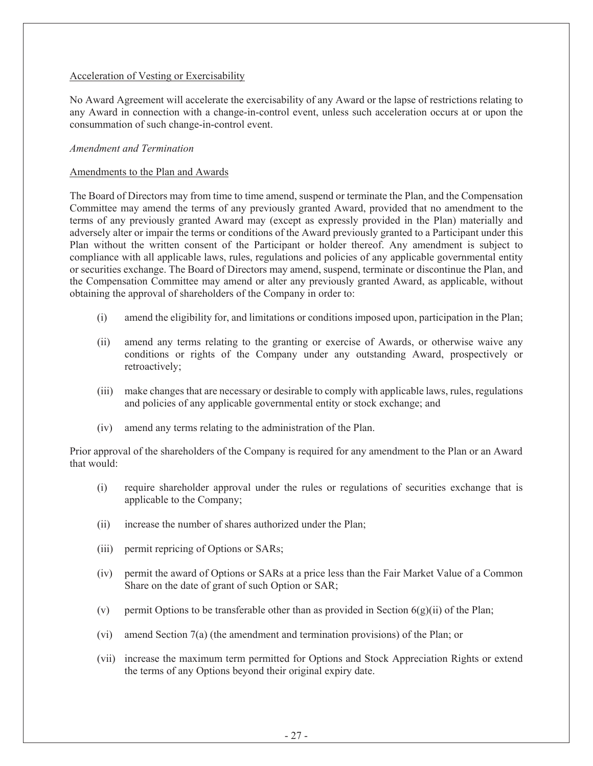<u>Acceleration of Vesting or Exercisability</u>

No Award Agreement will accelerate the exercisability of any Award or the lapse of restrictions relating to any Award in connection with a change-in-control event, unless such acceleration occurs at or upon the consummation of such change-in-control event.

*Amendment and Termination*

<u>Amendments to the Plan and Awards</u>

The Board of Directors may from time to time amend, suspend or terminate the Plan, and the Compensation Committee may amend the terms of any previously granted Award, provided that no amendment to the terms of any previously granted Award may (except as expressly provided in the Plan) materially and adversely alter or impair the terms or conditions of the Award previously granted to a Participant under this Plan without the written consent of the Participant or holder thereof. Any amendment is subject to compliance with all applicable laws, rules, regulations and policies of any applicable governmental entity or securities exchange. The Board of Directors may amend, suspend, terminate or discontinue the Plan, and the Compensation Committee may amend or alter any previously granted Award, as applicable, without obtaining the approval of shareholders of the Company in order to:

(i) amend the eligibility for, and limitations or conditions imposed upon, participation in the Plan;

(ii) amend any terms relating to the granting or exercise of Awards, or otherwise waive any conditions or rights of the Company under any outstanding Award, prospectively or retroactively;

(iii) make changes that are necessary or desirable to comply with applicable laws, rules, regulations and policies of any applicable governmental entity or stock exchange; and

(iv) amend any terms relating to the administration of the Plan.

Prior approval of the shareholders of the Company is required for any amendment to the Plan or an Award that would:

(i) require shareholder approval under the rules or regulations of securities exchange that is applicable to the Company;

(ii) increase the number of shares authorized under the Plan;

(iii) permit repricing of Options or SARs;

(iv) permit the award of Options or SARs at a price less than the Fair Market Value of a Common Share on the date of grant of such Option or SAR;

(v) permit Options to be transferable other than as provided in Section 6(g)(ii) of the Plan;

(vi) amend Section 7(a) (the amendment and termination provisions) of the Plan; or

(vii) increase the maximum term permitted for Options and Stock Appreciation Rights or extend the terms of any Options beyond their original expiry date.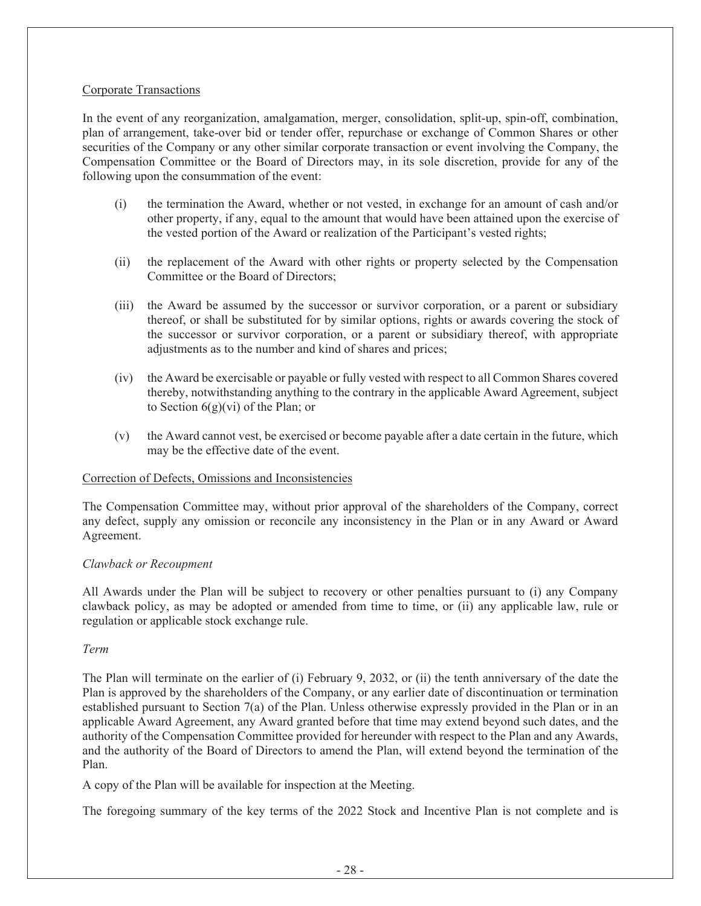Corporate Transactions

In the event of any reorganization, amalgamation, merger, consolidation, split-up, spin-off, combination, plan of arrangement, take-over bid or tender offer, repurchase or exchange of Common Shares or other securities of the Company or any other similar corporate transaction or event involving the Company, the Compensation Committee or the Board of Directors may, in its sole discretion, provide for any of the following upon the consummation of the event:

(i) the termination the Award, whether or not vested, in exchange for an amount of cash and/or other property, if any, equal to the amount that would have been attained upon the exercise of the vested portion of the Award or realization of the Participant's vested rights;

(ii) the replacement of the Award with other rights or property selected by the Compensation Committee or the Board of Directors;

(iii) the Award be assumed by the successor or survivor corporation, or a parent or subsidiary thereof, or shall be substituted for by similar options, rights or awards covering the stock of the successor or survivor corporation, or a parent or subsidiary thereof, with appropriate adjustments as to the number and kind of shares and prices;

(iv) the Award be exercisable or payable or fully vested with respect to all Common Shares covered thereby, notwithstanding anything to the contrary in the applicable Award Agreement, subject to Section 6(g)(vi) of the Plan; or

(v) the Award cannot vest, be exercised or become payable after a date certain in the future, which may be the effective date of the event.

Correction of Defects, Omissions and Inconsistencies

The Compensation Committee may, without prior approval of the shareholders of the Company, correct any defect, supply any omission or reconcile any inconsistency in the Plan or in any Award or Award Agreement.

*Clawback or Recoupment*

All Awards under the Plan will be subject to recovery or other penalties pursuant to (i) any Company clawback policy, as may be adopted or amended from time to time, or (ii) any applicable law, rule or regulation or applicable stock exchange rule.

*Term*

The Plan will terminate on the earlier of (i) February 9, 2032, or (ii) the tenth anniversary of the date the Plan is approved by the shareholders of the Company, or any earlier date of discontinuation or termination established pursuant to Section 7(a) of the Plan. Unless otherwise expressly provided in the Plan or in an applicable Award Agreement, any Award granted before that time may extend beyond such dates, and the authority of the Compensation Committee provided for hereunder with respect to the Plan and any Awards, and the authority of the Board of Directors to amend the Plan, will extend beyond the termination of the Plan.

A copy of the Plan will be available for inspection at the Meeting.

The foregoing summary of the key terms of the 2022 Stock and Incentive Plan is not complete and is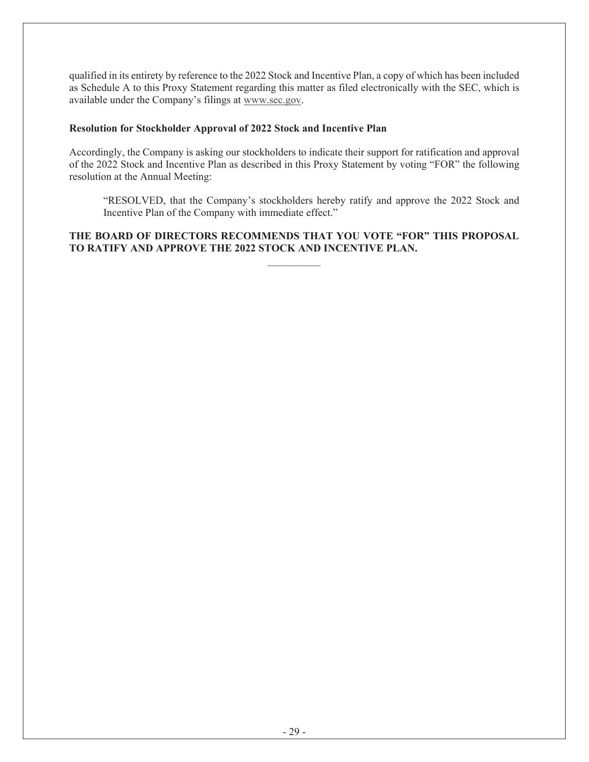qualified in its entirety by reference to the 2022 Stock and Incentive Plan, a copy of which has been included as Schedule A to this Proxy Statement regarding this matter as filed electronically with the SEC, which is available under the Company's filings at www.sec.gov.

**Resolution for Stockholder Approval of 2022 Stock and Incentive Plan**

Accordingly, the Company is asking our stockholders to indicate their support for ratification and approval of the 2022 Stock and Incentive Plan as described in this Proxy Statement by voting "FOR" the following resolution at the Annual Meeting:

> "RESOLVED, that the Company's stockholders hereby ratify and approve the 2022 Stock and Incentive Plan of the Company with immediate effect."

**THE BOARD OF DIRECTORS RECOMMENDS THAT YOU VOTE "FOR" THIS PROPOSAL TO RATIFY AND APPROVE THE 2022 STOCK AND INCENTIVE PLAN.**

---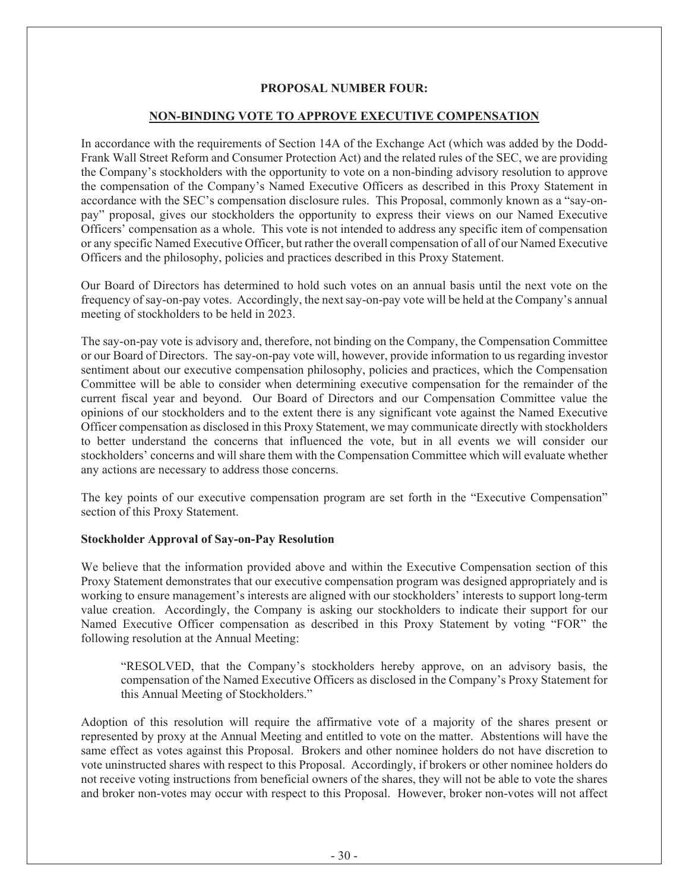**PROPOSAL NUMBER FOUR:**

**NON-BINDING VOTE TO APPROVE EXECUTIVE COMPENSATION**

In accordance with the requirements of Section 14A of the Exchange Act (which was added by the Dodd-Frank Wall Street Reform and Consumer Protection Act) and the related rules of the SEC, we are providing the Company's stockholders with the opportunity to vote on a non-binding advisory resolution to approve the compensation of the Company's Named Executive Officers as described in this Proxy Statement in accordance with the SEC's compensation disclosure rules. This Proposal, commonly known as a "say-on-pay" proposal, gives our stockholders the opportunity to express their views on our Named Executive Officers' compensation as a whole. This vote is not intended to address any specific item of compensation or any specific Named Executive Officer, but rather the overall compensation of all of our Named Executive Officers and the philosophy, policies and practices described in this Proxy Statement.

Our Board of Directors has determined to hold such votes on an annual basis until the next vote on the frequency of say-on-pay votes. Accordingly, the next say-on-pay vote will be held at the Company's annual meeting of stockholders to be held in 2023.

The say-on-pay vote is advisory and, therefore, not binding on the Company, the Compensation Committee or our Board of Directors. The say-on-pay vote will, however, provide information to us regarding investor sentiment about our executive compensation philosophy, policies and practices, which the Compensation Committee will be able to consider when determining executive compensation for the remainder of the current fiscal year and beyond. Our Board of Directors and our Compensation Committee value the opinions of our stockholders and to the extent there is any significant vote against the Named Executive Officer compensation as disclosed in this Proxy Statement, we may communicate directly with stockholders to better understand the concerns that influenced the vote, but in all events we will consider our stockholders' concerns and will share them with the Compensation Committee which will evaluate whether any actions are necessary to address those concerns.

The key points of our executive compensation program are set forth in the "Executive Compensation" section of this Proxy Statement.

**Stockholder Approval of Say-on-Pay Resolution**

We believe that the information provided above and within the Executive Compensation section of this Proxy Statement demonstrates that our executive compensation program was designed appropriately and is working to ensure management's interests are aligned with our stockholders' interests to support long-term value creation. Accordingly, the Company is asking our stockholders to indicate their support for our Named Executive Officer compensation as described in this Proxy Statement by voting "FOR" the following resolution at the Annual Meeting:

> "RESOLVED, that the Company's stockholders hereby approve, on an advisory basis, the compensation of the Named Executive Officers as disclosed in the Company's Proxy Statement for this Annual Meeting of Stockholders."

Adoption of this resolution will require the affirmative vote of a majority of the shares present or represented by proxy at the Annual Meeting and entitled to vote on the matter. Abstentions will have the same effect as votes against this Proposal. Brokers and other nominee holders do not have discretion to vote uninstructed shares with respect to this Proposal. Accordingly, if brokers or other nominee holders do not receive voting instructions from beneficial owners of the shares, they will not be able to vote the shares and broker non-votes may occur with respect to this Proposal. However, broker non-votes will not affect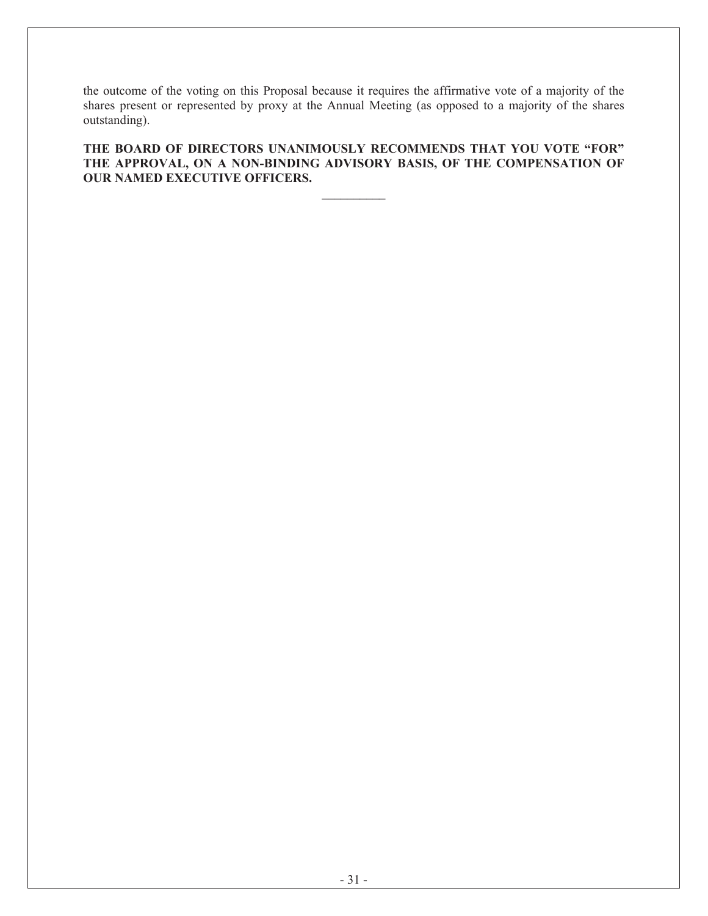the outcome of the voting on this Proposal because it requires the affirmative vote of a majority of the shares present or represented by proxy at the Annual Meeting (as opposed to a majority of the shares outstanding).

**THE BOARD OF DIRECTORS UNANIMOUSLY RECOMMENDS THAT YOU VOTE "FOR" THE APPROVAL, ON A NON-BINDING ADVISORY BASIS, OF THE COMPENSATION OF OUR NAMED EXECUTIVE OFFICERS.**

---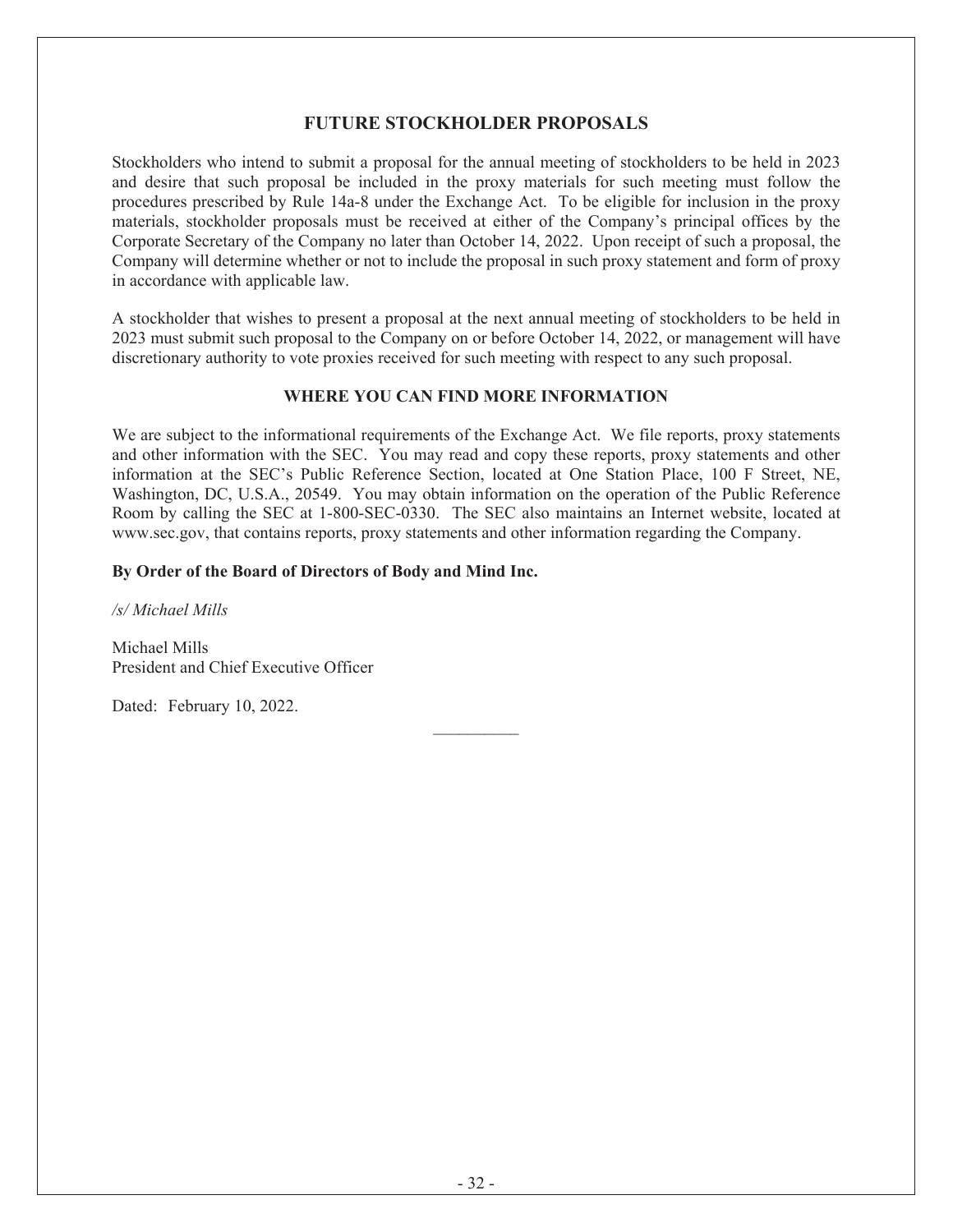## FUTURE STOCKHOLDER PROPOSALS

Stockholders who intend to submit a proposal for the annual meeting of stockholders to be held in 2023 and desire that such proposal be included in the proxy materials for such meeting must follow the procedures prescribed by Rule 14a-8 under the Exchange Act. To be eligible for inclusion in the proxy materials, stockholder proposals must be received at either of the Company's principal offices by the Corporate Secretary of the Company no later than October 14, 2022. Upon receipt of such a proposal, the Company will determine whether or not to include the proposal in such proxy statement and form of proxy in accordance with applicable law.

A stockholder that wishes to present a proposal at the next annual meeting of stockholders to be held in 2023 must submit such proposal to the Company on or before October 14, 2022, or management will have discretionary authority to vote proxies received for such meeting with respect to any such proposal.

### WHERE YOU CAN FIND MORE INFORMATION

We are subject to the informational requirements of the Exchange Act. We file reports, proxy statements and other information with the SEC. You may read and copy these reports, proxy statements and other information at the SEC's Public Reference Section, located at One Station Place, 100 F Street, NE, Washington, DC, U.S.A., 20549. You may obtain information on the operation of the Public Reference Room by calling the SEC at 1-800-SEC-0330. The SEC also maintains an Internet website, located at www.sec.gov, that contains reports, proxy statements and other information regarding the Company.

**By Order of the Board of Directors of Body and Mind Inc.**

*/s/ Michael Mills*

Michael Mills
President and Chief Executive Officer

Dated: February 10, 2022.

__________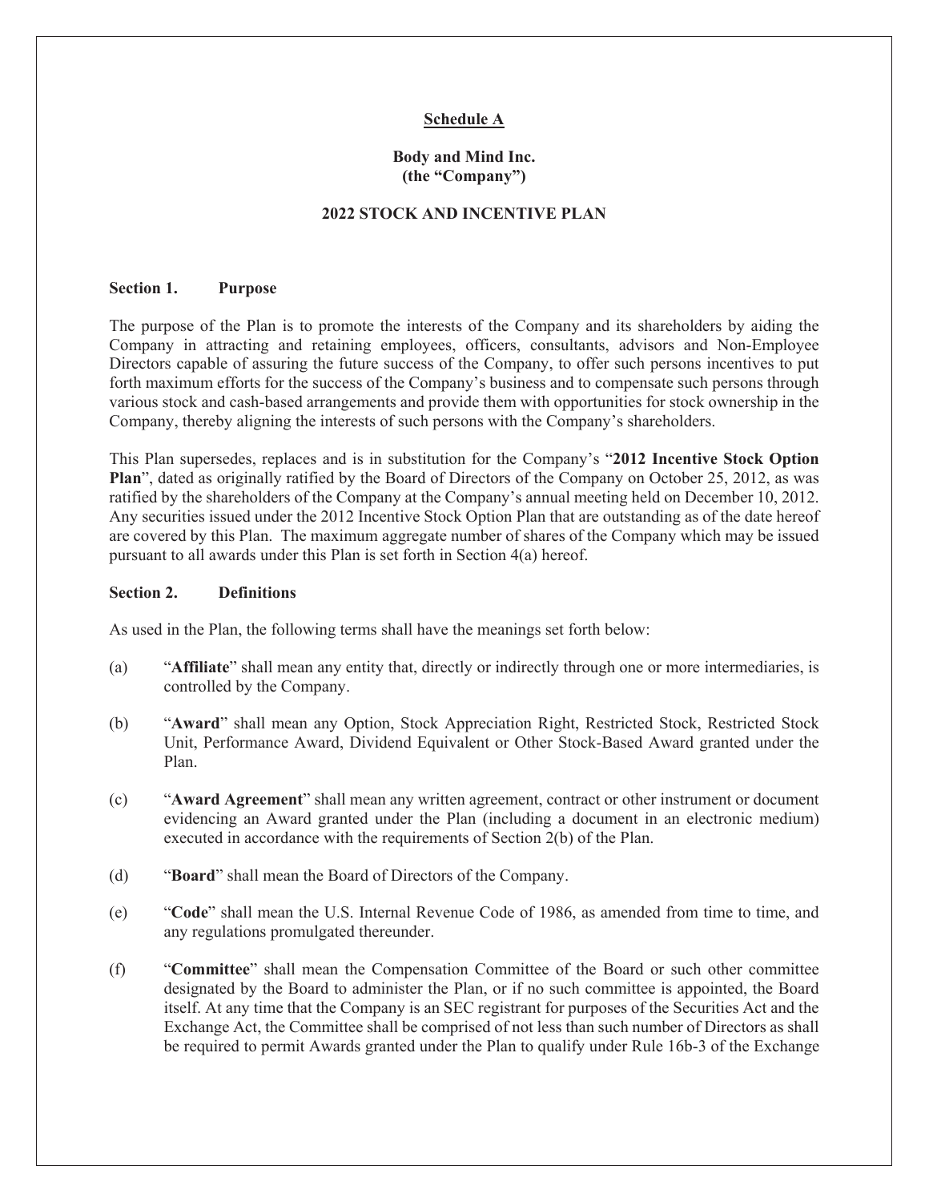**Schedule A**

**Body and Mind Inc.**
**(the "Company")**

**2022 STOCK AND INCENTIVE PLAN**

**Section 1. Purpose**

The purpose of the Plan is to promote the interests of the Company and its shareholders by aiding the Company in attracting and retaining employees, officers, consultants, advisors and Non-Employee Directors capable of assuring the future success of the Company, to offer such persons incentives to put forth maximum efforts for the success of the Company's business and to compensate such persons through various stock and cash-based arrangements and provide them with opportunities for stock ownership in the Company, thereby aligning the interests of such persons with the Company's shareholders.

This Plan supersedes, replaces and is in substitution for the Company's "**2012 Incentive Stock Option Plan**", dated as originally ratified by the Board of Directors of the Company on October 25, 2012, as was ratified by the shareholders of the Company at the Company's annual meeting held on December 10, 2012. Any securities issued under the 2012 Incentive Stock Option Plan that are outstanding as of the date hereof are covered by this Plan. The maximum aggregate number of shares of the Company which may be issued pursuant to all awards under this Plan is set forth in Section 4(a) hereof.

**Section 2. Definitions**

As used in the Plan, the following terms shall have the meanings set forth below:

(a) "**Affiliate**" shall mean any entity that, directly or indirectly through one or more intermediaries, is controlled by the Company.

(b) "**Award**" shall mean any Option, Stock Appreciation Right, Restricted Stock, Restricted Stock Unit, Performance Award, Dividend Equivalent or Other Stock-Based Award granted under the Plan.

(c) "**Award Agreement**" shall mean any written agreement, contract or other instrument or document evidencing an Award granted under the Plan (including a document in an electronic medium) executed in accordance with the requirements of Section 2(b) of the Plan.

(d) "**Board**" shall mean the Board of Directors of the Company.

(e) "**Code**" shall mean the U.S. Internal Revenue Code of 1986, as amended from time to time, and any regulations promulgated thereunder.

(f) "**Committee**" shall mean the Compensation Committee of the Board or such other committee designated by the Board to administer the Plan, or if no such committee is appointed, the Board itself. At any time that the Company is an SEC registrant for purposes of the Securities Act and the Exchange Act, the Committee shall be comprised of not less than such number of Directors as shall be required to permit Awards granted under the Plan to qualify under Rule 16b-3 of the Exchange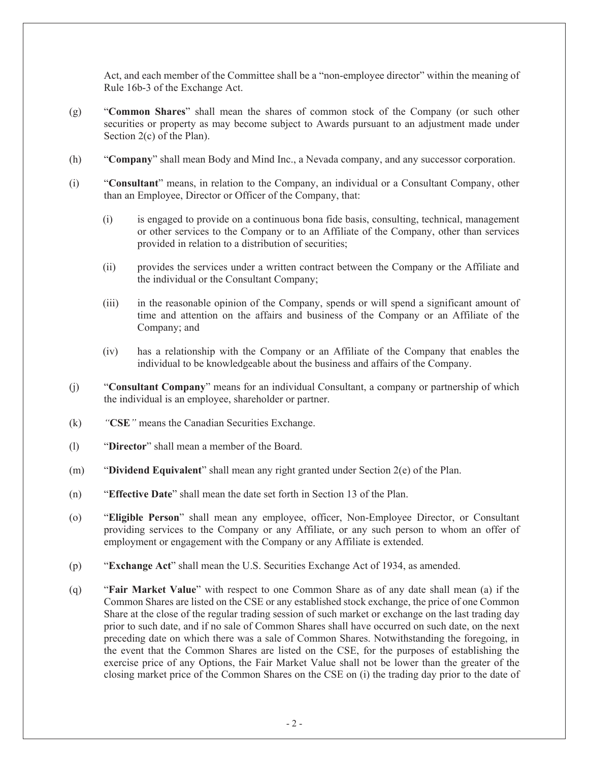Act, and each member of the Committee shall be a "non-employee director" within the meaning of Rule 16b-3 of the Exchange Act.

(g) "**Common Shares**" shall mean the shares of common stock of the Company (or such other securities or property as may become subject to Awards pursuant to an adjustment made under Section 2(c) of the Plan).

(h) "**Company**" shall mean Body and Mind Inc., a Nevada company, and any successor corporation.

(i) "**Consultant**" means, in relation to the Company, an individual or a Consultant Company, other than an Employee, Director or Officer of the Company, that:

   (i) is engaged to provide on a continuous bona fide basis, consulting, technical, management or other services to the Company or to an Affiliate of the Company, other than services provided in relation to a distribution of securities;

   (ii) provides the services under a written contract between the Company or the Affiliate and the individual or the Consultant Company;

   (iii) in the reasonable opinion of the Company, spends or will spend a significant amount of time and attention on the affairs and business of the Company or an Affiliate of the Company; and

   (iv) has a relationship with the Company or an Affiliate of the Company that enables the individual to be knowledgeable about the business and affairs of the Company.

(j) "**Consultant Company**" means for an individual Consultant, a company or partnership of which the individual is an employee, shareholder or partner.

(k) *"***CSE***"* means the Canadian Securities Exchange.

(l) "**Director**" shall mean a member of the Board.

(m) "**Dividend Equivalent**" shall mean any right granted under Section 2(e) of the Plan.

(n) "**Effective Date**" shall mean the date set forth in Section 13 of the Plan.

(o) "**Eligible Person**" shall mean any employee, officer, Non-Employee Director, or Consultant providing services to the Company or any Affiliate, or any such person to whom an offer of employment or engagement with the Company or any Affiliate is extended.

(p) "**Exchange Act**" shall mean the U.S. Securities Exchange Act of 1934, as amended.

(q) "**Fair Market Value**" with respect to one Common Share as of any date shall mean (a) if the Common Shares are listed on the CSE or any established stock exchange, the price of one Common Share at the close of the regular trading session of such market or exchange on the last trading day prior to such date, and if no sale of Common Shares shall have occurred on such date, on the next preceding date on which there was a sale of Common Shares. Notwithstanding the foregoing, in the event that the Common Shares are listed on the CSE, for the purposes of establishing the exercise price of any Options, the Fair Market Value shall not be lower than the greater of the closing market price of the Common Shares on the CSE on (i) the trading day prior to the date of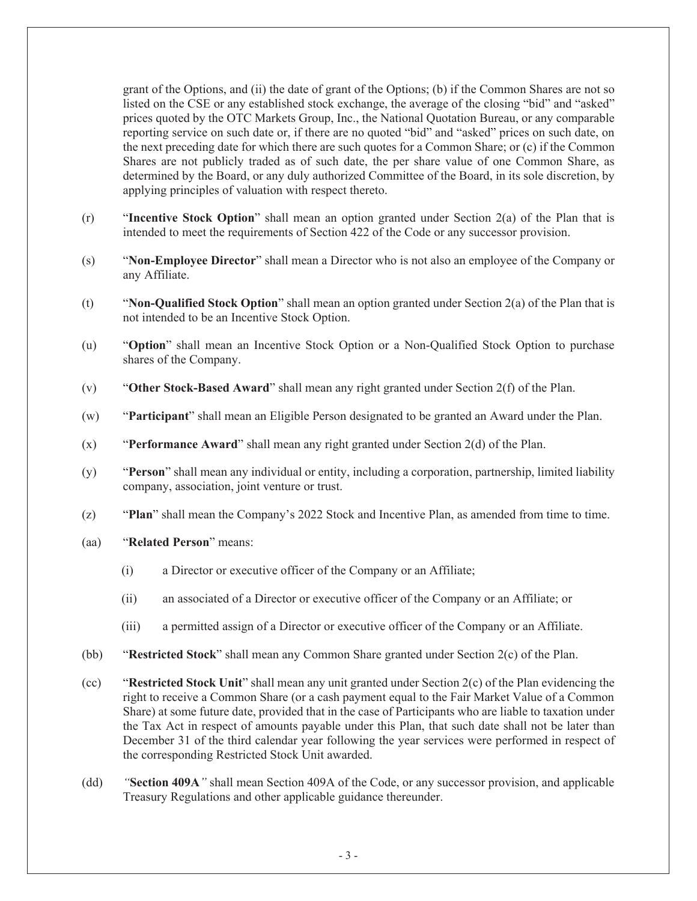grant of the Options, and (ii) the date of grant of the Options; (b) if the Common Shares are not so listed on the CSE or any established stock exchange, the average of the closing "bid" and "asked" prices quoted by the OTC Markets Group, Inc., the National Quotation Bureau, or any comparable reporting service on such date or, if there are no quoted "bid" and "asked" prices on such date, on the next preceding date for which there are such quotes for a Common Share; or (c) if the Common Shares are not publicly traded as of such date, the per share value of one Common Share, as determined by the Board, or any duly authorized Committee of the Board, in its sole discretion, by applying principles of valuation with respect thereto.

(r) "**Incentive Stock Option**" shall mean an option granted under Section 2(a) of the Plan that is intended to meet the requirements of Section 422 of the Code or any successor provision.

(s) "**Non-Employee Director**" shall mean a Director who is not also an employee of the Company or any Affiliate.

(t) "**Non-Qualified Stock Option**" shall mean an option granted under Section 2(a) of the Plan that is not intended to be an Incentive Stock Option.

(u) "**Option**" shall mean an Incentive Stock Option or a Non-Qualified Stock Option to purchase shares of the Company.

(v) "**Other Stock-Based Award**" shall mean any right granted under Section 2(f) of the Plan.

(w) "**Participant**" shall mean an Eligible Person designated to be granted an Award under the Plan.

(x) "**Performance Award**" shall mean any right granted under Section 2(d) of the Plan.

(y) "**Person**" shall mean any individual or entity, including a corporation, partnership, limited liability company, association, joint venture or trust.

(z) "**Plan**" shall mean the Company's 2022 Stock and Incentive Plan, as amended from time to time.

(aa) "**Related Person**" means:

(i) a Director or executive officer of the Company or an Affiliate;

(ii) an associated of a Director or executive officer of the Company or an Affiliate; or

(iii) a permitted assign of a Director or executive officer of the Company or an Affiliate.

(bb) "**Restricted Stock**" shall mean any Common Share granted under Section 2(c) of the Plan.

(cc) "**Restricted Stock Unit**" shall mean any unit granted under Section 2(c) of the Plan evidencing the right to receive a Common Share (or a cash payment equal to the Fair Market Value of a Common Share) at some future date, provided that in the case of Participants who are liable to taxation under the Tax Act in respect of amounts payable under this Plan, that such date shall not be later than December 31 of the third calendar year following the year services were performed in respect of the corresponding Restricted Stock Unit awarded.

(dd) *"***Section 409A***"* shall mean Section 409A of the Code, or any successor provision, and applicable Treasury Regulations and other applicable guidance thereunder.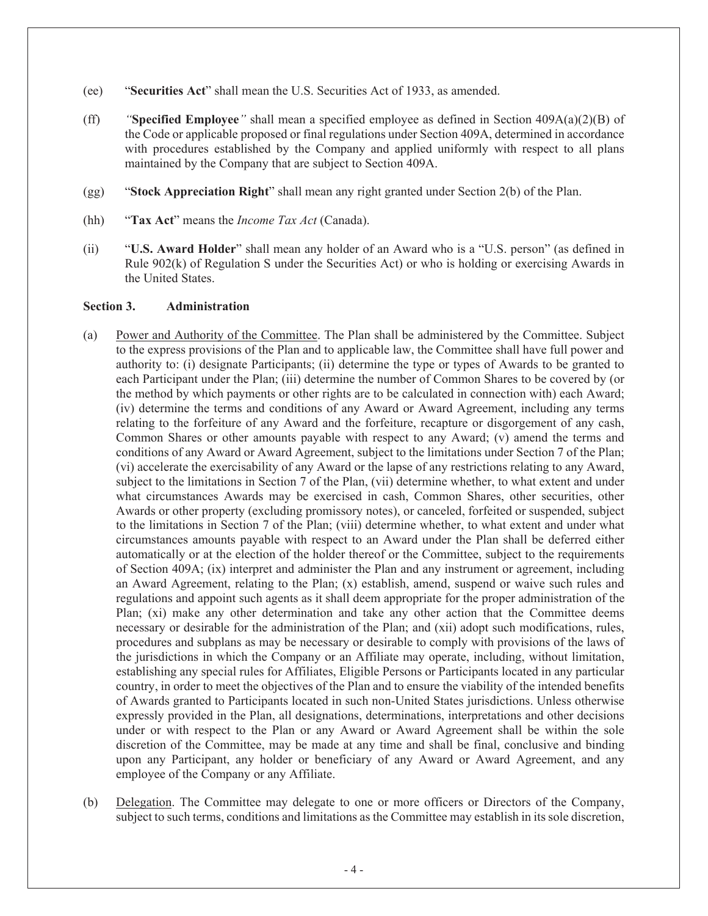(ee) "**Securities Act**" shall mean the U.S. Securities Act of 1933, as amended.

(ff) "**Specified Employee**" shall mean a specified employee as defined in Section 409A(a)(2)(B) of the Code or applicable proposed or final regulations under Section 409A, determined in accordance with procedures established by the Company and applied uniformly with respect to all plans maintained by the Company that are subject to Section 409A.

(gg) "**Stock Appreciation Right**" shall mean any right granted under Section 2(b) of the Plan.

(hh) "**Tax Act**" means the *Income Tax Act* (Canada).

(ii) "**U.S. Award Holder**" shall mean any holder of an Award who is a "U.S. person" (as defined in Rule 902(k) of Regulation S under the Securities Act) or who is holding or exercising Awards in the United States.

**Section 3. Administration**

(a) Power and Authority of the Committee. The Plan shall be administered by the Committee. Subject to the express provisions of the Plan and to applicable law, the Committee shall have full power and authority to: (i) designate Participants; (ii) determine the type or types of Awards to be granted to each Participant under the Plan; (iii) determine the number of Common Shares to be covered by (or the method by which payments or other rights are to be calculated in connection with) each Award; (iv) determine the terms and conditions of any Award or Award Agreement, including any terms relating to the forfeiture of any Award and the forfeiture, recapture or disgorgement of any cash, Common Shares or other amounts payable with respect to any Award; (v) amend the terms and conditions of any Award or Award Agreement, subject to the limitations under Section 7 of the Plan; (vi) accelerate the exercisability of any Award or the lapse of any restrictions relating to any Award, subject to the limitations in Section 7 of the Plan, (vii) determine whether, to what extent and under what circumstances Awards may be exercised in cash, Common Shares, other securities, other Awards or other property (excluding promissory notes), or canceled, forfeited or suspended, subject to the limitations in Section 7 of the Plan; (viii) determine whether, to what extent and under what circumstances amounts payable with respect to an Award under the Plan shall be deferred either automatically or at the election of the holder thereof or the Committee, subject to the requirements of Section 409A; (ix) interpret and administer the Plan and any instrument or agreement, including an Award Agreement, relating to the Plan; (x) establish, amend, suspend or waive such rules and regulations and appoint such agents as it shall deem appropriate for the proper administration of the Plan; (xi) make any other determination and take any other action that the Committee deems necessary or desirable for the administration of the Plan; and (xii) adopt such modifications, rules, procedures and subplans as may be necessary or desirable to comply with provisions of the laws of the jurisdictions in which the Company or an Affiliate may operate, including, without limitation, establishing any special rules for Affiliates, Eligible Persons or Participants located in any particular country, in order to meet the objectives of the Plan and to ensure the viability of the intended benefits of Awards granted to Participants located in such non-United States jurisdictions. Unless otherwise expressly provided in the Plan, all designations, determinations, interpretations and other decisions under or with respect to the Plan or any Award or Award Agreement shall be within the sole discretion of the Committee, may be made at any time and shall be final, conclusive and binding upon any Participant, any holder or beneficiary of any Award or Award Agreement, and any employee of the Company or any Affiliate.

(b) Delegation. The Committee may delegate to one or more officers or Directors of the Company, subject to such terms, conditions and limitations as the Committee may establish in its sole discretion,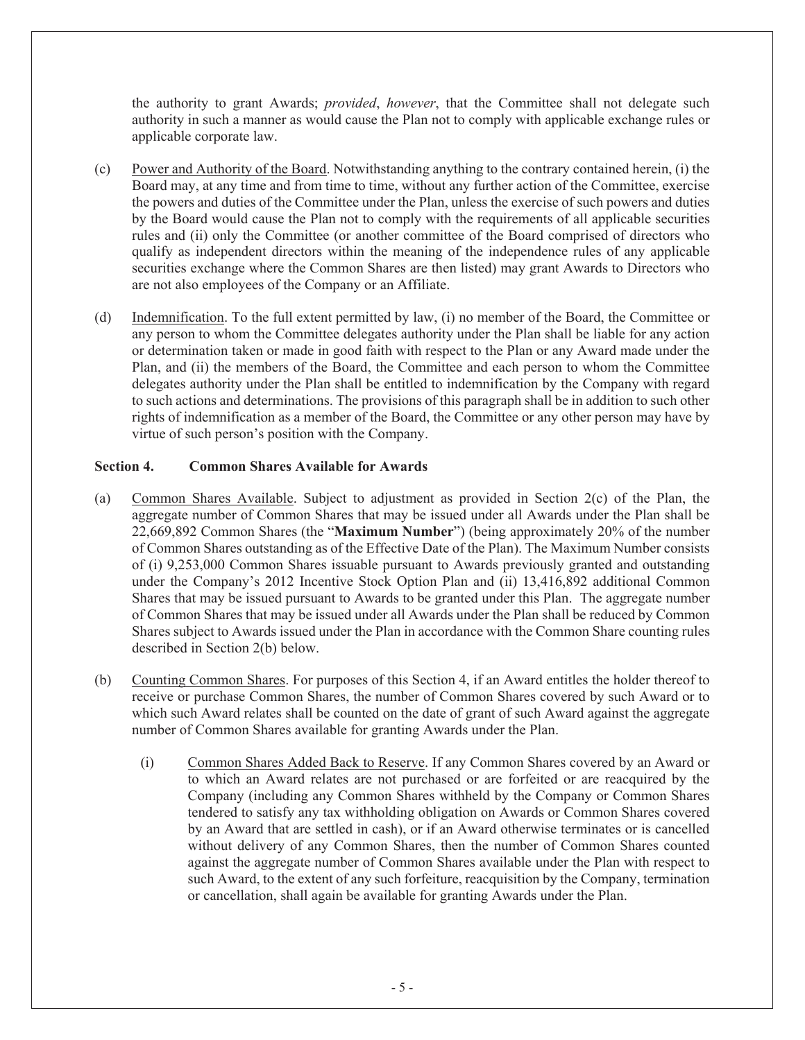the authority to grant Awards; *provided*, *however*, that the Committee shall not delegate such authority in such a manner as would cause the Plan not to comply with applicable exchange rules or applicable corporate law.

(c) Power and Authority of the Board. Notwithstanding anything to the contrary contained herein, (i) the Board may, at any time and from time to time, without any further action of the Committee, exercise the powers and duties of the Committee under the Plan, unless the exercise of such powers and duties by the Board would cause the Plan not to comply with the requirements of all applicable securities rules and (ii) only the Committee (or another committee of the Board comprised of directors who qualify as independent directors within the meaning of the independence rules of any applicable securities exchange where the Common Shares are then listed) may grant Awards to Directors who are not also employees of the Company or an Affiliate.

(d) Indemnification. To the full extent permitted by law, (i) no member of the Board, the Committee or any person to whom the Committee delegates authority under the Plan shall be liable for any action or determination taken or made in good faith with respect to the Plan or any Award made under the Plan, and (ii) the members of the Board, the Committee and each person to whom the Committee delegates authority under the Plan shall be entitled to indemnification by the Company with regard to such actions and determinations. The provisions of this paragraph shall be in addition to such other rights of indemnification as a member of the Board, the Committee or any other person may have by virtue of such person's position with the Company.

**Section 4. Common Shares Available for Awards**

(a) Common Shares Available. Subject to adjustment as provided in Section 2(c) of the Plan, the aggregate number of Common Shares that may be issued under all Awards under the Plan shall be 22,669,892 Common Shares (the "**Maximum Number**") (being approximately 20% of the number of Common Shares outstanding as of the Effective Date of the Plan). The Maximum Number consists of (i) 9,253,000 Common Shares issuable pursuant to Awards previously granted and outstanding under the Company's 2012 Incentive Stock Option Plan and (ii) 13,416,892 additional Common Shares that may be issued pursuant to Awards to be granted under this Plan. The aggregate number of Common Shares that may be issued under all Awards under the Plan shall be reduced by Common Shares subject to Awards issued under the Plan in accordance with the Common Share counting rules described in Section 2(b) below.

(b) Counting Common Shares. For purposes of this Section 4, if an Award entitles the holder thereof to receive or purchase Common Shares, the number of Common Shares covered by such Award or to which such Award relates shall be counted on the date of grant of such Award against the aggregate number of Common Shares available for granting Awards under the Plan.

(i) Common Shares Added Back to Reserve. If any Common Shares covered by an Award or to which an Award relates are not purchased or are forfeited or are reacquired by the Company (including any Common Shares withheld by the Company or Common Shares tendered to satisfy any tax withholding obligation on Awards or Common Shares covered by an Award that are settled in cash), or if an Award otherwise terminates or is cancelled without delivery of any Common Shares, then the number of Common Shares counted against the aggregate number of Common Shares available under the Plan with respect to such Award, to the extent of any such forfeiture, reacquisition by the Company, termination or cancellation, shall again be available for granting Awards under the Plan.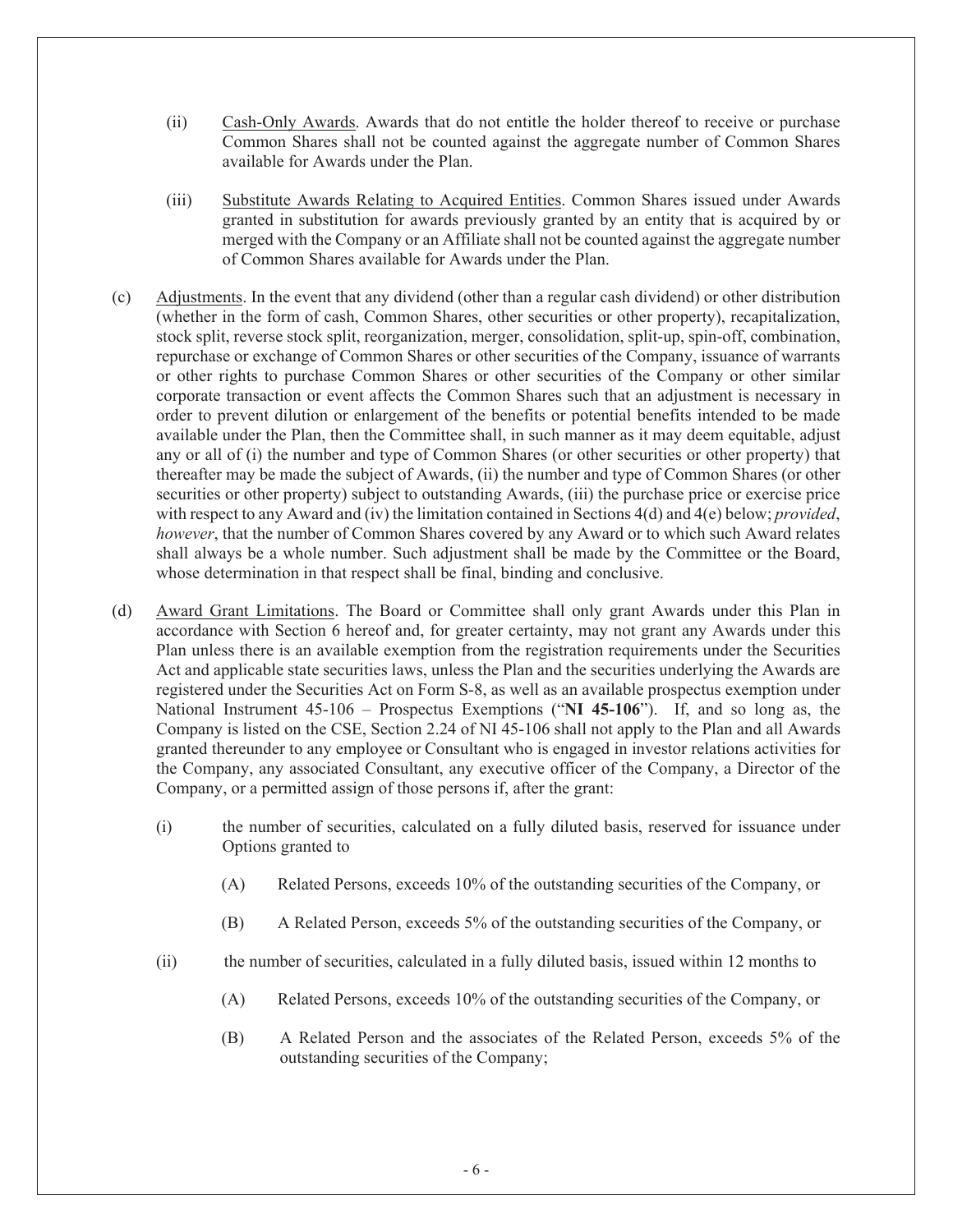(ii) Cash-Only Awards. Awards that do not entitle the holder thereof to receive or purchase Common Shares shall not be counted against the aggregate number of Common Shares available for Awards under the Plan.

(iii) Substitute Awards Relating to Acquired Entities. Common Shares issued under Awards granted in substitution for awards previously granted by an entity that is acquired by or merged with the Company or an Affiliate shall not be counted against the aggregate number of Common Shares available for Awards under the Plan.

(c) Adjustments. In the event that any dividend (other than a regular cash dividend) or other distribution (whether in the form of cash, Common Shares, other securities or other property), recapitalization, stock split, reverse stock split, reorganization, merger, consolidation, split-up, spin-off, combination, repurchase or exchange of Common Shares or other securities of the Company, issuance of warrants or other rights to purchase Common Shares or other securities of the Company or other similar corporate transaction or event affects the Common Shares such that an adjustment is necessary in order to prevent dilution or enlargement of the benefits or potential benefits intended to be made available under the Plan, then the Committee shall, in such manner as it may deem equitable, adjust any or all of (i) the number and type of Common Shares (or other securities or other property) that thereafter may be made the subject of Awards, (ii) the number and type of Common Shares (or other securities or other property) subject to outstanding Awards, (iii) the purchase price or exercise price with respect to any Award and (iv) the limitation contained in Sections 4(d) and 4(e) below; *provided*, *however*, that the number of Common Shares covered by any Award or to which such Award relates shall always be a whole number. Such adjustment shall be made by the Committee or the Board, whose determination in that respect shall be final, binding and conclusive.

(d) Award Grant Limitations. The Board or Committee shall only grant Awards under this Plan in accordance with Section 6 hereof and, for greater certainty, may not grant any Awards under this Plan unless there is an available exemption from the registration requirements under the Securities Act and applicable state securities laws, unless the Plan and the securities underlying the Awards are registered under the Securities Act on Form S-8, as well as an available prospectus exemption under National Instrument 45-106 – Prospectus Exemptions ("**NI 45-106**"). If, and so long as, the Company is listed on the CSE, Section 2.24 of NI 45-106 shall not apply to the Plan and all Awards granted thereunder to any employee or Consultant who is engaged in investor relations activities for the Company, any associated Consultant, any executive officer of the Company, a Director of the Company, or a permitted assign of those persons if, after the grant:

(i) the number of securities, calculated on a fully diluted basis, reserved for issuance under Options granted to

(A) Related Persons, exceeds 10% of the outstanding securities of the Company, or

(B) A Related Person, exceeds 5% of the outstanding securities of the Company, or

(ii) the number of securities, calculated in a fully diluted basis, issued within 12 months to

(A) Related Persons, exceeds 10% of the outstanding securities of the Company, or

(B) A Related Person and the associates of the Related Person, exceeds 5% of the outstanding securities of the Company;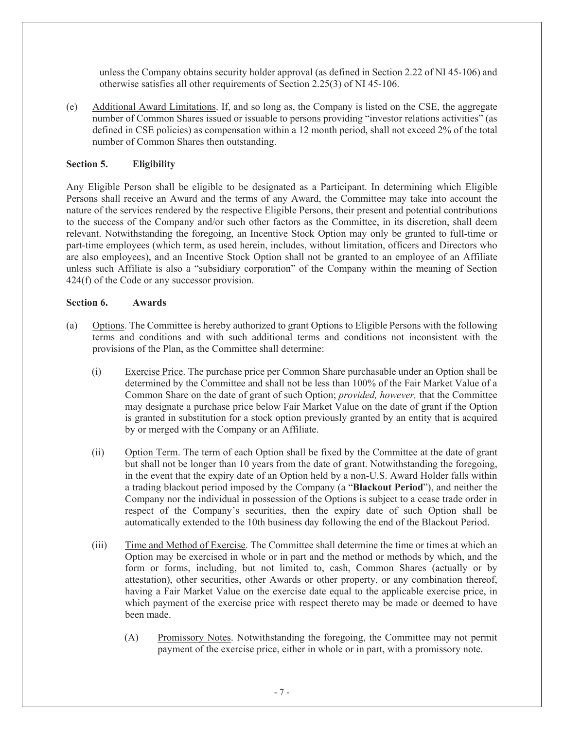unless the Company obtains security holder approval (as defined in Section 2.22 of NI 45-106) and otherwise satisfies all other requirements of Section 2.25(3) of NI 45-106.

(e) Additional Award Limitations. If, and so long as, the Company is listed on the CSE, the aggregate number of Common Shares issued or issuable to persons providing "investor relations activities" (as defined in CSE policies) as compensation within a 12 month period, shall not exceed 2% of the total number of Common Shares then outstanding.

**Section 5. Eligibility**

Any Eligible Person shall be eligible to be designated as a Participant. In determining which Eligible Persons shall receive an Award and the terms of any Award, the Committee may take into account the nature of the services rendered by the respective Eligible Persons, their present and potential contributions to the success of the Company and/or such other factors as the Committee, in its discretion, shall deem relevant. Notwithstanding the foregoing, an Incentive Stock Option may only be granted to full-time or part-time employees (which term, as used herein, includes, without limitation, officers and Directors who are also employees), and an Incentive Stock Option shall not be granted to an employee of an Affiliate unless such Affiliate is also a "subsidiary corporation" of the Company within the meaning of Section 424(f) of the Code or any successor provision.

**Section 6. Awards**

(a) Options. The Committee is hereby authorized to grant Options to Eligible Persons with the following terms and conditions and with such additional terms and conditions not inconsistent with the provisions of the Plan, as the Committee shall determine:

(i) Exercise Price. The purchase price per Common Share purchasable under an Option shall be determined by the Committee and shall not be less than 100% of the Fair Market Value of a Common Share on the date of grant of such Option; *provided, however,* that the Committee may designate a purchase price below Fair Market Value on the date of grant if the Option is granted in substitution for a stock option previously granted by an entity that is acquired by or merged with the Company or an Affiliate.

(ii) Option Term. The term of each Option shall be fixed by the Committee at the date of grant but shall not be longer than 10 years from the date of grant. Notwithstanding the foregoing, in the event that the expiry date of an Option held by a non-U.S. Award Holder falls within a trading blackout period imposed by the Company (a "**Blackout Period**"), and neither the Company nor the individual in possession of the Options is subject to a cease trade order in respect of the Company's securities, then the expiry date of such Option shall be automatically extended to the 10th business day following the end of the Blackout Period.

(iii) Time and Method of Exercise. The Committee shall determine the time or times at which an Option may be exercised in whole or in part and the method or methods by which, and the form or forms, including, but not limited to, cash, Common Shares (actually or by attestation), other securities, other Awards or other property, or any combination thereof, having a Fair Market Value on the exercise date equal to the applicable exercise price, in which payment of the exercise price with respect thereto may be made or deemed to have been made.

(A) Promissory Notes. Notwithstanding the foregoing, the Committee may not permit payment of the exercise price, either in whole or in part, with a promissory note.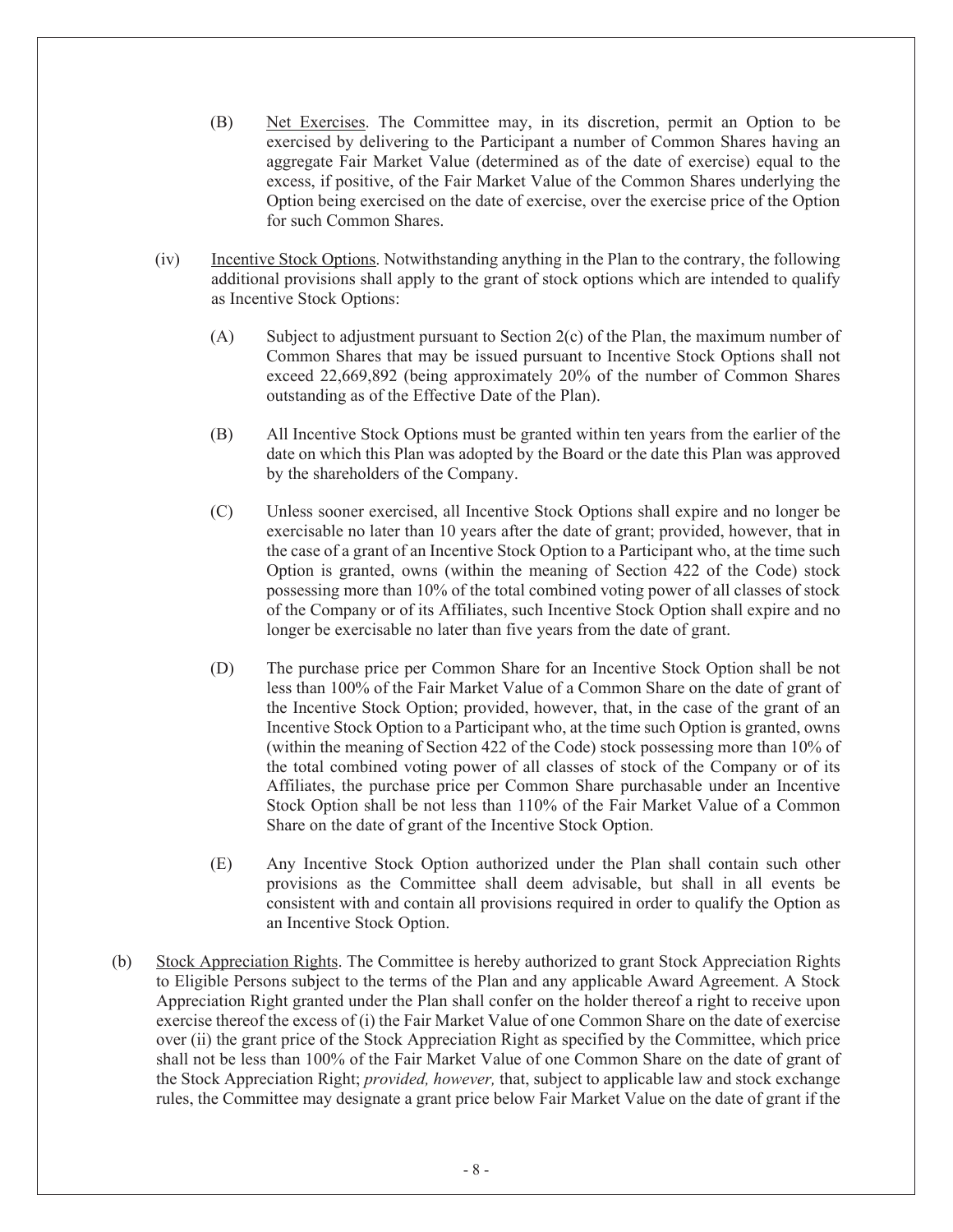(B) Net Exercises. The Committee may, in its discretion, permit an Option to be exercised by delivering to the Participant a number of Common Shares having an aggregate Fair Market Value (determined as of the date of exercise) equal to the excess, if positive, of the Fair Market Value of the Common Shares underlying the Option being exercised on the date of exercise, over the exercise price of the Option for such Common Shares.

(iv) Incentive Stock Options. Notwithstanding anything in the Plan to the contrary, the following additional provisions shall apply to the grant of stock options which are intended to qualify as Incentive Stock Options:

(A) Subject to adjustment pursuant to Section 2(c) of the Plan, the maximum number of Common Shares that may be issued pursuant to Incentive Stock Options shall not exceed 22,669,892 (being approximately 20% of the number of Common Shares outstanding as of the Effective Date of the Plan).

(B) All Incentive Stock Options must be granted within ten years from the earlier of the date on which this Plan was adopted by the Board or the date this Plan was approved by the shareholders of the Company.

(C) Unless sooner exercised, all Incentive Stock Options shall expire and no longer be exercisable no later than 10 years after the date of grant; provided, however, that in the case of a grant of an Incentive Stock Option to a Participant who, at the time such Option is granted, owns (within the meaning of Section 422 of the Code) stock possessing more than 10% of the total combined voting power of all classes of stock of the Company or of its Affiliates, such Incentive Stock Option shall expire and no longer be exercisable no later than five years from the date of grant.

(D) The purchase price per Common Share for an Incentive Stock Option shall be not less than 100% of the Fair Market Value of a Common Share on the date of grant of the Incentive Stock Option; provided, however, that, in the case of the grant of an Incentive Stock Option to a Participant who, at the time such Option is granted, owns (within the meaning of Section 422 of the Code) stock possessing more than 10% of the total combined voting power of all classes of stock of the Company or of its Affiliates, the purchase price per Common Share purchasable under an Incentive Stock Option shall be not less than 110% of the Fair Market Value of a Common Share on the date of grant of the Incentive Stock Option.

(E) Any Incentive Stock Option authorized under the Plan shall contain such other provisions as the Committee shall deem advisable, but shall in all events be consistent with and contain all provisions required in order to qualify the Option as an Incentive Stock Option.

(b) Stock Appreciation Rights. The Committee is hereby authorized to grant Stock Appreciation Rights to Eligible Persons subject to the terms of the Plan and any applicable Award Agreement. A Stock Appreciation Right granted under the Plan shall confer on the holder thereof a right to receive upon exercise thereof the excess of (i) the Fair Market Value of one Common Share on the date of exercise over (ii) the grant price of the Stock Appreciation Right as specified by the Committee, which price shall not be less than 100% of the Fair Market Value of one Common Share on the date of grant of the Stock Appreciation Right; *provided, however,* that, subject to applicable law and stock exchange rules, the Committee may designate a grant price below Fair Market Value on the date of grant if the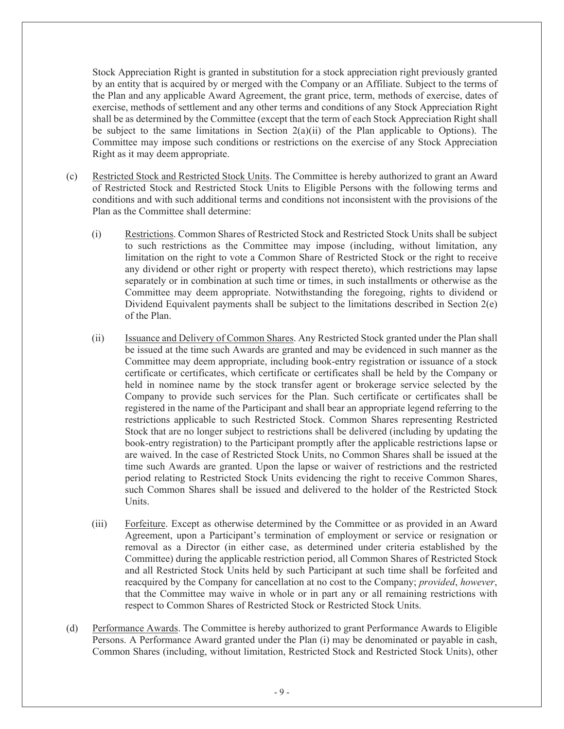Stock Appreciation Right is granted in substitution for a stock appreciation right previously granted by an entity that is acquired by or merged with the Company or an Affiliate. Subject to the terms of the Plan and any applicable Award Agreement, the grant price, term, methods of exercise, dates of exercise, methods of settlement and any other terms and conditions of any Stock Appreciation Right shall be as determined by the Committee (except that the term of each Stock Appreciation Right shall be subject to the same limitations in Section 2(a)(ii) of the Plan applicable to Options). The Committee may impose such conditions or restrictions on the exercise of any Stock Appreciation Right as it may deem appropriate.

(c) Restricted Stock and Restricted Stock Units. The Committee is hereby authorized to grant an Award of Restricted Stock and Restricted Stock Units to Eligible Persons with the following terms and conditions and with such additional terms and conditions not inconsistent with the provisions of the Plan as the Committee shall determine:

(i) Restrictions. Common Shares of Restricted Stock and Restricted Stock Units shall be subject to such restrictions as the Committee may impose (including, without limitation, any limitation on the right to vote a Common Share of Restricted Stock or the right to receive any dividend or other right or property with respect thereto), which restrictions may lapse separately or in combination at such time or times, in such installments or otherwise as the Committee may deem appropriate. Notwithstanding the foregoing, rights to dividend or Dividend Equivalent payments shall be subject to the limitations described in Section 2(e) of the Plan.

(ii) Issuance and Delivery of Common Shares. Any Restricted Stock granted under the Plan shall be issued at the time such Awards are granted and may be evidenced in such manner as the Committee may deem appropriate, including book-entry registration or issuance of a stock certificate or certificates, which certificate or certificates shall be held by the Company or held in nominee name by the stock transfer agent or brokerage service selected by the Company to provide such services for the Plan. Such certificate or certificates shall be registered in the name of the Participant and shall bear an appropriate legend referring to the restrictions applicable to such Restricted Stock. Common Shares representing Restricted Stock that are no longer subject to restrictions shall be delivered (including by updating the book-entry registration) to the Participant promptly after the applicable restrictions lapse or are waived. In the case of Restricted Stock Units, no Common Shares shall be issued at the time such Awards are granted. Upon the lapse or waiver of restrictions and the restricted period relating to Restricted Stock Units evidencing the right to receive Common Shares, such Common Shares shall be issued and delivered to the holder of the Restricted Stock Units.

(iii) Forfeiture. Except as otherwise determined by the Committee or as provided in an Award Agreement, upon a Participant's termination of employment or service or resignation or removal as a Director (in either case, as determined under criteria established by the Committee) during the applicable restriction period, all Common Shares of Restricted Stock and all Restricted Stock Units held by such Participant at such time shall be forfeited and reacquired by the Company for cancellation at no cost to the Company; *provided*, *however*, that the Committee may waive in whole or in part any or all remaining restrictions with respect to Common Shares of Restricted Stock or Restricted Stock Units.

(d) Performance Awards. The Committee is hereby authorized to grant Performance Awards to Eligible Persons. A Performance Award granted under the Plan (i) may be denominated or payable in cash, Common Shares (including, without limitation, Restricted Stock and Restricted Stock Units), other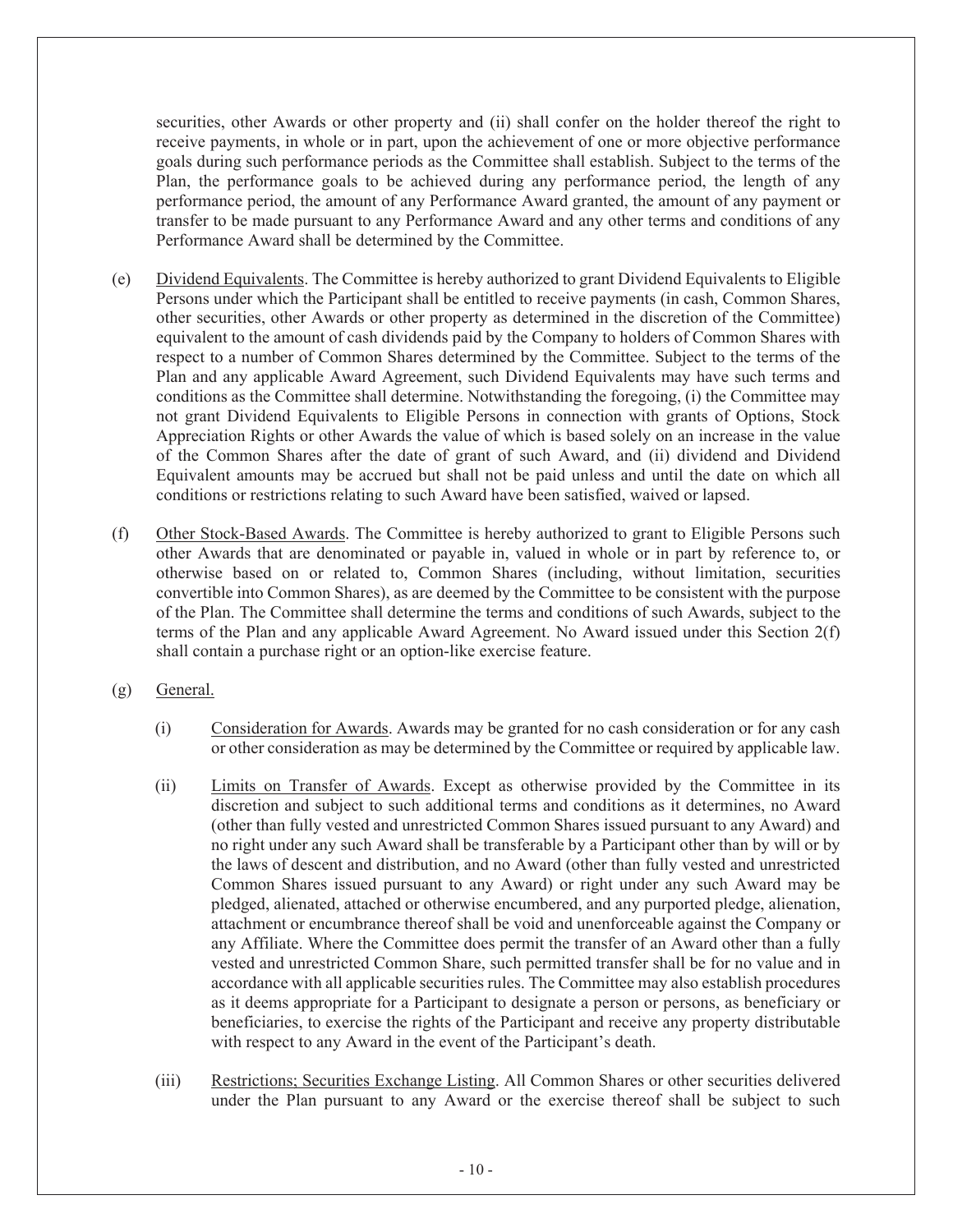securities, other Awards or other property and (ii) shall confer on the holder thereof the right to receive payments, in whole or in part, upon the achievement of one or more objective performance goals during such performance periods as the Committee shall establish. Subject to the terms of the Plan, the performance goals to be achieved during any performance period, the length of any performance period, the amount of any Performance Award granted, the amount of any payment or transfer to be made pursuant to any Performance Award and any other terms and conditions of any Performance Award shall be determined by the Committee.

(e) Dividend Equivalents. The Committee is hereby authorized to grant Dividend Equivalents to Eligible Persons under which the Participant shall be entitled to receive payments (in cash, Common Shares, other securities, other Awards or other property as determined in the discretion of the Committee) equivalent to the amount of cash dividends paid by the Company to holders of Common Shares with respect to a number of Common Shares determined by the Committee. Subject to the terms of the Plan and any applicable Award Agreement, such Dividend Equivalents may have such terms and conditions as the Committee shall determine. Notwithstanding the foregoing, (i) the Committee may not grant Dividend Equivalents to Eligible Persons in connection with grants of Options, Stock Appreciation Rights or other Awards the value of which is based solely on an increase in the value of the Common Shares after the date of grant of such Award, and (ii) dividend and Dividend Equivalent amounts may be accrued but shall not be paid unless and until the date on which all conditions or restrictions relating to such Award have been satisfied, waived or lapsed.

(f) Other Stock-Based Awards. The Committee is hereby authorized to grant to Eligible Persons such other Awards that are denominated or payable in, valued in whole or in part by reference to, or otherwise based on or related to, Common Shares (including, without limitation, securities convertible into Common Shares), as are deemed by the Committee to be consistent with the purpose of the Plan. The Committee shall determine the terms and conditions of such Awards, subject to the terms of the Plan and any applicable Award Agreement. No Award issued under this Section 2(f) shall contain a purchase right or an option-like exercise feature.

(g) General.

(i) Consideration for Awards. Awards may be granted for no cash consideration or for any cash or other consideration as may be determined by the Committee or required by applicable law.

(ii) Limits on Transfer of Awards. Except as otherwise provided by the Committee in its discretion and subject to such additional terms and conditions as it determines, no Award (other than fully vested and unrestricted Common Shares issued pursuant to any Award) and no right under any such Award shall be transferable by a Participant other than by will or by the laws of descent and distribution, and no Award (other than fully vested and unrestricted Common Shares issued pursuant to any Award) or right under any such Award may be pledged, alienated, attached or otherwise encumbered, and any purported pledge, alienation, attachment or encumbrance thereof shall be void and unenforceable against the Company or any Affiliate. Where the Committee does permit the transfer of an Award other than a fully vested and unrestricted Common Share, such permitted transfer shall be for no value and in accordance with all applicable securities rules. The Committee may also establish procedures as it deems appropriate for a Participant to designate a person or persons, as beneficiary or beneficiaries, to exercise the rights of the Participant and receive any property distributable with respect to any Award in the event of the Participant's death.

(iii) Restrictions; Securities Exchange Listing. All Common Shares or other securities delivered under the Plan pursuant to any Award or the exercise thereof shall be subject to such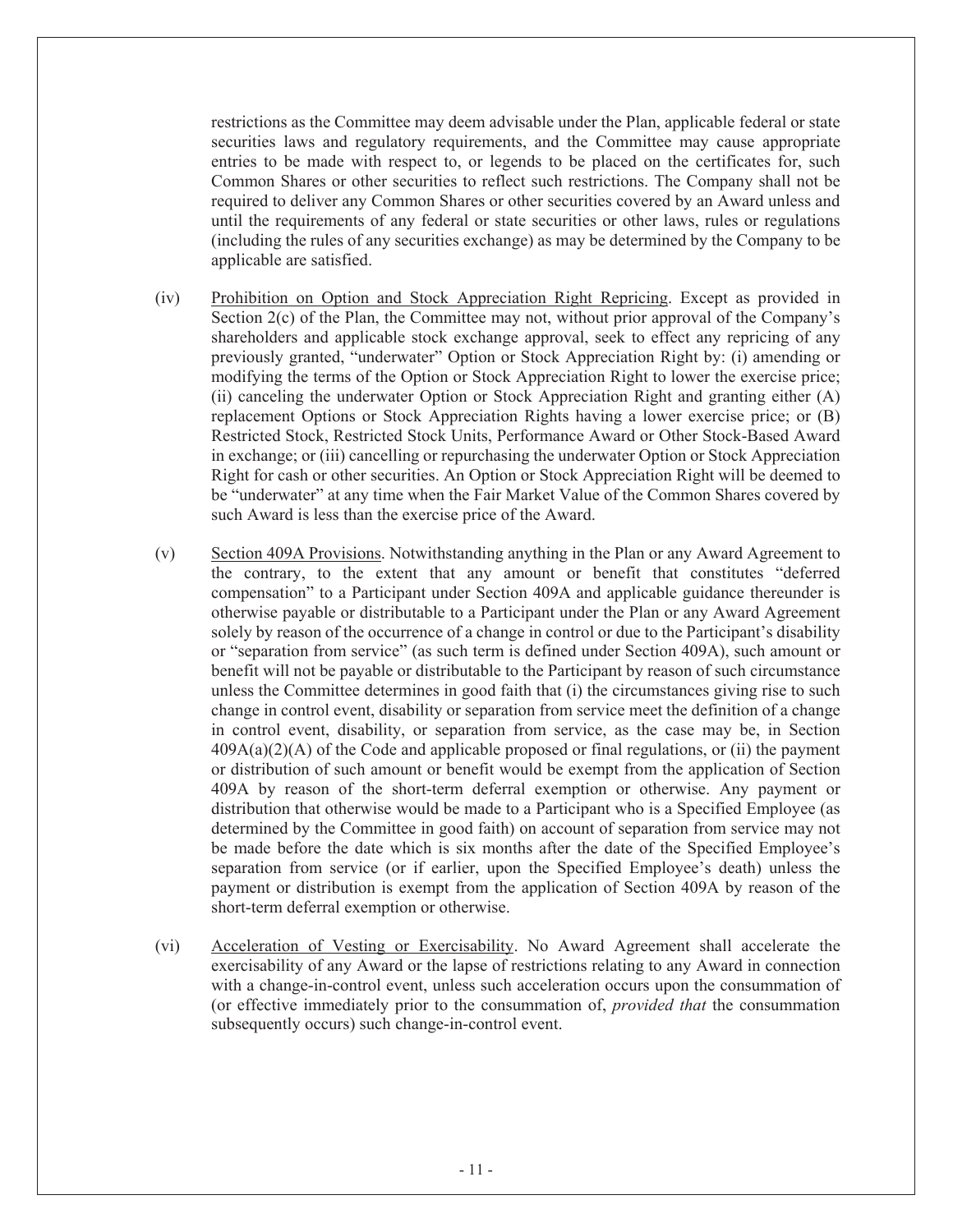restrictions as the Committee may deem advisable under the Plan, applicable federal or state securities laws and regulatory requirements, and the Committee may cause appropriate entries to be made with respect to, or legends to be placed on the certificates for, such Common Shares or other securities to reflect such restrictions. The Company shall not be required to deliver any Common Shares or other securities covered by an Award unless and until the requirements of any federal or state securities or other laws, rules or regulations (including the rules of any securities exchange) as may be determined by the Company to be applicable are satisfied.

(iv) Prohibition on Option and Stock Appreciation Right Repricing. Except as provided in Section 2(c) of the Plan, the Committee may not, without prior approval of the Company's shareholders and applicable stock exchange approval, seek to effect any repricing of any previously granted, "underwater" Option or Stock Appreciation Right by: (i) amending or modifying the terms of the Option or Stock Appreciation Right to lower the exercise price; (ii) canceling the underwater Option or Stock Appreciation Right and granting either (A) replacement Options or Stock Appreciation Rights having a lower exercise price; or (B) Restricted Stock, Restricted Stock Units, Performance Award or Other Stock-Based Award in exchange; or (iii) cancelling or repurchasing the underwater Option or Stock Appreciation Right for cash or other securities. An Option or Stock Appreciation Right will be deemed to be "underwater" at any time when the Fair Market Value of the Common Shares covered by such Award is less than the exercise price of the Award.

(v) Section 409A Provisions. Notwithstanding anything in the Plan or any Award Agreement to the contrary, to the extent that any amount or benefit that constitutes "deferred compensation" to a Participant under Section 409A and applicable guidance thereunder is otherwise payable or distributable to a Participant under the Plan or any Award Agreement solely by reason of the occurrence of a change in control or due to the Participant's disability or "separation from service" (as such term is defined under Section 409A), such amount or benefit will not be payable or distributable to the Participant by reason of such circumstance unless the Committee determines in good faith that (i) the circumstances giving rise to such change in control event, disability or separation from service meet the definition of a change in control event, disability, or separation from service, as the case may be, in Section 409A(a)(2)(A) of the Code and applicable proposed or final regulations, or (ii) the payment or distribution of such amount or benefit would be exempt from the application of Section 409A by reason of the short-term deferral exemption or otherwise. Any payment or distribution that otherwise would be made to a Participant who is a Specified Employee (as determined by the Committee in good faith) on account of separation from service may not be made before the date which is six months after the date of the Specified Employee's separation from service (or if earlier, upon the Specified Employee's death) unless the payment or distribution is exempt from the application of Section 409A by reason of the short-term deferral exemption or otherwise.

(vi) Acceleration of Vesting or Exercisability. No Award Agreement shall accelerate the exercisability of any Award or the lapse of restrictions relating to any Award in connection with a change-in-control event, unless such acceleration occurs upon the consummation of (or effective immediately prior to the consummation of, *provided that* the consummation subsequently occurs) such change-in-control event.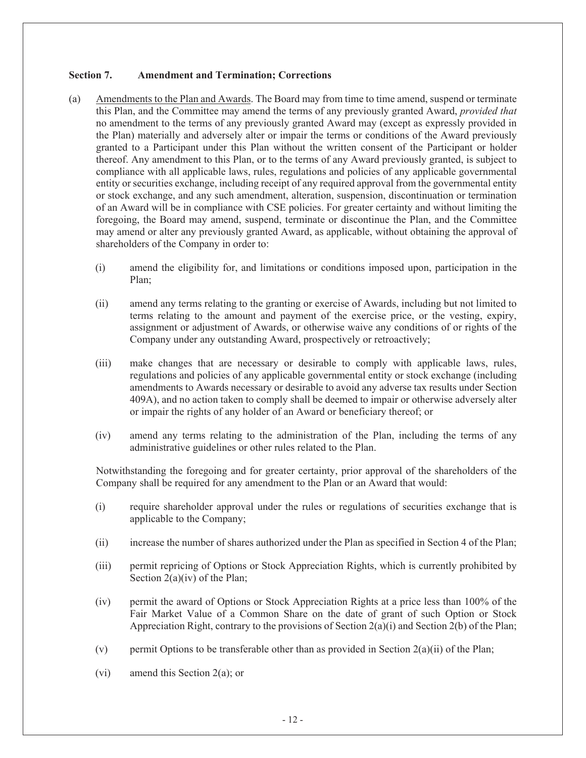### Section 7. Amendment and Termination; Corrections

(a) Amendments to the Plan and Awards. The Board may from time to time amend, suspend or terminate this Plan, and the Committee may amend the terms of any previously granted Award, *provided that* no amendment to the terms of any previously granted Award may (except as expressly provided in the Plan) materially and adversely alter or impair the terms or conditions of the Award previously granted to a Participant under this Plan without the written consent of the Participant or holder thereof. Any amendment to this Plan, or to the terms of any Award previously granted, is subject to compliance with all applicable laws, rules, regulations and policies of any applicable governmental entity or securities exchange, including receipt of any required approval from the governmental entity or stock exchange, and any such amendment, alteration, suspension, discontinuation or termination of an Award will be in compliance with CSE policies. For greater certainty and without limiting the foregoing, the Board may amend, suspend, terminate or discontinue the Plan, and the Committee may amend or alter any previously granted Award, as applicable, without obtaining the approval of shareholders of the Company in order to:

   (i) amend the eligibility for, and limitations or conditions imposed upon, participation in the Plan;

   (ii) amend any terms relating to the granting or exercise of Awards, including but not limited to terms relating to the amount and payment of the exercise price, or the vesting, expiry, assignment or adjustment of Awards, or otherwise waive any conditions of or rights of the Company under any outstanding Award, prospectively or retroactively;

   (iii) make changes that are necessary or desirable to comply with applicable laws, rules, regulations and policies of any applicable governmental entity or stock exchange (including amendments to Awards necessary or desirable to avoid any adverse tax results under Section 409A), and no action taken to comply shall be deemed to impair or otherwise adversely alter or impair the rights of any holder of an Award or beneficiary thereof; or

   (iv) amend any terms relating to the administration of the Plan, including the terms of any administrative guidelines or other rules related to the Plan.

   Notwithstanding the foregoing and for greater certainty, prior approval of the shareholders of the Company shall be required for any amendment to the Plan or an Award that would:

   (i) require shareholder approval under the rules or regulations of securities exchange that is applicable to the Company;

   (ii) increase the number of shares authorized under the Plan as specified in Section 4 of the Plan;

   (iii) permit repricing of Options or Stock Appreciation Rights, which is currently prohibited by Section 2(a)(iv) of the Plan;

   (iv) permit the award of Options or Stock Appreciation Rights at a price less than 100% of the Fair Market Value of a Common Share on the date of grant of such Option or Stock Appreciation Right, contrary to the provisions of Section 2(a)(i) and Section 2(b) of the Plan;

   (v) permit Options to be transferable other than as provided in Section 2(a)(ii) of the Plan;

   (vi) amend this Section 2(a); or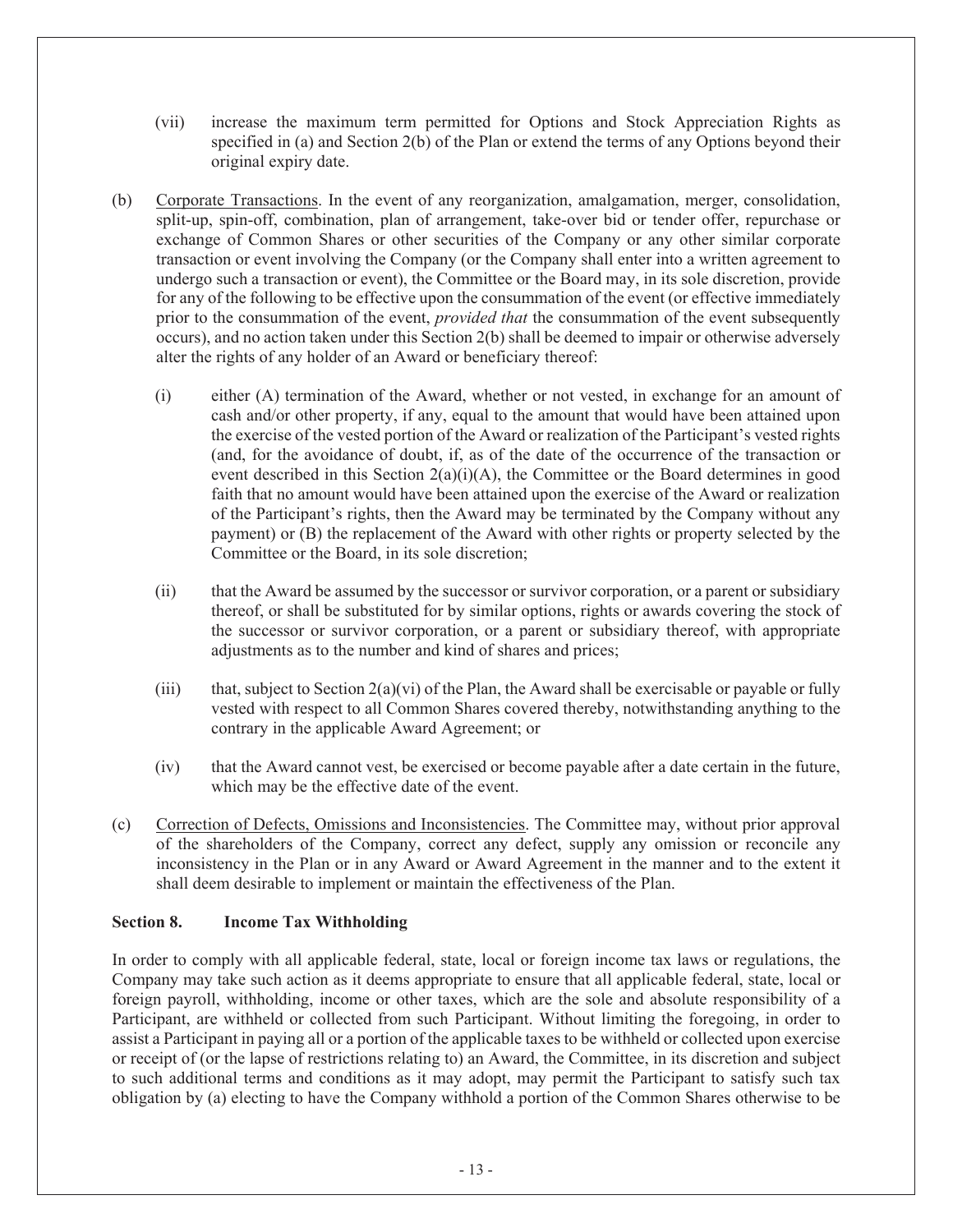(vii) increase the maximum term permitted for Options and Stock Appreciation Rights as specified in (a) and Section 2(b) of the Plan or extend the terms of any Options beyond their original expiry date.

(b) Corporate Transactions. In the event of any reorganization, amalgamation, merger, consolidation, split-up, spin-off, combination, plan of arrangement, take-over bid or tender offer, repurchase or exchange of Common Shares or other securities of the Company or any other similar corporate transaction or event involving the Company (or the Company shall enter into a written agreement to undergo such a transaction or event), the Committee or the Board may, in its sole discretion, provide for any of the following to be effective upon the consummation of the event (or effective immediately prior to the consummation of the event, *provided that* the consummation of the event subsequently occurs), and no action taken under this Section 2(b) shall be deemed to impair or otherwise adversely alter the rights of any holder of an Award or beneficiary thereof:

(i) either (A) termination of the Award, whether or not vested, in exchange for an amount of cash and/or other property, if any, equal to the amount that would have been attained upon the exercise of the vested portion of the Award or realization of the Participant's vested rights (and, for the avoidance of doubt, if, as of the date of the occurrence of the transaction or event described in this Section 2(a)(i)(A), the Committee or the Board determines in good faith that no amount would have been attained upon the exercise of the Award or realization of the Participant's rights, then the Award may be terminated by the Company without any payment) or (B) the replacement of the Award with other rights or property selected by the Committee or the Board, in its sole discretion;

(ii) that the Award be assumed by the successor or survivor corporation, or a parent or subsidiary thereof, or shall be substituted for by similar options, rights or awards covering the stock of the successor or survivor corporation, or a parent or subsidiary thereof, with appropriate adjustments as to the number and kind of shares and prices;

(iii) that, subject to Section 2(a)(vi) of the Plan, the Award shall be exercisable or payable or fully vested with respect to all Common Shares covered thereby, notwithstanding anything to the contrary in the applicable Award Agreement; or

(iv) that the Award cannot vest, be exercised or become payable after a date certain in the future, which may be the effective date of the event.

(c) Correction of Defects, Omissions and Inconsistencies. The Committee may, without prior approval of the shareholders of the Company, correct any defect, supply any omission or reconcile any inconsistency in the Plan or in any Award or Award Agreement in the manner and to the extent it shall deem desirable to implement or maintain the effectiveness of the Plan.

### Section 8. Income Tax Withholding

In order to comply with all applicable federal, state, local or foreign income tax laws or regulations, the Company may take such action as it deems appropriate to ensure that all applicable federal, state, local or foreign payroll, withholding, income or other taxes, which are the sole and absolute responsibility of a Participant, are withheld or collected from such Participant. Without limiting the foregoing, in order to assist a Participant in paying all or a portion of the applicable taxes to be withheld or collected upon exercise or receipt of (or the lapse of restrictions relating to) an Award, the Committee, in its discretion and subject to such additional terms and conditions as it may adopt, may permit the Participant to satisfy such tax obligation by (a) electing to have the Company withhold a portion of the Common Shares otherwise to be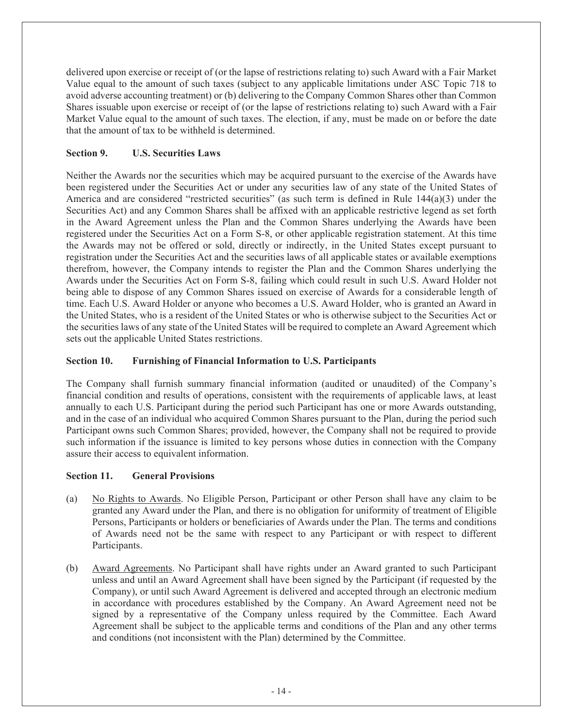delivered upon exercise or receipt of (or the lapse of restrictions relating to) such Award with a Fair Market Value equal to the amount of such taxes (subject to any applicable limitations under ASC Topic 718 to avoid adverse accounting treatment) or (b) delivering to the Company Common Shares other than Common Shares issuable upon exercise or receipt of (or the lapse of restrictions relating to) such Award with a Fair Market Value equal to the amount of such taxes. The election, if any, must be made on or before the date that the amount of tax to be withheld is determined.

**Section 9. U.S. Securities Laws**

Neither the Awards nor the securities which may be acquired pursuant to the exercise of the Awards have been registered under the Securities Act or under any securities law of any state of the United States of America and are considered "restricted securities" (as such term is defined in Rule 144(a)(3) under the Securities Act) and any Common Shares shall be affixed with an applicable restrictive legend as set forth in the Award Agreement unless the Plan and the Common Shares underlying the Awards have been registered under the Securities Act on a Form S-8, or other applicable registration statement. At this time the Awards may not be offered or sold, directly or indirectly, in the United States except pursuant to registration under the Securities Act and the securities laws of all applicable states or available exemptions therefrom, however, the Company intends to register the Plan and the Common Shares underlying the Awards under the Securities Act on Form S-8, failing which could result in such U.S. Award Holder not being able to dispose of any Common Shares issued on exercise of Awards for a considerable length of time. Each U.S. Award Holder or anyone who becomes a U.S. Award Holder, who is granted an Award in the United States, who is a resident of the United States or who is otherwise subject to the Securities Act or the securities laws of any state of the United States will be required to complete an Award Agreement which sets out the applicable United States restrictions.

**Section 10. Furnishing of Financial Information to U.S. Participants**

The Company shall furnish summary financial information (audited or unaudited) of the Company's financial condition and results of operations, consistent with the requirements of applicable laws, at least annually to each U.S. Participant during the period such Participant has one or more Awards outstanding, and in the case of an individual who acquired Common Shares pursuant to the Plan, during the period such Participant owns such Common Shares; provided, however, the Company shall not be required to provide such information if the issuance is limited to key persons whose duties in connection with the Company assure their access to equivalent information.

**Section 11. General Provisions**

(a) No Rights to Awards. No Eligible Person, Participant or other Person shall have any claim to be granted any Award under the Plan, and there is no obligation for uniformity of treatment of Eligible Persons, Participants or holders or beneficiaries of Awards under the Plan. The terms and conditions of Awards need not be the same with respect to any Participant or with respect to different Participants.

(b) Award Agreements. No Participant shall have rights under an Award granted to such Participant unless and until an Award Agreement shall have been signed by the Participant (if requested by the Company), or until such Award Agreement is delivered and accepted through an electronic medium in accordance with procedures established by the Company. An Award Agreement need not be signed by a representative of the Company unless required by the Committee. Each Award Agreement shall be subject to the applicable terms and conditions of the Plan and any other terms and conditions (not inconsistent with the Plan) determined by the Committee.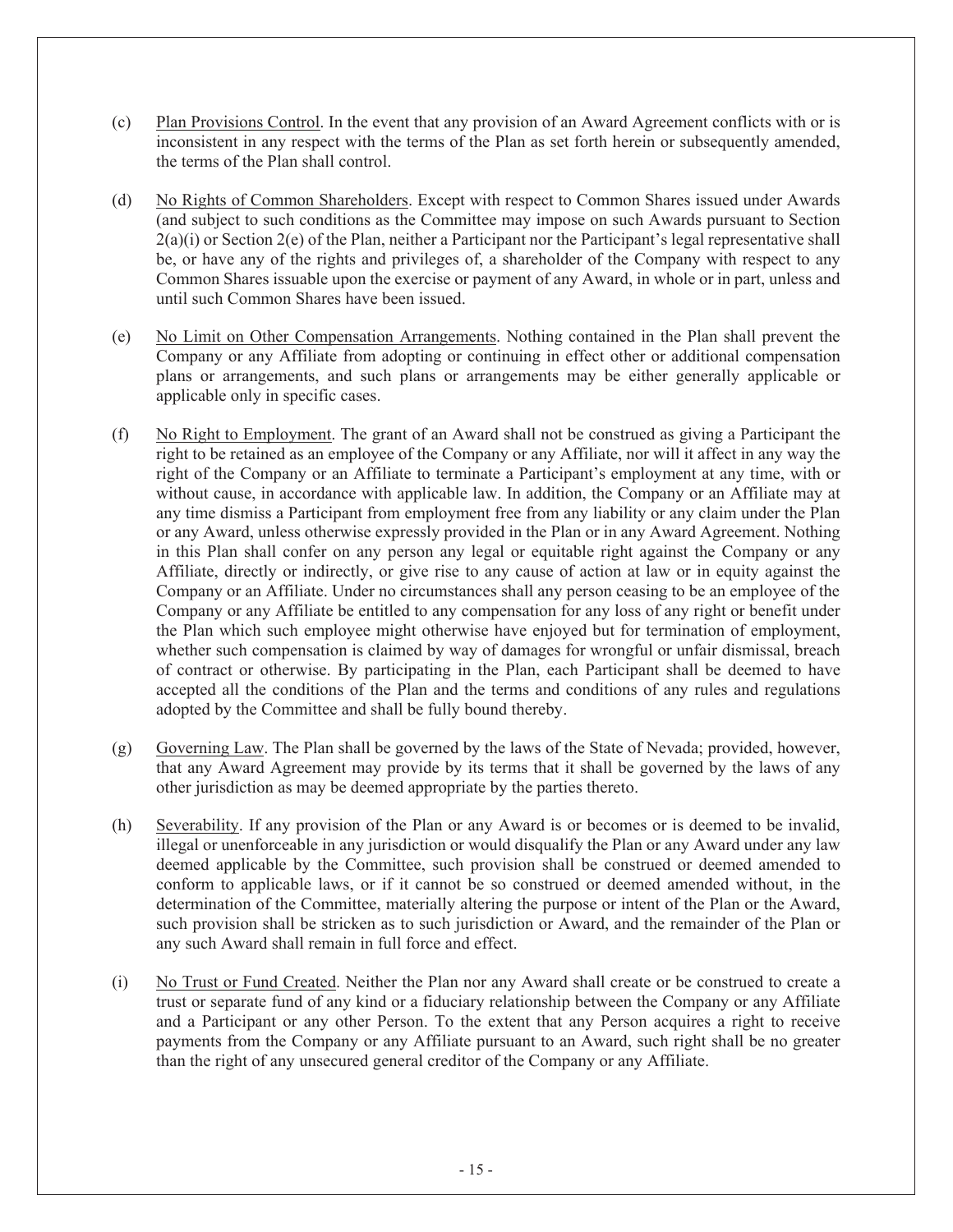(c) Plan Provisions Control. In the event that any provision of an Award Agreement conflicts with or is inconsistent in any respect with the terms of the Plan as set forth herein or subsequently amended, the terms of the Plan shall control.

(d) No Rights of Common Shareholders. Except with respect to Common Shares issued under Awards (and subject to such conditions as the Committee may impose on such Awards pursuant to Section 2(a)(i) or Section 2(e) of the Plan, neither a Participant nor the Participant's legal representative shall be, or have any of the rights and privileges of, a shareholder of the Company with respect to any Common Shares issuable upon the exercise or payment of any Award, in whole or in part, unless and until such Common Shares have been issued.

(e) No Limit on Other Compensation Arrangements. Nothing contained in the Plan shall prevent the Company or any Affiliate from adopting or continuing in effect other or additional compensation plans or arrangements, and such plans or arrangements may be either generally applicable or applicable only in specific cases.

(f) No Right to Employment. The grant of an Award shall not be construed as giving a Participant the right to be retained as an employee of the Company or any Affiliate, nor will it affect in any way the right of the Company or an Affiliate to terminate a Participant's employment at any time, with or without cause, in accordance with applicable law. In addition, the Company or an Affiliate may at any time dismiss a Participant from employment free from any liability or any claim under the Plan or any Award, unless otherwise expressly provided in the Plan or in any Award Agreement. Nothing in this Plan shall confer on any person any legal or equitable right against the Company or any Affiliate, directly or indirectly, or give rise to any cause of action at law or in equity against the Company or an Affiliate. Under no circumstances shall any person ceasing to be an employee of the Company or any Affiliate be entitled to any compensation for any loss of any right or benefit under the Plan which such employee might otherwise have enjoyed but for termination of employment, whether such compensation is claimed by way of damages for wrongful or unfair dismissal, breach of contract or otherwise. By participating in the Plan, each Participant shall be deemed to have accepted all the conditions of the Plan and the terms and conditions of any rules and regulations adopted by the Committee and shall be fully bound thereby.

(g) Governing Law. The Plan shall be governed by the laws of the State of Nevada; provided, however, that any Award Agreement may provide by its terms that it shall be governed by the laws of any other jurisdiction as may be deemed appropriate by the parties thereto.

(h) Severability. If any provision of the Plan or any Award is or becomes or is deemed to be invalid, illegal or unenforceable in any jurisdiction or would disqualify the Plan or any Award under any law deemed applicable by the Committee, such provision shall be construed or deemed amended to conform to applicable laws, or if it cannot be so construed or deemed amended without, in the determination of the Committee, materially altering the purpose or intent of the Plan or the Award, such provision shall be stricken as to such jurisdiction or Award, and the remainder of the Plan or any such Award shall remain in full force and effect.

(i) No Trust or Fund Created. Neither the Plan nor any Award shall create or be construed to create a trust or separate fund of any kind or a fiduciary relationship between the Company or any Affiliate and a Participant or any other Person. To the extent that any Person acquires a right to receive payments from the Company or any Affiliate pursuant to an Award, such right shall be no greater than the right of any unsecured general creditor of the Company or any Affiliate.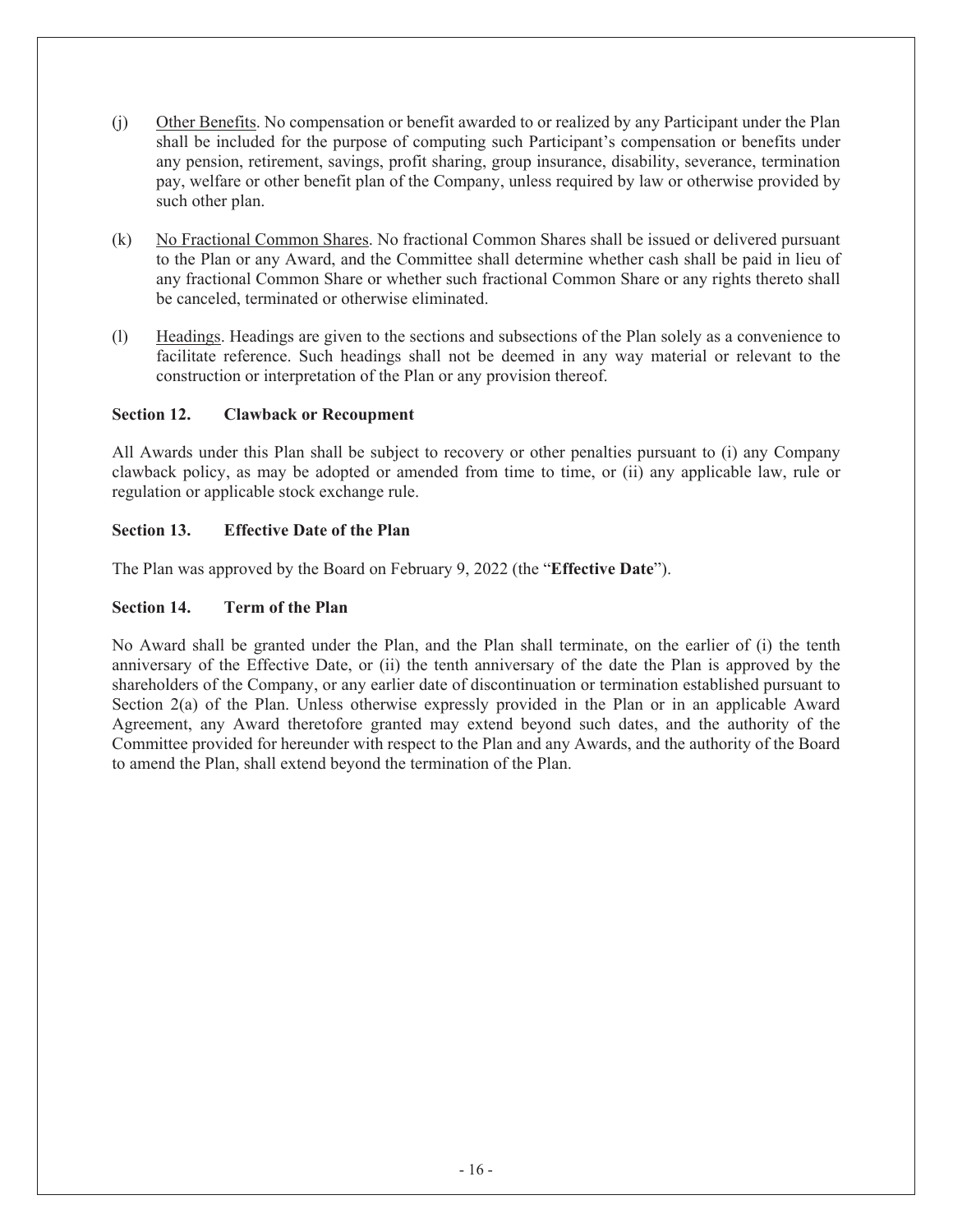(j) Other Benefits. No compensation or benefit awarded to or realized by any Participant under the Plan shall be included for the purpose of computing such Participant's compensation or benefits under any pension, retirement, savings, profit sharing, group insurance, disability, severance, termination pay, welfare or other benefit plan of the Company, unless required by law or otherwise provided by such other plan.

(k) No Fractional Common Shares. No fractional Common Shares shall be issued or delivered pursuant to the Plan or any Award, and the Committee shall determine whether cash shall be paid in lieu of any fractional Common Share or whether such fractional Common Share or any rights thereto shall be canceled, terminated or otherwise eliminated.

(l) Headings. Headings are given to the sections and subsections of the Plan solely as a convenience to facilitate reference. Such headings shall not be deemed in any way material or relevant to the construction or interpretation of the Plan or any provision thereof.

**Section 12. Clawback or Recoupment**

All Awards under this Plan shall be subject to recovery or other penalties pursuant to (i) any Company clawback policy, as may be adopted or amended from time to time, or (ii) any applicable law, rule or regulation or applicable stock exchange rule.

**Section 13. Effective Date of the Plan**

The Plan was approved by the Board on February 9, 2022 (the "**Effective Date**").

**Section 14. Term of the Plan**

No Award shall be granted under the Plan, and the Plan shall terminate, on the earlier of (i) the tenth anniversary of the Effective Date, or (ii) the tenth anniversary of the date the Plan is approved by the shareholders of the Company, or any earlier date of discontinuation or termination established pursuant to Section 2(a) of the Plan. Unless otherwise expressly provided in the Plan or in an applicable Award Agreement, any Award theretofore granted may extend beyond such dates, and the authority of the Committee provided for hereunder with respect to the Plan and any Awards, and the authority of the Board to amend the Plan, shall extend beyond the termination of the Plan.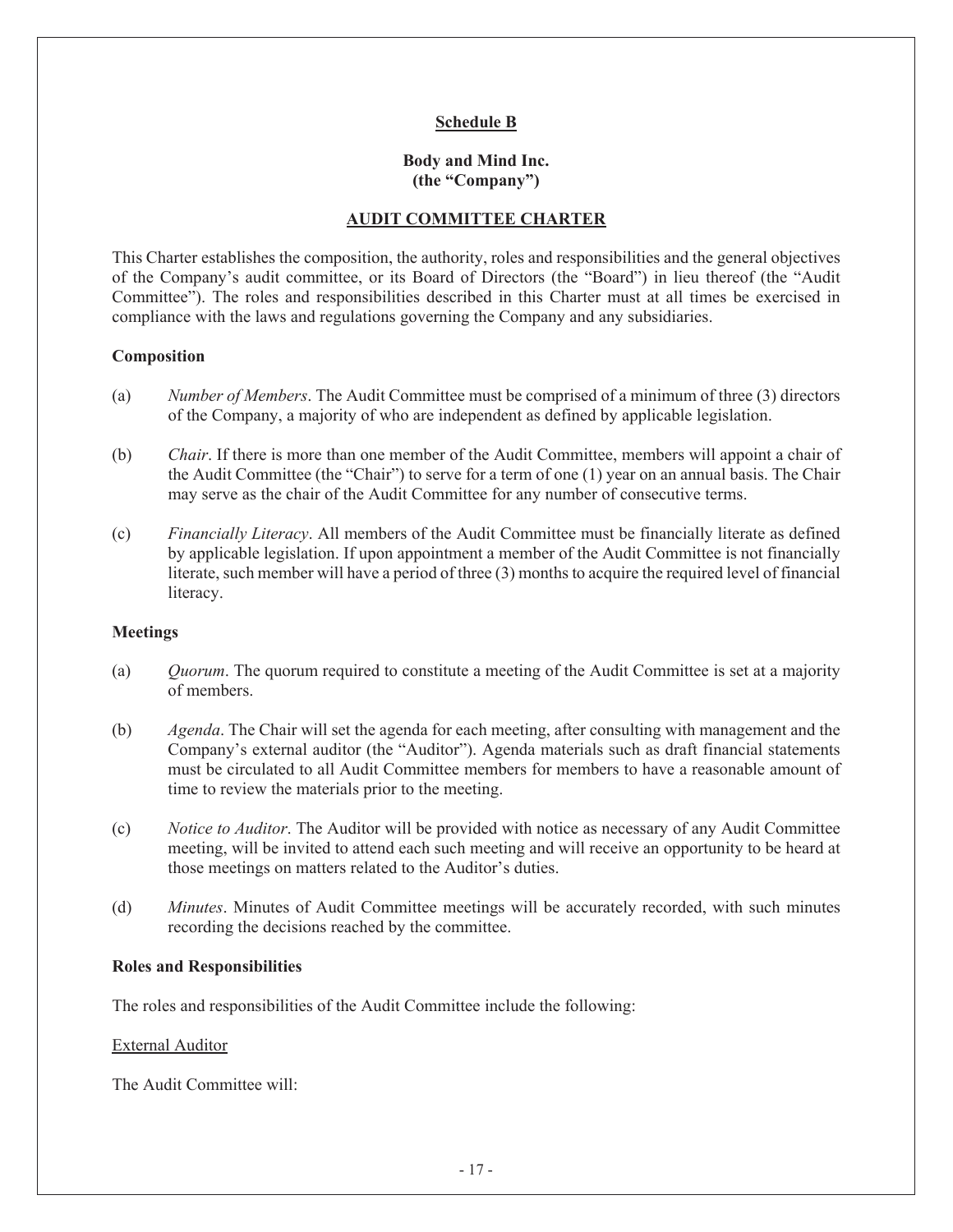**Schedule B**

**Body and Mind Inc.**
**(the "Company")**

**AUDIT COMMITTEE CHARTER**

This Charter establishes the composition, the authority, roles and responsibilities and the general objectives of the Company's audit committee, or its Board of Directors (the "Board") in lieu thereof (the "Audit Committee"). The roles and responsibilities described in this Charter must at all times be exercised in compliance with the laws and regulations governing the Company and any subsidiaries.

**Composition**

(a) *Number of Members*. The Audit Committee must be comprised of a minimum of three (3) directors of the Company, a majority of who are independent as defined by applicable legislation.

(b) *Chair*. If there is more than one member of the Audit Committee, members will appoint a chair of the Audit Committee (the "Chair") to serve for a term of one (1) year on an annual basis. The Chair may serve as the chair of the Audit Committee for any number of consecutive terms.

(c) *Financially Literacy*. All members of the Audit Committee must be financially literate as defined by applicable legislation. If upon appointment a member of the Audit Committee is not financially literate, such member will have a period of three (3) months to acquire the required level of financial literacy.

**Meetings**

(a) *Quorum*. The quorum required to constitute a meeting of the Audit Committee is set at a majority of members.

(b) *Agenda*. The Chair will set the agenda for each meeting, after consulting with management and the Company's external auditor (the "Auditor"). Agenda materials such as draft financial statements must be circulated to all Audit Committee members for members to have a reasonable amount of time to review the materials prior to the meeting.

(c) *Notice to Auditor*. The Auditor will be provided with notice as necessary of any Audit Committee meeting, will be invited to attend each such meeting and will receive an opportunity to be heard at those meetings on matters related to the Auditor's duties.

(d) *Minutes*. Minutes of Audit Committee meetings will be accurately recorded, with such minutes recording the decisions reached by the committee.

**Roles and Responsibilities**

The roles and responsibilities of the Audit Committee include the following:

External Auditor

The Audit Committee will: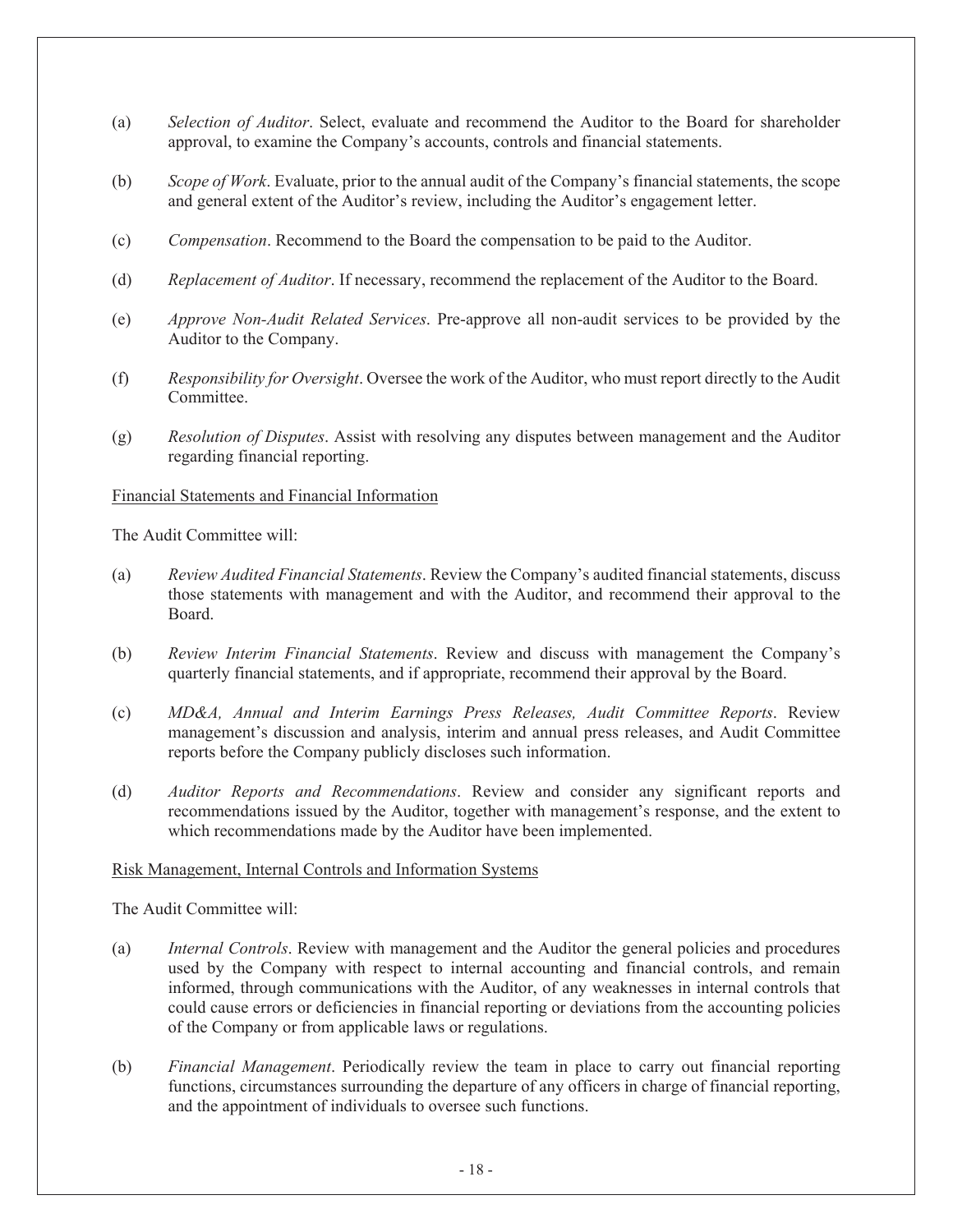(a) *Selection of Auditor*. Select, evaluate and recommend the Auditor to the Board for shareholder approval, to examine the Company's accounts, controls and financial statements.

(b) *Scope of Work*. Evaluate, prior to the annual audit of the Company's financial statements, the scope and general extent of the Auditor's review, including the Auditor's engagement letter.

(c) *Compensation*. Recommend to the Board the compensation to be paid to the Auditor.

(d) *Replacement of Auditor*. If necessary, recommend the replacement of the Auditor to the Board.

(e) *Approve Non-Audit Related Services*. Pre-approve all non-audit services to be provided by the Auditor to the Company.

(f) *Responsibility for Oversight*. Oversee the work of the Auditor, who must report directly to the Audit Committee.

(g) *Resolution of Disputes*. Assist with resolving any disputes between management and the Auditor regarding financial reporting.

<u>Financial Statements and Financial Information</u>

The Audit Committee will:

(a) *Review Audited Financial Statements*. Review the Company's audited financial statements, discuss those statements with management and with the Auditor, and recommend their approval to the Board.

(b) *Review Interim Financial Statements*. Review and discuss with management the Company's quarterly financial statements, and if appropriate, recommend their approval by the Board.

(c) *MD&A, Annual and Interim Earnings Press Releases, Audit Committee Reports*. Review management's discussion and analysis, interim and annual press releases, and Audit Committee reports before the Company publicly discloses such information.

(d) *Auditor Reports and Recommendations*. Review and consider any significant reports and recommendations issued by the Auditor, together with management's response, and the extent to which recommendations made by the Auditor have been implemented.

<u>Risk Management, Internal Controls and Information Systems</u>

The Audit Committee will:

(a) *Internal Controls*. Review with management and the Auditor the general policies and procedures used by the Company with respect to internal accounting and financial controls, and remain informed, through communications with the Auditor, of any weaknesses in internal controls that could cause errors or deficiencies in financial reporting or deviations from the accounting policies of the Company or from applicable laws or regulations.

(b) *Financial Management*. Periodically review the team in place to carry out financial reporting functions, circumstances surrounding the departure of any officers in charge of financial reporting, and the appointment of individuals to oversee such functions.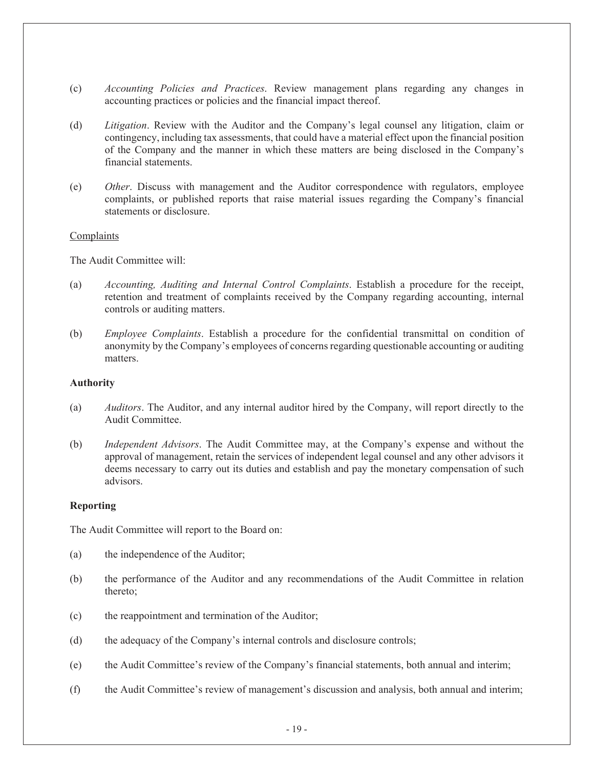(c) *Accounting Policies and Practices*. Review management plans regarding any changes in accounting practices or policies and the financial impact thereof.

(d) *Litigation*. Review with the Auditor and the Company's legal counsel any litigation, claim or contingency, including tax assessments, that could have a material effect upon the financial position of the Company and the manner in which these matters are being disclosed in the Company's financial statements.

(e) *Other*. Discuss with management and the Auditor correspondence with regulators, employee complaints, or published reports that raise material issues regarding the Company's financial statements or disclosure.

Complaints

The Audit Committee will:

(a) *Accounting, Auditing and Internal Control Complaints*. Establish a procedure for the receipt, retention and treatment of complaints received by the Company regarding accounting, internal controls or auditing matters.

(b) *Employee Complaints*. Establish a procedure for the confidential transmittal on condition of anonymity by the Company's employees of concerns regarding questionable accounting or auditing matters.

**Authority**

(a) *Auditors*. The Auditor, and any internal auditor hired by the Company, will report directly to the Audit Committee.

(b) *Independent Advisors*. The Audit Committee may, at the Company's expense and without the approval of management, retain the services of independent legal counsel and any other advisors it deems necessary to carry out its duties and establish and pay the monetary compensation of such advisors.

**Reporting**

The Audit Committee will report to the Board on:

(a) the independence of the Auditor;

(b) the performance of the Auditor and any recommendations of the Audit Committee in relation thereto;

(c) the reappointment and termination of the Auditor;

(d) the adequacy of the Company's internal controls and disclosure controls;

(e) the Audit Committee's review of the Company's financial statements, both annual and interim;

(f) the Audit Committee's review of management's discussion and analysis, both annual and interim;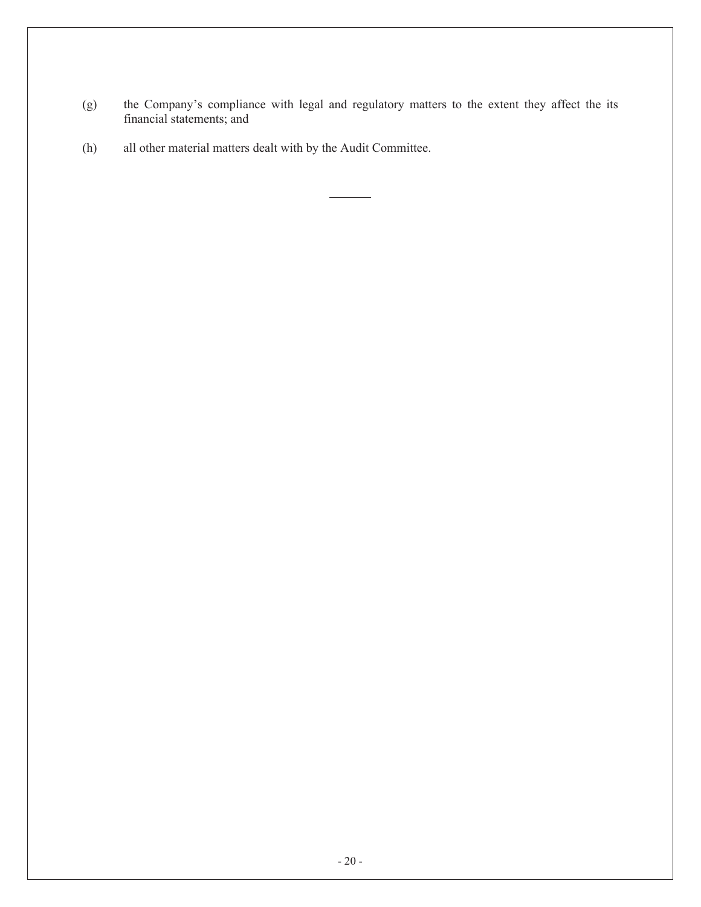(g) the Company's compliance with legal and regulatory matters to the extent they affect the its financial statements; and

(h) all other material matters dealt with by the Audit Committee.

---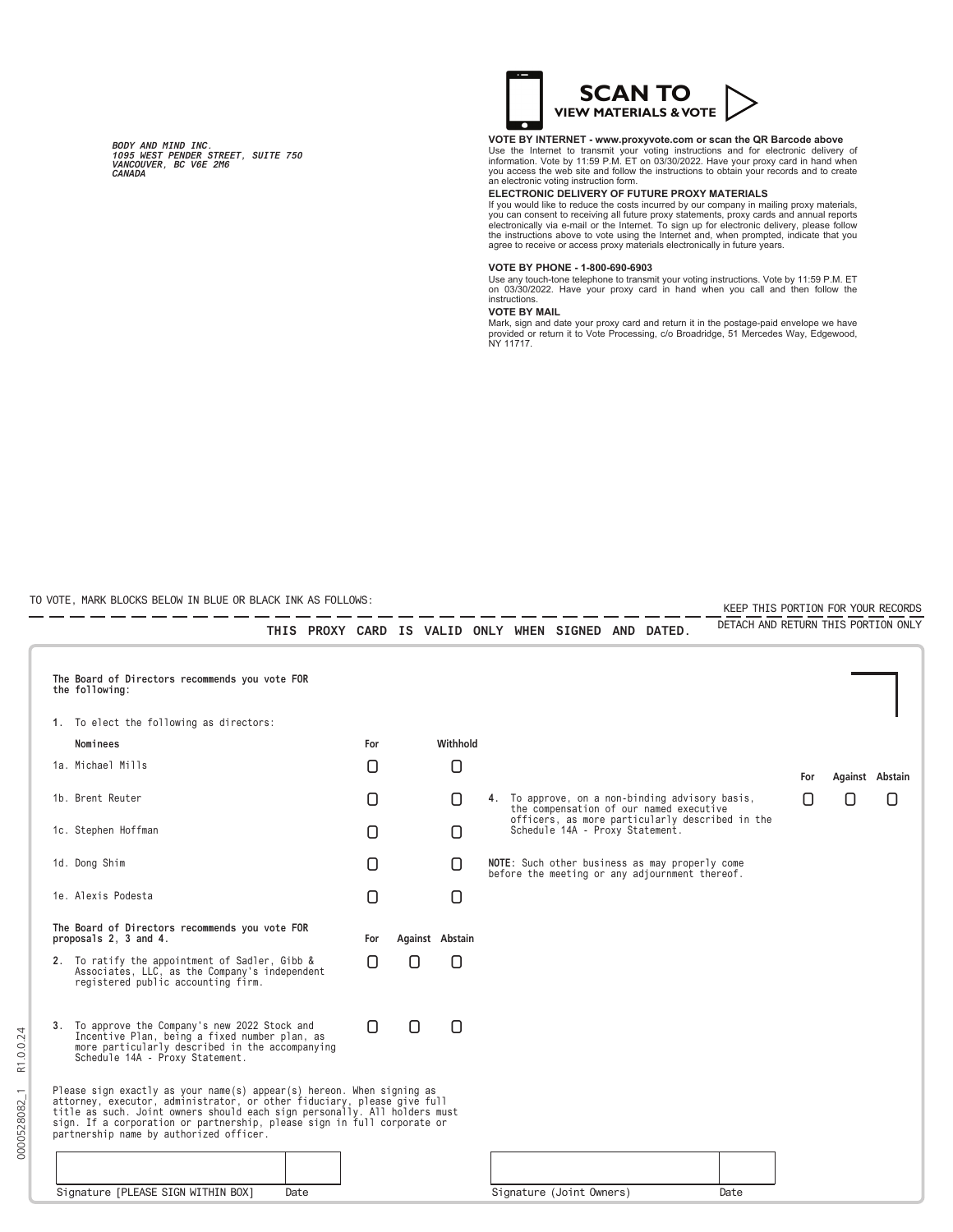BODY AND MIND INC.
1095 WEST PENDER STREET, SUITE 750
VANCOUVER, BC V6E 2M6
CANADA

**SCAN TO VIEW MATERIALS & VOTE**

**VOTE BY INTERNET - www.proxyvote.com or scan the QR Barcode above**
Use the Internet to transmit your voting instructions and for electronic delivery of information. Vote by 11:59 P.M. ET on 03/30/2022. Have your proxy card in hand when you access the web site and follow the instructions to obtain your records and to create an electronic voting instruction form.

**ELECTRONIC DELIVERY OF FUTURE PROXY MATERIALS**
If you would like to reduce the costs incurred by our company in mailing proxy materials, you can consent to receiving all future proxy statements, proxy cards and annual reports electronically via e-mail or the Internet. To sign up for electronic delivery, please follow the instructions above to vote using the Internet and, when prompted, indicate that you agree to receive or access proxy materials electronically in future years.

**VOTE BY PHONE - 1-800-690-6903**
Use any touch-tone telephone to transmit your voting instructions. Vote by 11:59 P.M. ET on 03/30/2022. Have your proxy card in hand when you call and then follow the instructions.

**VOTE BY MAIL**
Mark, sign and date your proxy card and return it in the postage-paid envelope we have provided or return it to Vote Processing, c/o Broadridge, 51 Mercedes Way, Edgewood, NY 11717.

TO VOTE, MARK BLOCKS BELOW IN BLUE OR BLACK INK AS FOLLOWS:

KEEP THIS PORTION FOR YOUR RECORDS

**THIS PROXY CARD IS VALID ONLY WHEN SIGNED AND DATED.**

DETACH AND RETURN THIS PORTION ONLY

**The Board of Directors recommends you vote FOR the following:**

1. To elect the following as directors:

| Nominees | For | Withhold |
|---|---|---|
| 1a. Michael Mills | ☐ | ☐ |
| 1b. Brent Reuter | ☐ | ☐ |
| 1c. Stephen Hoffman | ☐ | ☐ |
| 1d. Dong Shim | ☐ | ☐ |
| 1e. Alexis Podesta | ☐ | ☐ |

**The Board of Directors recommends you vote FOR proposals 2, 3 and 4.**

| | For | Against | Abstain |
|---|---|---|---|
| 2. To ratify the appointment of Sadler, Gibb & Associates, LLC, as the Company's independent registered public accounting firm. | ☐ | ☐ | ☐ |
| 3. To approve the Company's new 2022 Stock and Incentive Plan, being a fixed number plan, as more particularly described in the accompanying Schedule 14A - Proxy Statement. | ☐ | ☐ | ☐ |
| 4. To approve, on a non-binding advisory basis, the compensation of our named executive officers, as more particularly described in the Schedule 14A - Proxy Statement. | ☐ | ☐ | ☐ |

**NOTE:** Such other business as may properly come before the meeting or any adjournment thereof.

Please sign exactly as your name(s) appear(s) hereon. When signing as attorney, executor, administrator, or other fiduciary, please give full title as such. Joint owners should each sign personally. All holders must sign. If a corporation or partnership, please sign in full corporate or partnership name by authorized officer.

| Signature [PLEASE SIGN WITHIN BOX] | Date | Signature (Joint Owners) | Date |
|---|---|---|---|
| | | | |

0000528082_1 R1.0.0.24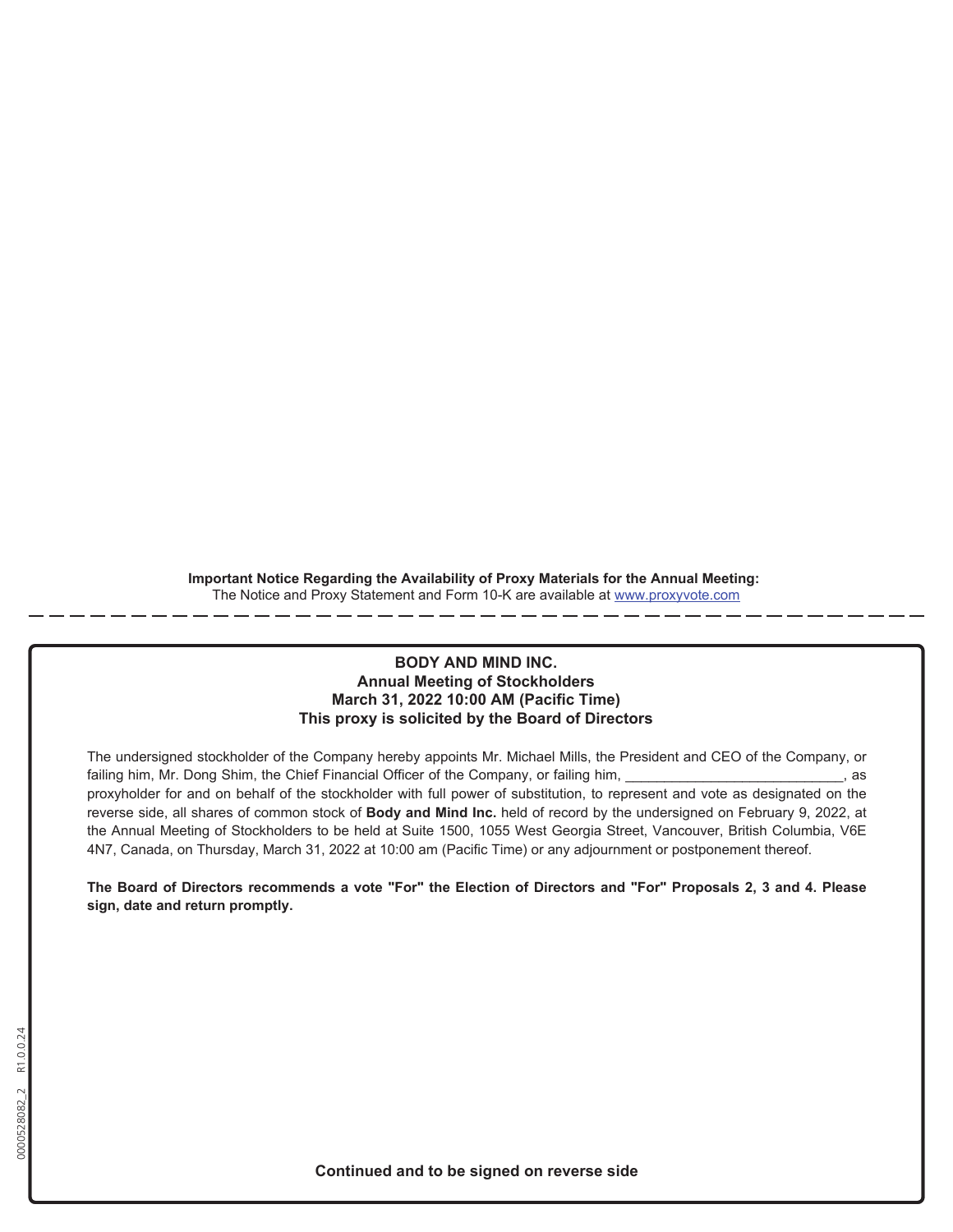**Important Notice Regarding the Availability of Proxy Materials for the Annual Meeting:**
The Notice and Proxy Statement and Form 10-K are available at www.proxyvote.com

**BODY AND MIND INC.**
**Annual Meeting of Stockholders**
**March 31, 2022 10:00 AM (Pacific Time)**
**This proxy is solicited by the Board of Directors**

The undersigned stockholder of the Company hereby appoints Mr. Michael Mills, the President and CEO of the Company, or failing him, Mr. Dong Shim, the Chief Financial Officer of the Company, or failing him, ____________________________, as proxyholder for and on behalf of the stockholder with full power of substitution, to represent and vote as designated on the reverse side, all shares of common stock of **Body and Mind Inc.** held of record by the undersigned on February 9, 2022, at the Annual Meeting of Stockholders to be held at Suite 1500, 1055 West Georgia Street, Vancouver, British Columbia, V6E 4N7, Canada, on Thursday, March 31, 2022 at 10:00 am (Pacific Time) or any adjournment or postponement thereof.

**The Board of Directors recommends a vote "For" the Election of Directors and "For" Proposals 2, 3 and 4. Please sign, date and return promptly.**

**Continued and to be signed on reverse side**

0000528082_2 R1.0.0.24